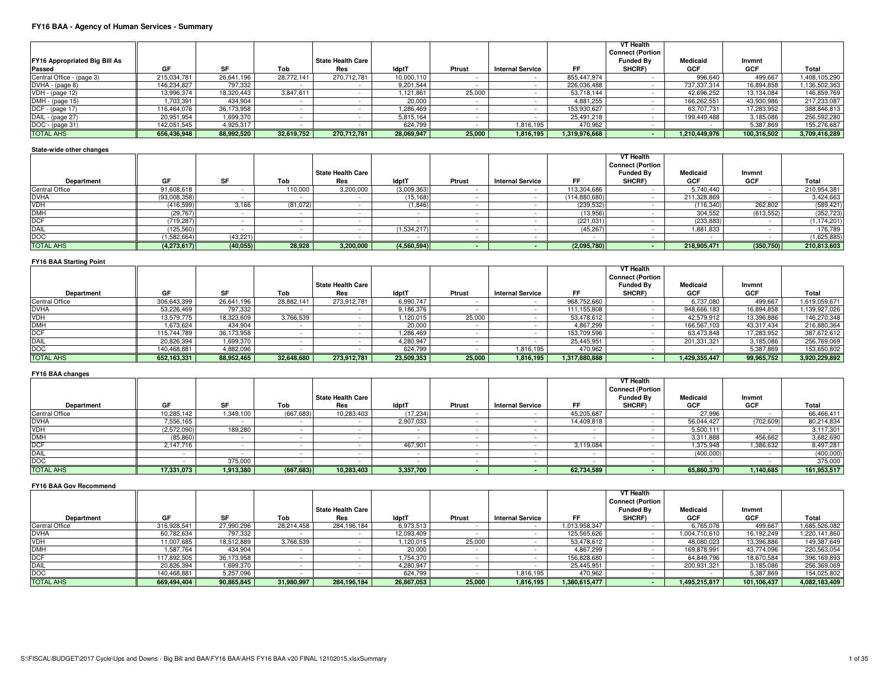## FY16 BAA - Agency of Human Services - Summary

| FY16 Appropriated Big Bill As Passed | GF | SF | Tob | State Health Care Res | IdptT | Ptrust | Internal Service | FF | VT Health Connect (Portion Funded By SHCRF) | Medicaid GCF | Invmnt GCF | Total |
|---|---|---|---|---|---|---|---|---|---|---|---|---|
| Central Office - (page 3) | 215,034,781 | 26,641,196 | 28,772,141 | 270,712,781 | 10,000,110 | - | - | 855,447,974 | - | 996,640 | 499,667 | 1,408,105,290 |
| DVHA - (page 8) | 146,234,827 | 797,332 | - | - | 9,201,544 | - | - | 226,036,488 | - | 737,337,314 | 16,894,858 | 1,136,502,363 |
| VDH - (page 12) | 13,996,374 | 18,320,443 | 3,847,611 | - | 1,121,861 | 25,000 | - | 53,718,144 | - | 42,696,252 | 13,134,084 | 146,859,769 |
| DMH - (page 15) | 1,703,391 | 434,904 | - | - | 20,000 | - | - | 4,881,255 | - | 166,262,551 | 43,930,986 | 217,233,087 |
| DCF - (page 17) | 116,464,076 | 36,173,958 | - | - | 1,286,469 | - | - | 153,930,627 | - | 63,707,731 | 17,283,952 | 388,846,813 |
| DAIL - (page 27) | 20,951,954 | 1,699,370 | - | - | 5,815,164 | - | - | 25,491,218 | - | 199,449,488 | 3,185,086 | 256,592,280 |
| DOC - (page 31) | 142,051,545 | 4,925,317 | - | - | 624,799 | - | 1,816,195 | 470,962 | - | - | 5,387,869 | 155,276,687 |
| TOTAL AHS | 656,436,948 | 88,992,520 | 32,619,752 | 270,712,781 | 28,069,947 | 25,000 | 1,816,195 | 1,319,976,668 | - | 1,210,449,976 | 100,316,502 | 3,709,416,289 |

### State-wide other changes

| Department | GF | SF | Tob | State Health Care Res | IdptT | Ptrust | Internal Service | FF | VT Health Connect (Portion Funded By SHCRF) | Medicaid GCF | Invmnt GCF | Total |
|---|---|---|---|---|---|---|---|---|---|---|---|---|
| Central Office | 91,608,618 | - | 110,000 | 3,200,000 | (3,009,363) | - | - | 113,304,686 | - | 5,740,440 | - | 210,954,381 |
| DVHA | (93,008,358) | - | - | - | (15,168) | - | - | (114,880,680) | - | 211,328,869 | - | 3,424,663 |
| VDH | (416,599) | 3,166 | (81,072) | - | (1,846) | - | - | (239,532) | - | (116,340) | 262,802 | (589,421) |
| DMH | (29,767) | - | - | - | - | - | - | (13,956) | - | 304,552 | (613,552) | (352,723) |
| DCF | (719,287) | - | - | - | - | - | - | (221,031) | - | (233,883) | - | (1,174,201) |
| DAIL | (125,560) | - | - | - | (1,534,217) | - | - | (45,267) | - | 1,881,833 | - | 176,789 |
| DOC | (1,582,664) | (43,221) | - | - | - | - | - | - | - | - | - | (1,625,885) |
| TOTAL AHS | (4,273,617) | (40,055) | 28,928 | 3,200,000 | (4,560,594) | - | - | (2,095,780) | - | 218,905,471 | (350,750) | 210,813,603 |

### FY16 BAA Starting Point

| Department | GF | SF | Tob | State Health Care Res | IdptT | Ptrust | Internal Service | FF | VT Health Connect (Portion Funded By SHCRF) | Medicaid GCF | Invmnt GCF | Total |
|---|---|---|---|---|---|---|---|---|---|---|---|---|
| Central Office | 306,643,399 | 26,641,196 | 28,882,141 | 273,912,781 | 6,990,747 | - | - | 968,752,660 | - | 6,737,080 | 499,667 | 1,619,059,671 |
| DVHA | 53,226,469 | 797,332 | - | - | 9,186,376 | - | - | 111,155,808 | - | 948,666,183 | 16,894,858 | 1,139,927,026 |
| VDH | 13,579,775 | 18,323,609 | 3,766,539 | - | 1,120,015 | 25,000 | - | 53,478,612 | - | 42,579,912 | 13,396,886 | 146,270,348 |
| DMH | 1,673,624 | 434,904 | - | - | 20,000 | - | - | 4,867,299 | - | 166,567,103 | 43,317,434 | 216,880,364 |
| DCF | 115,744,789 | 36,173,958 | - | - | 1,286,469 | - | - | 153,709,596 | - | 63,473,848 | 17,283,952 | 387,672,612 |
| DAIL | 20,826,394 | 1,699,370 | - | - | 4,280,947 | - | - | 25,445,951 | - | 201,331,321 | 3,185,086 | 256,769,069 |
| DOC | 140,468,881 | 4,882,096 | - | - | 624,799 | - | 1,816,195 | 470,962 | - | - | 5,387,869 | 153,650,802 |
| TOTAL AHS | 652,163,331 | 88,952,465 | 32,648,680 | 273,912,781 | 23,509,353 | 25,000 | 1,816,195 | 1,317,880,888 | - | 1,429,355,447 | 99,965,752 | 3,920,229,892 |

### FY16 BAA changes

| Department | GF | SF | Tob | State Health Care Res | IdptT | Ptrust | Internal Service | FF | VT Health Connect (Portion Funded By SHCRF) | Medicaid GCF | Invmnt GCF | Total |
|---|---|---|---|---|---|---|---|---|---|---|---|---|
| Central Office | 10,285,142 | 1,349,100 | (667,683) | 10,283,403 | (17,234) | - | - | 45,205,687 | - | 27,996 | - | 66,466,411 |
| DVHA | 7,556,165 | - | - | - | 2,907,033 | - | - | 14,409,818 | - | 56,044,427 | (702,609) | 80,214,834 |
| VDH | (2,572,090) | 189,280 | - | - | - | - | - | - | - | 5,500,111 | - | 3,117,301 |
| DMH | (85,860) | - | - | - | - | - | - | - | - | 3,311,888 | 456,662 | 3,682,690 |
| DCF | 2,147,716 | - | - | - | 467,901 | - | - | 3,119,084 | - | 1,375,948 | 1,386,632 | 8,497,281 |
| DAIL | - | - | - | - | - | - | - | - | - | (400,000) | - | (400,000) |
| DOC | - | 375,000 | - | - | - | - | - | - | - | - | - | 375,000 |
| TOTAL AHS | 17,331,073 | 1,913,380 | (667,683) | 10,283,403 | 3,357,700 | - | - | 62,734,589 | - | 65,860,370 | 1,140,685 | 161,953,517 |

### FY16 BAA Gov Recommend

| Department | GF | SF | Tob | State Health Care Res | IdptT | Ptrust | Internal Service | FF | VT Health Connect (Portion Funded By SHCRF) | Medicaid GCF | Invmnt GCF | Total |
|---|---|---|---|---|---|---|---|---|---|---|---|---|
| Central Office | 316,928,541 | 27,990,296 | 28,214,458 | 284,196,184 | 6,973,513 | - | - | 1,013,958,347 | - | 6,765,076 | 499,667 | 1,685,526,082 |
| DVHA | 60,782,634 | 797,332 | - | - | 12,093,409 | - | - | 125,565,626 | - | 1,004,710,610 | 16,192,249 | 1,220,141,860 |
| VDH | 11,007,685 | 18,512,889 | 3,766,539 | - | 1,120,015 | 25,000 | - | 53,478,612 | - | 48,080,023 | 13,396,886 | 149,387,649 |
| DMH | 1,587,764 | 434,904 | - | - | 20,000 | - | - | 4,867,299 | - | 169,878,991 | 43,774,096 | 220,563,054 |
| DCF | 117,892,505 | 36,173,958 | - | - | 1,754,370 | - | - | 156,828,680 | - | 64,849,796 | 18,670,584 | 396,169,893 |
| DAIL | 20,826,394 | 1,699,370 | - | - | 4,280,947 | - | - | 25,445,951 | - | 200,931,321 | 3,185,086 | 256,369,069 |
| DOC | 140,468,881 | 5,257,096 | - | - | 624,799 | - | 1,816,195 | 470,962 | - | - | 5,387,869 | 154,025,802 |
| TOTAL AHS | 669,494,404 | 90,865,845 | 31,980,997 | 284,196,184 | 26,867,053 | 25,000 | 1,816,195 | 1,380,615,477 | - | 1,495,215,817 | 101,106,437 | 4,082,183,409 |

S:\FISCAL\BUDGET\2017 Cycle\Ups and Downs - Big Bill and BAA\FY16 BAA\AHS FY16 BAA v20 FINAL 12102015.xlsxSummary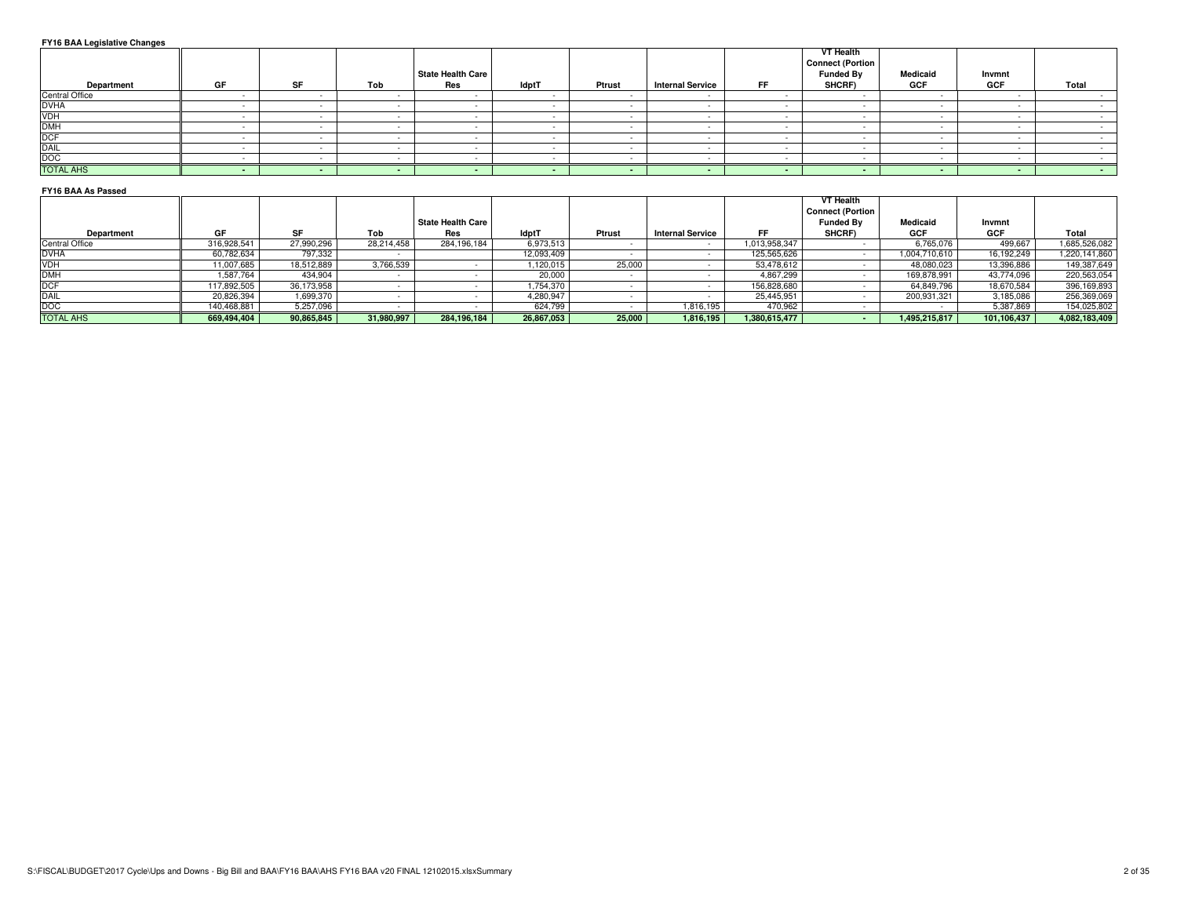**FY16 BAA Legislative Changes**

| Department | GF | SF | Tob | State Health Care Res | IdptT | Ptrust | Internal Service | FF | VT Health Connect (Portion Funded By SHCRF) | Medicaid GCF | Invmnt GCF | Total |
|---|---|---|---|---|---|---|---|---|---|---|---|---|
| Central Office | - | - | - | - | - | - | - | - | - | - | - | - |
| DVHA | - | - | - | - | - | - | - | - | - | - | - | - |
| VDH | - | - | - | - | - | - | - | - | - | - | - | - |
| DMH | - | - | - | - | - | - | - | - | - | - | - | - |
| DCF | - | - | - | - | - | - | - | - | - | - | - | - |
| DAIL | - | - | - | - | - | - | - | - | - | - | - | - |
| DOC | - | - | - | - | - | - | - | - | - | - | - | - |
| TOTAL AHS | **-** | **-** | **-** | **-** | **-** | **-** | **-** | **-** | **-** | **-** | **-** | **-** |

**FY16 BAA As Passed**

| Department | GF | SF | Tob | State Health Care Res | IdptT | Ptrust | Internal Service | FF | VT Health Connect (Portion Funded By SHCRF) | Medicaid GCF | Invmnt GCF | Total |
|---|---|---|---|---|---|---|---|---|---|---|---|---|
| Central Office | 316,928,541 | 27,990,296 | 28,214,458 | 284,196,184 | 6,973,513 | - | - | 1,013,958,347 | - | 6,765,076 | 499,667 | 1,685,526,082 |
| DVHA | 60,782,634 | 797,332 | - | | 12,093,409 | - | - | 125,565,626 | - | 1,004,710,610 | 16,192,249 | 1,220,141,860 |
| VDH | 11,007,685 | 18,512,889 | 3,766,539 | - | 1,120,015 | 25,000 | - | 53,478,612 | - | 48,080,023 | 13,396,886 | 149,387,649 |
| DMH | 1,587,764 | 434,904 | - | - | 20,000 | - | - | 4,867,299 | - | 169,878,991 | 43,774,096 | 220,563,054 |
| DCF | 117,892,505 | 36,173,958 | - | - | 1,754,370 | - | - | 156,828,680 | - | 64,849,796 | 18,670,584 | 396,169,893 |
| DAIL | 20,826,394 | 1,699,370 | - | - | 4,280,947 | - | - | 25,445,951 | - | 200,931,321 | 3,185,086 | 256,369,069 |
| DOC | 140,468,881 | 5,257,096 | - | - | 624,799 | - | 1,816,195 | 470,962 | - | - | 5,387,869 | 154,025,802 |
| TOTAL AHS | **669,494,404** | **90,865,845** | **31,980,997** | **284,196,184** | **26,867,053** | **25,000** | **1,816,195** | **1,380,615,477** | **-** | **1,495,215,817** | **101,106,437** | **4,082,183,409** |

S:\FISCAL\BUDGET\2017 Cycle\Ups and Downs - Big Bill and BAA\FY16 BAA\AHS FY16 BAA v20 FINAL 12102015.xlsxSummary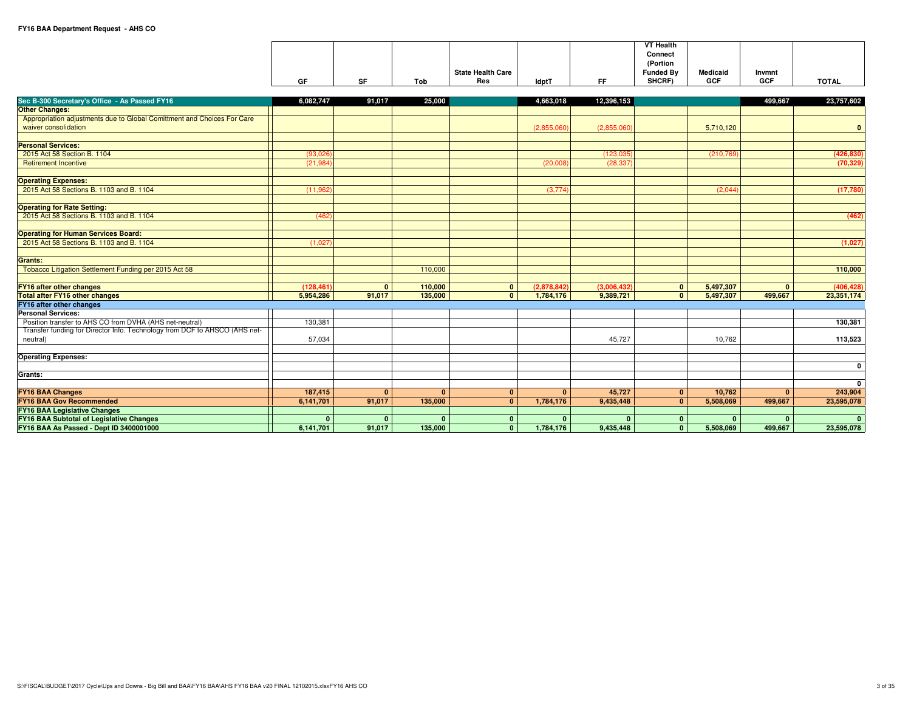**FY16 BAA Department Request - AHS CO**

| | GF | SF | Tob | State Health Care Res | IdptT | FF | VT Health Connect (Portion Funded By SHCRF) | Medicaid GCF | Invmnt GCF | TOTAL |
|---|---|---|---|---|---|---|---|---|---|---|
| **Sec B-300 Secretary's Office - As Passed FY16** | 6,082,747 | 91,017 | 25,000 | | 4,663,018 | 12,396,153 | | | 499,667 | 23,757,602 |
| **Other Changes:** | | | | | | | | | | |
| Appropriation adjustments due to Global Comittment and Choices For Care waiver consolidation | | | | | (2,855,060) | (2,855,060) | | 5,710,120 | | 0 |
| | | | | | | | | | | |
| **Personal Services:** | | | | | | | | | | |
| 2015 Act 58 Section B. 1104 | (93,026) | | | | | (123,035) | | (210,769) | | (426,830) |
| Retirement Incentive | (21,984) | | | | (20,008) | (28,337) | | | | (70,329) |
| | | | | | | | | | | |
| **Operating Expenses:** | | | | | | | | | | |
| 2015 Act 58 Sections B. 1103 and B. 1104 | (11,962) | | | | (3,774) | | | (2,044) | | (17,780) |
| | | | | | | | | | | |
| **Operating for Rate Setting:** | | | | | | | | | | |
| 2015 Act 58 Sections B. 1103 and B. 1104 | (462) | | | | | | | | | (462) |
| | | | | | | | | | | |
| **Operating for Human Services Board:** | | | | | | | | | | |
| 2015 Act 58 Sections B. 1103 and B. 1104 | (1,027) | | | | | | | | | (1,027) |
| | | | | | | | | | | |
| **Grants:** | | | | | | | | | | |
| Tobacco Litigation Settlement Funding per 2015 Act 58 | | | 110,000 | | | | | | | 110,000 |
| | | | | | | | | | | |
| **FY16 after other changes** | (128,461) | 0 | 110,000 | 0 | (2,878,842) | (3,006,432) | 0 | 5,497,307 | 0 | (406,428) |
| **Total after FY16 other changes** | 5,954,286 | 91,017 | 135,000 | 0 | 1,784,176 | 9,389,721 | 0 | 5,497,307 | 499,667 | 23,351,174 |
| **FY16 after other changes** | | | | | | | | | | |
| **Personal Services:** | | | | | | | | | | |
| Position transfer to AHS CO from DVHA (AHS net-neutral) | 130,381 | | | | | | | | | 130,381 |
| Transfer funding for Director Info. Technology from DCF to AHSCO (AHS net-neutral) | 57,034 | | | | | 45,727 | | 10,762 | | 113,523 |
| | | | | | | | | | | |
| **Operating Expenses:** | | | | | | | | | | |
| | | | | | | | | | | 0 |
| **Grants:** | | | | | | | | | | |
| | | | | | | | | | | 0 |
| **FY16 BAA Changes** | 187,415 | 0 | 0 | 0 | 0 | 45,727 | 0 | 10,762 | 0 | 243,904 |
| **FY16 BAA Gov Recommended** | 6,141,701 | 91,017 | 135,000 | 0 | 1,784,176 | 9,435,448 | 0 | 5,508,069 | 499,667 | 23,595,078 |
| **FY16 BAA Legislative Changes** | | | | | | | | | | |
| **FY16 BAA Subtotal of Legislative Changes** | 0 | 0 | 0 | 0 | 0 | 0 | 0 | 0 | 0 | 0 |
| **FY16 BAA As Passed - Dept ID 3400001000** | 6,141,701 | 91,017 | 135,000 | 0 | 1,784,176 | 9,435,448 | 0 | 5,508,069 | 499,667 | 23,595,078 |

S:\FISCAL\BUDGET\2017 Cycle\Ups and Downs - Big Bill and BAA\FY16 BAA\AHS FY16 BAA v20 FINAL 12102015.xlsxFY16 AHS CO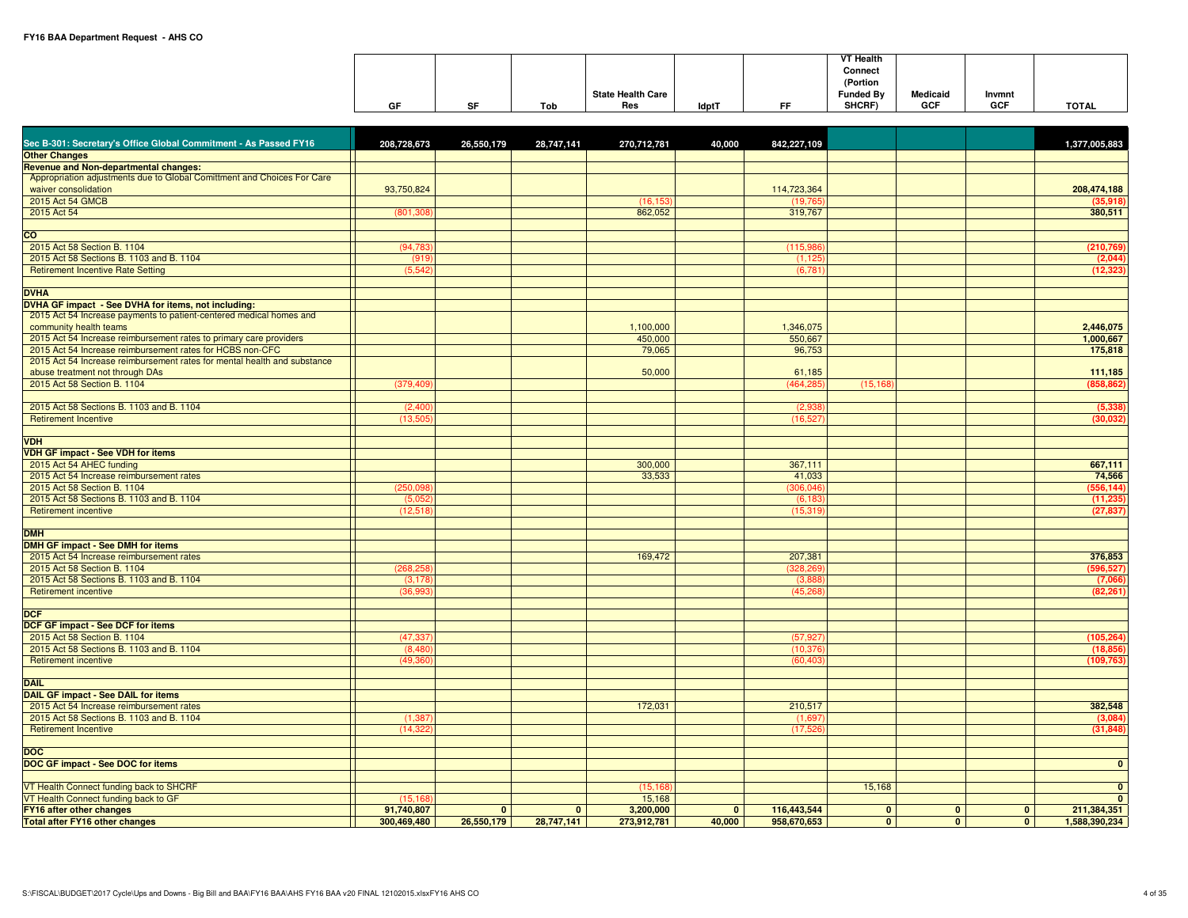**FY16 BAA Department Request - AHS CO**

| | GF | SF | Tob | State Health Care Res | IdptT | FF | VT Health Connect (Portion Funded By SHCRF) | Medicaid GCF | Invmnt GCF | TOTAL |
|---|---|---|---|---|---|---|---|---|---|---|
| **Sec B-301: Secretary's Office Global Commitment - As Passed FY16** | 208,728,673 | 26,550,179 | 28,747,141 | 270,712,781 | 40,000 | 842,227,109 | | | | 1,377,005,883 |
| **Other Changes** | | | | | | | | | | |
| **Revenue and Non-departmental changes:** | | | | | | | | | | |
| Appropriation adjustments due to Global Comittment and Choices For Care waiver consolidation | 93,750,824 | | | | | 114,723,364 | | | | **208,474,188** |
| 2015 Act 54 GMCB | | | | (16,153) | | (19,765) | | | | **(35,918)** |
| 2015 Act 54 | (801,308) | | | 862,052 | | 319,767 | | | | **380,511** |
| | | | | | | | | | | |
| **CO** | | | | | | | | | | |
| 2015 Act 58 Section B. 1104 | (94,783) | | | | | (115,986) | | | | **(210,769)** |
| 2015 Act 58 Sections B. 1103 and B. 1104 | (919) | | | | | (1,125) | | | | **(2,044)** |
| Retirement Incentive Rate Setting | (5,542) | | | | | (6,781) | | | | **(12,323)** |
| | | | | | | | | | | |
| **DVHA** | | | | | | | | | | |
| **DVHA GF impact - See DVHA for items, not including:** | | | | | | | | | | |
| 2015 Act 54 Increase payments to patient-centered medical homes and community health teams | | | | 1,100,000 | | 1,346,075 | | | | **2,446,075** |
| 2015 Act 54 Increase reimbursement rates to primary care providers | | | | 450,000 | | 550,667 | | | | **1,000,667** |
| 2015 Act 54 Increase reimbursement rates for HCBS non-CFC | | | | 79,065 | | 96,753 | | | | **175,818** |
| 2015 Act 54 Increase reimbursement rates for mental health and substance abuse treatment not through DAs | | | | 50,000 | | 61,185 | | | | **111,185** |
| 2015 Act 58 Section B. 1104 | (379,409) | | | | | (464,285) | (15,168) | | | **(858,862)** |
| | | | | | | | | | | |
| 2015 Act 58 Sections B. 1103 and B. 1104 | (2,400) | | | | | (2,938) | | | | **(5,338)** |
| Retirement Incentive | (13,505) | | | | | (16,527) | | | | **(30,032)** |
| | | | | | | | | | | |
| **VDH** | | | | | | | | | | |
| **VDH GF impact - See VDH for items** | | | | | | | | | | |
| 2015 Act 54 AHEC funding | | | | 300,000 | | 367,111 | | | | **667,111** |
| 2015 Act 54 Increase reimbursement rates | | | | 33,533 | | 41,033 | | | | **74,566** |
| 2015 Act 58 Section B. 1104 | (250,098) | | | | | (306,046) | | | | **(556,144)** |
| 2015 Act 58 Sections B. 1103 and B. 1104 | (5,052) | | | | | (6,183) | | | | **(11,235)** |
| Retirement incentive | (12,518) | | | | | (15,319) | | | | **(27,837)** |
| | | | | | | | | | | |
| **DMH** | | | | | | | | | | |
| **DMH GF impact - See DMH for items** | | | | | | | | | | |
| 2015 Act 54 Increase reimbursement rates | | | | 169,472 | | 207,381 | | | | **376,853** |
| 2015 Act 58 Section B. 1104 | (268,258) | | | | | (328,269) | | | | **(596,527)** |
| 2015 Act 58 Sections B. 1103 and B. 1104 | (3,178) | | | | | (3,888) | | | | **(7,066)** |
| Retirement incentive | (36,993) | | | | | (45,268) | | | | **(82,261)** |
| | | | | | | | | | | |
| **DCF** | | | | | | | | | | |
| **DCF GF impact - See DCF for items** | | | | | | | | | | |
| 2015 Act 58 Section B. 1104 | (47,337) | | | | | (57,927) | | | | **(105,264)** |
| 2015 Act 58 Sections B. 1103 and B. 1104 | (8,480) | | | | | (10,376) | | | | **(18,856)** |
| Retirement incentive | (49,360) | | | | | (60,403) | | | | **(109,763)** |
| | | | | | | | | | | |
| **DAIL** | | | | | | | | | | |
| **DAIL GF impact - See DAIL for items** | | | | | | | | | | |
| 2015 Act 54 Increase reimbursement rates | | | | 172,031 | | 210,517 | | | | **382,548** |
| 2015 Act 58 Sections B. 1103 and B. 1104 | (1,387) | | | | | (1,697) | | | | **(3,084)** |
| Retirement Incentive | (14,322) | | | | | (17,526) | | | | **(31,848)** |
| | | | | | | | | | | |
| **DOC** | | | | | | | | | | |
| **DOC GF impact - See DOC for items** | | | | | | | | | | **0** |
| | | | | | | | | | | |
| VT Health Connect funding back to SHCRF | | | | (15,168) | | | 15,168 | | | **0** |
| VT Health Connect funding back to GF | (15,168) | | | 15,168 | | | | | | **0** |
| **FY16 after other changes** | **91,740,807** | **0** | **0** | **3,200,000** | **0** | **116,443,544** | **0** | **0** | **0** | **211,384,351** |
| **Total after FY16 other changes** | **300,469,480** | **26,550,179** | **28,747,141** | **273,912,781** | **40,000** | **958,670,653** | **0** | **0** | **0** | **1,588,390,234** |

S:\FISCAL\BUDGET\2017 Cycle\Ups and Downs - Big Bill and BAA\FY16 BAA\AHS FY16 BAA v20 FINAL 12102015.xlsxFY16 AHS CO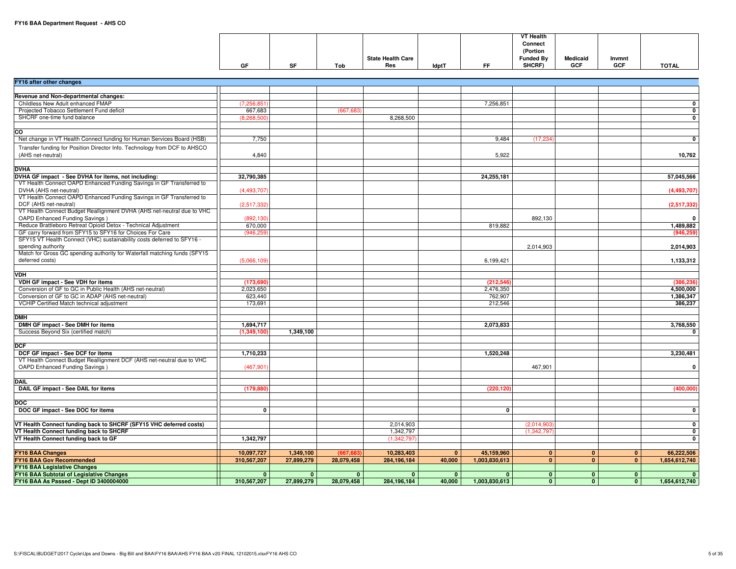**FY16 BAA Department Request - AHS CO**

| | GF | SF | Tob | State Health Care Res | IdptT | FF | VT Health Connect (Portion Funded By SHCRF) | Medicaid GCF | Invmnt GCF | TOTAL |
|---|---|---|---|---|---|---|---|---|---|---|
| **FY16 after other changes** | | | | | | | | | | |
| | | | | | | | | | | |
| **Revenue and Non-departmental changes:** | | | | | | | | | | |
| Childless New Adult enhanced FMAP | (7,256,851) | | | | | 7,256,851 | | | | 0 |
| Projected Tobacco Settlement Fund deficit | 667,683 | | (667,683) | | | | | | | 0 |
| SHCRF one-time fund balance | (8,268,500) | | | 8,268,500 | | | | | | 0 |
| | | | | | | | | | | |
| **CO** | | | | | | | | | | |
| Net change in VT Health Connect funding for Human Services Board (HSB) | 7,750 | | | | | 9,484 | (17,234) | | | 0 |
| Transfer funding for Position Director Info. Technology from DCF to AHSCO (AHS net-neutral) | 4,840 | | | | | 5,922 | | | | 10,762 |
| | | | | | | | | | | |
| **DVHA** | | | | | | | | | | |
| **DVHA GF impact - See DVHA for items, not including:** | **32,790,385** | | | | | **24,255,181** | | | | **57,045,566** |
| VT Health Connect OAPD Enhanced Funding Savings in GF Transferred to DVHA (AHS net-neutral) | (4,493,707) | | | | | | | | | (4,493,707) |
| VT Health Connect OAPD Enhanced Funding Savings in GF Transferred to DCF (AHS net-neutral) | (2,517,332) | | | | | | | | | (2,517,332) |
| VT Health Connect Budget Reallignment DVHA (AHS net-neutral due to VHC OAPD Enhanced Funding Savings ) | (892,130) | | | | | | 892,130 | | | 0 |
| Reduce Brattleboro Retreat Opioid Detox - Technical Adjustment | 670,000 | | | | | 819,882 | | | | 1,489,882 |
| GF carry forward from SFY15 to SFY16 for Choices For Care | (946,259) | | | | | | | | | (946,259) |
| SFY15 VT Health Connect (VHC) sustainability costs deferred to SFY16 - spending authority | | | | | | | 2,014,903 | | | 2,014,903 |
| Match for Gross GC spending authority for Waterfall matching funds (SFY15 deferred costs) | (5,066,109) | | | | | 6,199,421 | | | | 1,133,312 |
| | | | | | | | | | | |
| **VDH** | | | | | | | | | | |
| **VDH GF impact - See VDH for items** | **(173,690)** | | | | | **(212,546)** | | | | **(386,236)** |
| Conversion of GF to GC in Public Health (AHS net-neutral) | 2,023,650 | | | | | 2,476,350 | | | | 4,500,000 |
| Conversion of GF to GC in ADAP (AHS net-neutral) | 623,440 | | | | | 762,907 | | | | 1,386,347 |
| VCHIP Certified Match technical adjustment | 173,691 | | | | | 212,546 | | | | 386,237 |
| | | | | | | | | | | |
| **DMH** | | | | | | | | | | |
| **DMH GF impact - See DMH for items** | **1,694,717** | | | | | **2,073,833** | | | | **3,768,550** |
| Success Beyond Six (certified match) | **(1,349,100)** | **1,349,100** | | | | | | | | 0 |
| | | | | | | | | | | |
| **DCF** | | | | | | | | | | |
| **DCF GF impact - See DCF for items** | **1,710,233** | | | | | **1,520,248** | | | | **3,230,481** |
| VT Health Connect Budget Reallignment DCF (AHS net-neutral due to VHC OAPD Enhanced Funding Savings ) | (467,901) | | | | | | 467,901 | | | 0 |
| | | | | | | | | | | |
| **DAIL** | | | | | | | | | | |
| **DAIL GF impact - See DAIL for items** | **(179,880)** | | | | | **(220,120)** | | | | **(400,000)** |
| | | | | | | | | | | |
| **DOC** | | | | | | | | | | |
| **DOC GF impact - See DOC for items** | **0** | | | | | **0** | | | | **0** |
| | | | | | | | | | | |
| **VT Health Connect funding back to SHCRF (SFY15 VHC deferred costs)** | | | | 2,014,903 | | | (2,014,903) | | | 0 |
| **VT Health Connect funding back to SHCRF** | | | | 1,342,797 | | | (1,342,797) | | | 0 |
| **VT Health Connect funding back to GF** | **1,342,797** | | | (1,342,797) | | | | | | 0 |
| | | | | | | | | | | |
| **FY16 BAA Changes** | **10,097,727** | **1,349,100** | **(667,683)** | **10,283,403** | **0** | **45,159,960** | **0** | **0** | **0** | **66,222,506** |
| **FY16 BAA Gov Recommended** | **310,567,207** | **27,899,279** | **28,079,458** | **284,196,184** | **40,000** | **1,003,830,613** | **0** | **0** | **0** | **1,654,612,740** |
| **FY16 BAA Legislative Changes** | | | | | | | | | | |
| **FY16 BAA Subtotal of Legislative Changes** | **0** | **0** | **0** | **0** | **0** | **0** | **0** | **0** | **0** | **0** |
| **FY16 BAA As Passed - Dept ID 3400004000** | **310,567,207** | **27,899,279** | **28,079,458** | **284,196,184** | **40,000** | **1,003,830,613** | **0** | **0** | **0** | **1,654,612,740** |

S:\FISCAL\BUDGET\2017 Cycle\Ups and Downs - Big Bill and BAA\FY16 BAA\AHS FY16 BAA v20 FINAL 12102015.xlsxFY16 AHS CO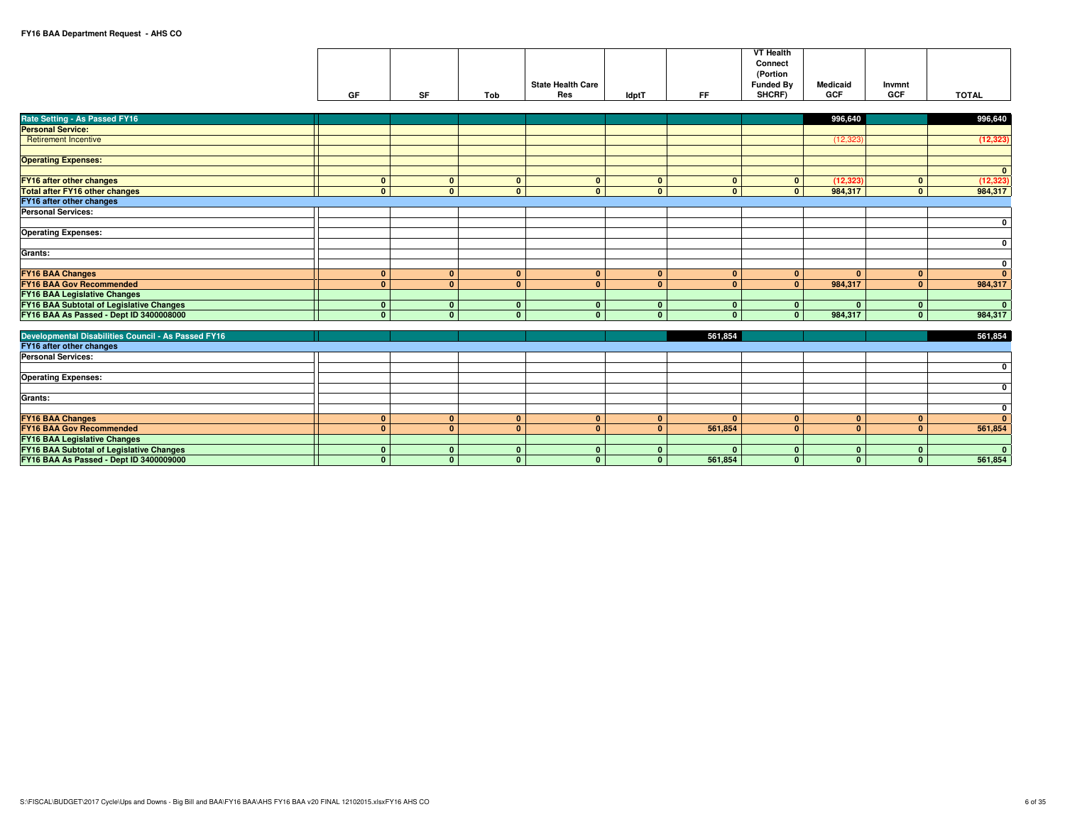**FY16 BAA Department Request - AHS CO**

| | GF | SF | Tob | State Health Care Res | IdptT | FF | VT Health Connect (Portion Funded By SHCRF) | Medicaid GCF | Invmnt GCF | TOTAL |
|---|---|---|---|---|---|---|---|---|---|---|
| **Rate Setting - As Passed FY16** | | | | | | | | 996,640 | | 996,640 |
| **Personal Service:** | | | | | | | | | | |
| Retirement Incentive | | | | | | | | (12,323) | | (12,323) |
| | | | | | | | | | | |
| **Operating Expenses:** | | | | | | | | | | |
| | | | | | | | | | | 0 |
| **FY16 after other changes** | 0 | 0 | 0 | 0 | 0 | 0 | 0 | (12,323) | 0 | (12,323) |
| **Total after FY16 other changes** | 0 | 0 | 0 | 0 | 0 | 0 | 0 | 984,317 | 0 | 984,317 |
| **FY16 after other changes** | | | | | | | | | | |
| **Personal Services:** | | | | | | | | | | |
| | | | | | | | | | | 0 |
| **Operating Expenses:** | | | | | | | | | | |
| | | | | | | | | | | 0 |
| **Grants:** | | | | | | | | | | |
| | | | | | | | | | | 0 |
| **FY16 BAA Changes** | 0 | 0 | 0 | 0 | 0 | 0 | 0 | 0 | 0 | 0 |
| **FY16 BAA Gov Recommended** | 0 | 0 | 0 | 0 | 0 | 0 | 0 | 984,317 | 0 | 984,317 |
| **FY16 BAA Legislative Changes** | | | | | | | | | | |
| **FY16 BAA Subtotal of Legislative Changes** | 0 | 0 | 0 | 0 | 0 | 0 | 0 | 0 | 0 | 0 |
| **FY16 BAA As Passed - Dept ID 3400008000** | 0 | 0 | 0 | 0 | 0 | 0 | 0 | 984,317 | 0 | 984,317 |

| | GF | SF | Tob | State Health Care Res | IdptT | FF | VT Health Connect (Portion Funded By SHCRF) | Medicaid GCF | Invmnt GCF | TOTAL |
|---|---|---|---|---|---|---|---|---|---|---|
| **Developmental Disabilities Council - As Passed FY16** | | | | | | 561,854 | | | | 561,854 |
| **FY16 after other changes** | | | | | | | | | | |
| **Personal Services:** | | | | | | | | | | |
| | | | | | | | | | | 0 |
| **Operating Expenses:** | | | | | | | | | | |
| | | | | | | | | | | 0 |
| **Grants:** | | | | | | | | | | |
| | | | | | | | | | | 0 |
| **FY16 BAA Changes** | 0 | 0 | 0 | 0 | 0 | 0 | 0 | 0 | 0 | 0 |
| **FY16 BAA Gov Recommended** | 0 | 0 | 0 | 0 | 0 | 561,854 | 0 | 0 | 0 | 561,854 |
| **FY16 BAA Legislative Changes** | | | | | | | | | | |
| **FY16 BAA Subtotal of Legislative Changes** | 0 | 0 | 0 | 0 | 0 | 0 | 0 | 0 | 0 | 0 |
| **FY16 BAA As Passed - Dept ID 3400009000** | 0 | 0 | 0 | 0 | 0 | 561,854 | 0 | 0 | 0 | 561,854 |

S:\FISCAL\BUDGET\2017 Cycle\Ups and Downs - Big Bill and BAA\FY16 BAA\AHS FY16 BAA v20 FINAL 12102015.xlsxFY16 AHS CO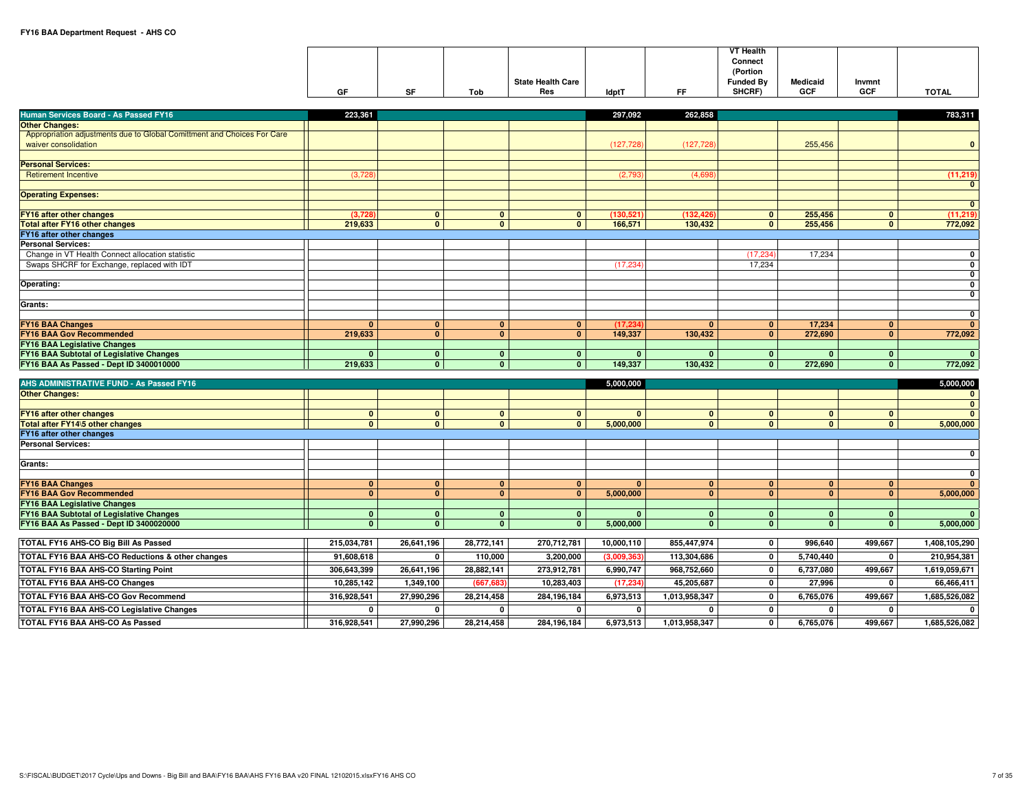**FY16 BAA Department Request - AHS CO**

| | GF | SF | Tob | State Health Care Res | IdptT | FF | VT Health Connect (Portion Funded By SHCRF) | Medicaid GCF | Invmnt GCF | TOTAL |
|---|---|---|---|---|---|---|---|---|---|---|
| **Human Services Board - As Passed FY16** | **223,361** | | | | **297,092** | **262,858** | | | | **783,311** |
| **Other Changes:** | | | | | | | | | | |
| Appropriation adjustments due to Global Comittment and Choices For Care waiver consolidation | | | | | (127,728) | (127,728) | | 255,456 | | 0 |
| **Personal Services:** | | | | | | | | | | |
| Retirement Incentive | (3,728) | | | | (2,793) | (4,698) | | | | (11,219) |
| | | | | | | | | | | 0 |
| **Operating Expenses:** | | | | | | | | | | |
| | | | | | | | | | | 0 |
| **FY16 after other changes** | **(3,728)** | **0** | **0** | **0** | **(130,521)** | **(132,426)** | **0** | **255,456** | **0** | **(11,219)** |
| **Total after FY16 other changes** | **219,633** | **0** | **0** | **0** | **166,571** | **130,432** | **0** | **255,456** | **0** | **772,092** |
| **FY16 after other changes** | | | | | | | | | | |
| **Personal Services:** | | | | | | | | | | |
| Change in VT Health Connect allocation statistic | | | | | | | (17,234) | 17,234 | | 0 |
| Swaps SHCRF for Exchange, replaced with IDT | | | | | (17,234) | | 17,234 | | | 0 |
| | | | | | | | | | | 0 |
| **Operating:** | | | | | | | | | | 0 |
| | | | | | | | | | | 0 |
| **Grants:** | | | | | | | | | | |
| | | | | | | | | | | 0 |
| **FY16 BAA Changes** | **0** | **0** | **0** | **0** | **(17,234)** | **0** | **0** | **17,234** | **0** | **0** |
| **FY16 BAA Gov Recommended** | **219,633** | **0** | **0** | **0** | **149,337** | **130,432** | **0** | **272,690** | **0** | **772,092** |
| **FY16 BAA Legislative Changes** | | | | | | | | | | |
| **FY16 BAA Subtotal of Legislative Changes** | **0** | **0** | **0** | **0** | **0** | **0** | **0** | **0** | **0** | **0** |
| **FY16 BAA As Passed - Dept ID 3400010000** | **219,633** | **0** | **0** | **0** | **149,337** | **130,432** | **0** | **272,690** | **0** | **772,092** |
| | | | | | | | | | | |
| **AHS ADMINISTRATIVE FUND - As Passed FY16** | | | | | **5,000,000** | | | | | **5,000,000** |
| **Other Changes:** | | | | | | | | | | 0 |
| | | | | | | | | | | 0 |
| **FY16 after other changes** | **0** | **0** | **0** | **0** | **0** | **0** | **0** | **0** | **0** | **0** |
| **Total after FY14\5 other changes** | **0** | **0** | **0** | **0** | **5,000,000** | **0** | **0** | **0** | **0** | **5,000,000** |
| **FY16 after other changes** | | | | | | | | | | |
| **Personal Services:** | | | | | | | | | | |
| | | | | | | | | | | 0 |
| **Grants:** | | | | | | | | | | |
| | | | | | | | | | | 0 |
| **FY16 BAA Changes** | **0** | **0** | **0** | **0** | **0** | **0** | **0** | **0** | **0** | **0** |
| **FY16 BAA Gov Recommended** | **0** | **0** | **0** | **0** | **5,000,000** | **0** | **0** | **0** | **0** | **5,000,000** |
| **FY16 BAA Legislative Changes** | | | | | | | | | | |
| **FY16 BAA Subtotal of Legislative Changes** | **0** | **0** | **0** | **0** | **0** | **0** | **0** | **0** | **0** | **0** |
| **FY16 BAA As Passed - Dept ID 3400020000** | **0** | **0** | **0** | **0** | **5,000,000** | **0** | **0** | **0** | **0** | **5,000,000** |
| | | | | | | | | | | |
| **TOTAL FY16 AHS-CO Big Bill As Passed** | **215,034,781** | **26,641,196** | **28,772,141** | **270,712,781** | **10,000,110** | **855,447,974** | **0** | **996,640** | **499,667** | **1,408,105,290** |
| **TOTAL FY16 BAA AHS-CO Reductions & other changes** | **91,608,618** | **0** | **110,000** | **3,200,000** | **(3,009,363)** | **113,304,686** | **0** | **5,740,440** | **0** | **210,954,381** |
| **TOTAL FY16 BAA AHS-CO Starting Point** | **306,643,399** | **26,641,196** | **28,882,141** | **273,912,781** | **6,990,747** | **968,752,660** | **0** | **6,737,080** | **499,667** | **1,619,059,671** |
| **TOTAL FY16 BAA AHS-CO Changes** | **10,285,142** | **1,349,100** | **(667,683)** | **10,283,403** | **(17,234)** | **45,205,687** | **0** | **27,996** | **0** | **66,466,411** |
| **TOTAL FY16 BAA AHS-CO Gov Recommend** | **316,928,541** | **27,990,296** | **28,214,458** | **284,196,184** | **6,973,513** | **1,013,958,347** | **0** | **6,765,076** | **499,667** | **1,685,526,082** |
| **TOTAL FY16 BAA AHS-CO Legislative Changes** | **0** | **0** | **0** | **0** | **0** | **0** | **0** | **0** | **0** | **0** |
| **TOTAL FY16 BAA AHS-CO As Passed** | **316,928,541** | **27,990,296** | **28,214,458** | **284,196,184** | **6,973,513** | **1,013,958,347** | **0** | **6,765,076** | **499,667** | **1,685,526,082** |

S:\FISCAL\BUDGET\2017 Cycle\Ups and Downs - Big Bill and BAA\FY16 BAA\AHS FY16 BAA v20 FINAL 12102015.xlsxFY16 AHS CO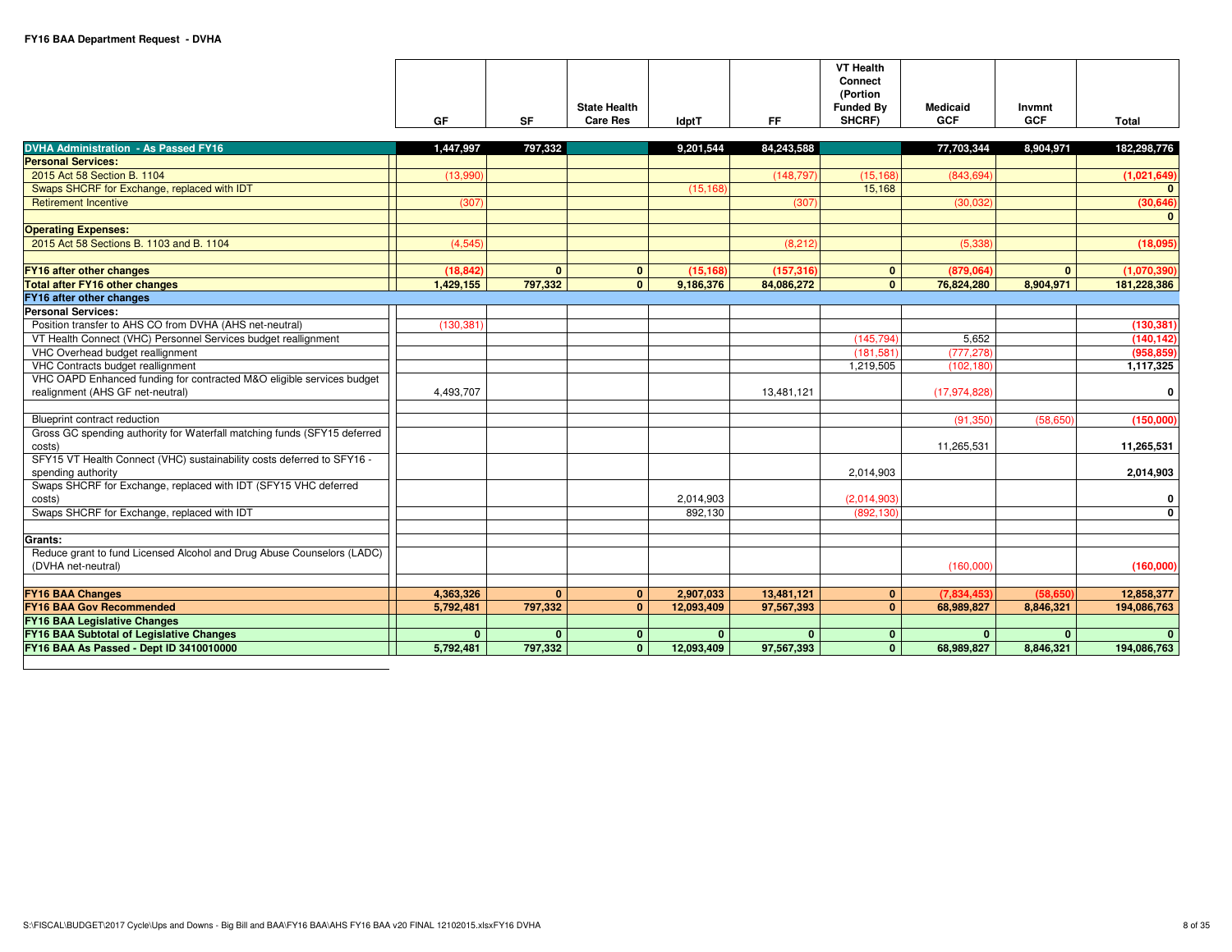**FY16 BAA Department Request - DVHA**

| | GF | SF | State Health Care Res | IdptT | FF | VT Health Connect (Portion Funded By SHCRF) | Medicaid GCF | Invmnt GCF | Total |
|---|---|---|---|---|---|---|---|---|---|
| **DVHA Administration - As Passed FY16** | **1,447,997** | **797,332** | | **9,201,544** | **84,243,588** | | **77,703,344** | **8,904,971** | **182,298,776** |
| **Personal Services:** | | | | | | | | | |
| 2015 Act 58 Section B. 1104 | (13,990) | | | | (148,797) | (15,168) | (843,694) | | **(1,021,649)** |
| Swaps SHCRF for Exchange, replaced with IDT | | | | (15,168) | | 15,168 | | | **0** |
| Retirement Incentive | (307) | | | | (307) | | (30,032) | | **(30,646)** |
| | | | | | | | | | **0** |
| **Operating Expenses:** | | | | | | | | | |
| 2015 Act 58 Sections B. 1103 and B. 1104 | (4,545) | | | | (8,212) | | (5,338) | | **(18,095)** |
| | | | | | | | | | |
| **FY16 after other changes** | **(18,842)** | **0** | **0** | **(15,168)** | **(157,316)** | **0** | **(879,064)** | **0** | **(1,070,390)** |
| **Total after FY16 other changes** | **1,429,155** | **797,332** | **0** | **9,186,376** | **84,086,272** | **0** | **76,824,280** | **8,904,971** | **181,228,386** |
| **FY16 after other changes** | | | | | | | | | |
| **Personal Services:** | | | | | | | | | |
| Position transfer to AHS CO from DVHA (AHS net-neutral) | (130,381) | | | | | | | | **(130,381)** |
| VT Health Connect (VHC) Personnel Services budget reallignment | | | | | | (145,794) | 5,652 | | **(140,142)** |
| VHC Overhead budget reallignment | | | | | | (181,581) | (777,278) | | **(958,859)** |
| VHC Contracts budget reallignment | | | | | | 1,219,505 | (102,180) | | **1,117,325** |
| VHC OAPD Enhanced funding for contracted M&O eligible services budget realignment (AHS GF net-neutral) | 4,493,707 | | | | 13,481,121 | | (17,974,828) | | **0** |
| | | | | | | | | | |
| Blueprint contract reduction | | | | | | | (91,350) | (58,650) | **(150,000)** |
| Gross GC spending authority for Waterfall matching funds (SFY15 deferred costs) | | | | | | | 11,265,531 | | **11,265,531** |
| SFY15 VT Health Connect (VHC) sustainability costs deferred to SFY16 - spending authority | | | | | | 2,014,903 | | | **2,014,903** |
| Swaps SHCRF for Exchange, replaced with IDT (SFY15 VHC deferred costs) | | | | 2,014,903 | | (2,014,903) | | | **0** |
| Swaps SHCRF for Exchange, replaced with IDT | | | | 892,130 | | (892,130) | | | **0** |
| | | | | | | | | | |
| **Grants:** | | | | | | | | | |
| Reduce grant to fund Licensed Alcohol and Drug Abuse Counselors (LADC) (DVHA net-neutral) | | | | | | | (160,000) | | **(160,000)** |
| | | | | | | | | | |
| **FY16 BAA Changes** | **4,363,326** | **0** | **0** | **2,907,033** | **13,481,121** | **0** | **(7,834,453)** | **(58,650)** | **12,858,377** |
| **FY16 BAA Gov Recommended** | **5,792,481** | **797,332** | **0** | **12,093,409** | **97,567,393** | **0** | **68,989,827** | **8,846,321** | **194,086,763** |
| **FY16 BAA Legislative Changes** | | | | | | | | | |
| **FY16 BAA Subtotal of Legislative Changes** | **0** | **0** | **0** | **0** | **0** | **0** | **0** | **0** | **0** |
| **FY16 BAA As Passed - Dept ID 3410010000** | **5,792,481** | **797,332** | **0** | **12,093,409** | **97,567,393** | **0** | **68,989,827** | **8,846,321** | **194,086,763** |

S:\FISCAL\BUDGET\2017 Cycle\Ups and Downs - Big Bill and BAA\FY16 BAA\AHS FY16 BAA v20 FINAL 12102015.xlsxFY16 DVHA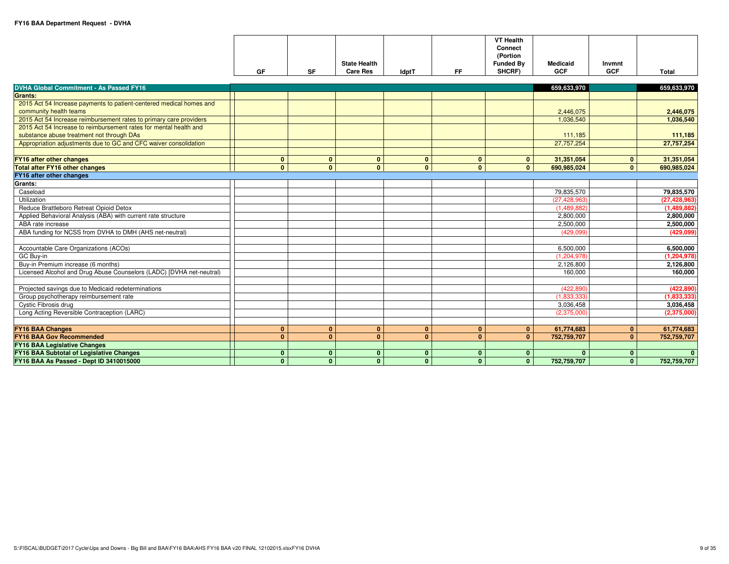**FY16 BAA Department Request - DVHA**

| | GF | SF | State Health Care Res | IdptT | FF | VT Health Connect (Portion Funded By SHCRF) | Medicaid GCF | Invmnt GCF | Total |
|---|---|---|---|---|---|---|---|---|---|
| **DVHA Global Commitment - As Passed FY16** | | | | | | | 659,633,970 | | 659,633,970 |
| **Grants:** | | | | | | | | | |
| 2015 Act 54 Increase payments to patient-centered medical homes and community health teams | | | | | | | 2,446,075 | | **2,446,075** |
| 2015 Act 54 Increase reimbursement rates to primary care providers | | | | | | | 1,036,540 | | **1,036,540** |
| 2015 Act 54 Increase to reimbursement rates for mental health and substance abuse treatment not through DAs | | | | | | | 111,185 | | **111,185** |
| Appropriation adjustments due to GC and CFC waiver consolidation | | | | | | | 27,757,254 | | **27,757,254** |
| | | | | | | | | | |
| **FY16 after other changes** | **0** | **0** | **0** | **0** | **0** | **0** | **31,351,054** | **0** | **31,351,054** |
| **Total after FY16 other changes** | **0** | **0** | **0** | **0** | **0** | **0** | **690,985,024** | **0** | **690,985,024** |
| **FY16 after other changes** | | | | | | | | | |
| **Grants:** | | | | | | | | | |
| Caseload | | | | | | | 79,835,570 | | **79,835,570** |
| Utilization | | | | | | | (27,428,963) | | **(27,428,963)** |
| Reduce Brattleboro Retreat Opioid Detox | | | | | | | (1,489,882) | | **(1,489,882)** |
| Applied Behavioral Analysis (ABA) with current rate structure | | | | | | | 2,800,000 | | **2,800,000** |
| ABA rate increase | | | | | | | 2,500,000 | | **2,500,000** |
| ABA funding for NCSS from DVHA to DMH (AHS net-neutral) | | | | | | | (429,099) | | **(429,099)** |
| | | | | | | | | | |
| Accountable Care Organizations (ACOs) | | | | | | | 6,500,000 | | **6,500,000** |
| GC Buy-in | | | | | | | (1,204,978) | | **(1,204,978)** |
| Buy-in Premium increase (6 months) | | | | | | | 2,126,800 | | **2,126,800** |
| Licensed Alcohol and Drug Abuse Counselors (LADC) [DVHA net-neutral) | | | | | | | 160,000 | | **160,000** |
| | | | | | | | | | |
| Projected savings due to Medicaid redeterminations | | | | | | | (422,890) | | **(422,890)** |
| Group psychotherapy reimbursement rate | | | | | | | (1,833,333) | | **(1,833,333)** |
| Cystic Fibrosis drug | | | | | | | 3,036,458 | | **3,036,458** |
| Long Acting Reversible Contraception (LARC) | | | | | | | (2,375,000) | | **(2,375,000)** |
| | | | | | | | | | |
| **FY16 BAA Changes** | **0** | **0** | **0** | **0** | **0** | **0** | **61,774,683** | **0** | **61,774,683** |
| **FY16 BAA Gov Recommended** | **0** | **0** | **0** | **0** | **0** | **0** | **752,759,707** | **0** | **752,759,707** |
| **FY16 BAA Legislative Changes** | | | | | | | | | |
| **FY16 BAA Subtotal of Legislative Changes** | **0** | **0** | **0** | **0** | **0** | **0** | **0** | **0** | **0** |
| **FY16 BAA As Passed - Dept ID 3410015000** | **0** | **0** | **0** | **0** | **0** | **0** | **752,759,707** | **0** | **752,759,707** |

S:\FISCAL\BUDGET\2017 Cycle\Ups and Downs - Big Bill and BAA\FY16 BAA\AHS FY16 BAA v20 FINAL 12102015.xlsxFY16 DVHA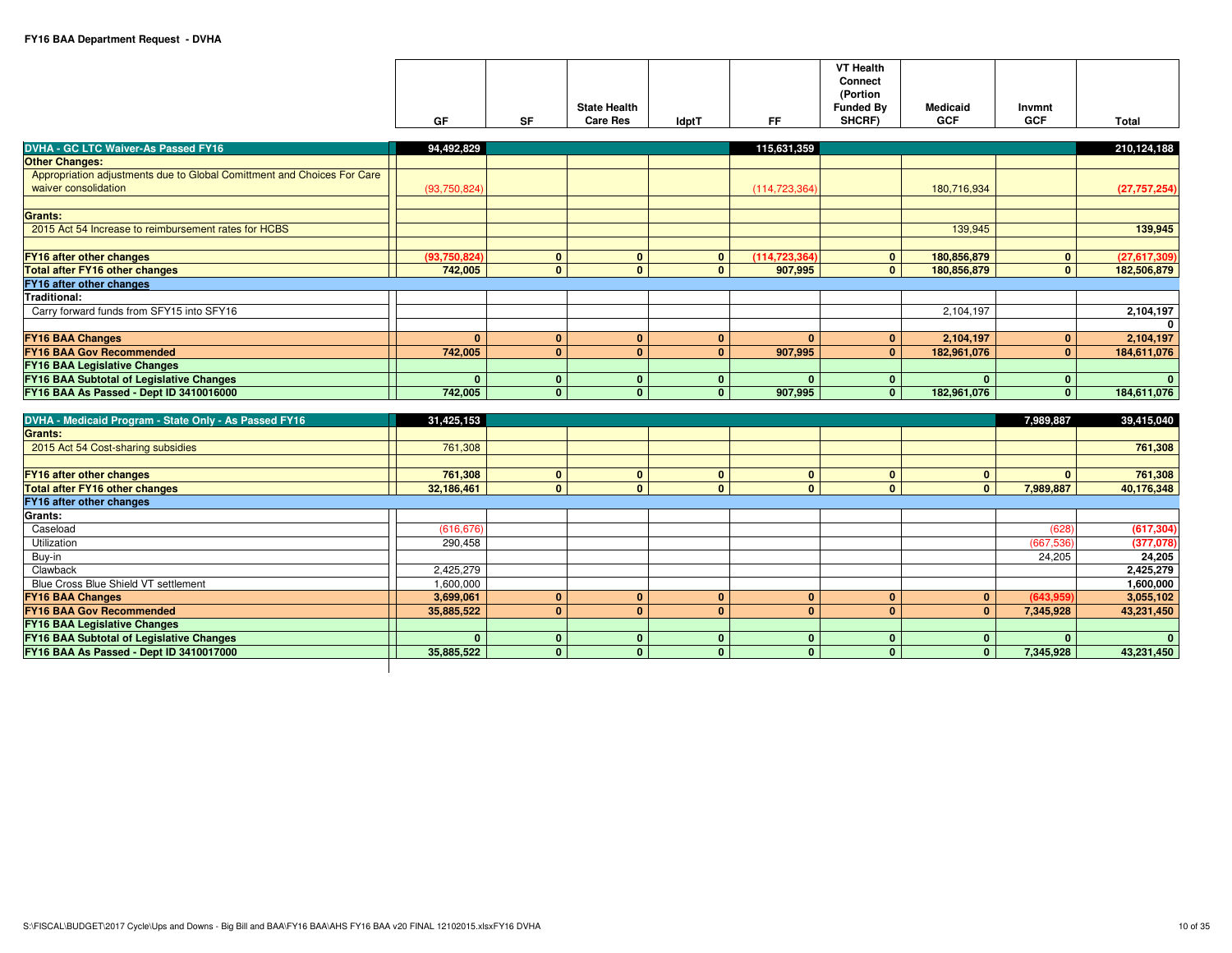**FY16 BAA Department Request - DVHA**

| | GF | SF | State Health Care Res | IdptT | FF | VT Health Connect (Portion Funded By SHCRF) | Medicaid GCF | Invmnt GCF | Total |
|---|---|---|---|---|---|---|---|---|---|
| **DVHA - GC LTC Waiver-As Passed FY16** | **94,492,829** | | | | **115,631,359** | | | | **210,124,188** |
| **Other Changes:** | | | | | | | | | |
| Appropriation adjustments due to Global Comittment and Choices For Care waiver consolidation | (93,750,824) | | | | (114,723,364) | | 180,716,934 | | **(27,757,254)** |
| | | | | | | | | | |
| **Grants:** | | | | | | | | | |
| 2015 Act 54 Increase to reimbursement rates for HCBS | | | | | | | 139,945 | | **139,945** |
| | | | | | | | | | |
| **FY16 after other changes** | **(93,750,824)** | **0** | **0** | **0** | **(114,723,364)** | **0** | **180,856,879** | **0** | **(27,617,309)** |
| **Total after FY16 other changes** | **742,005** | **0** | **0** | **0** | **907,995** | **0** | **180,856,879** | **0** | **182,506,879** |
| **FY16 after other changes** | | | | | | | | | |
| **Traditional:** | | | | | | | | | |
| Carry forward funds from SFY15 into SFY16 | | | | | | | 2,104,197 | | **2,104,197** |
| | | | | | | | | | **0** |
| **FY16 BAA Changes** | **0** | **0** | **0** | **0** | **0** | **0** | **2,104,197** | **0** | **2,104,197** |
| **FY16 BAA Gov Recommended** | **742,005** | **0** | **0** | **0** | **907,995** | **0** | **182,961,076** | **0** | **184,611,076** |
| **FY16 BAA Legislative Changes** | | | | | | | | | |
| **FY16 BAA Subtotal of Legislative Changes** | **0** | **0** | **0** | **0** | **0** | **0** | **0** | **0** | **0** |
| **FY16 BAA As Passed - Dept ID 3410016000** | **742,005** | **0** | **0** | **0** | **907,995** | **0** | **182,961,076** | **0** | **184,611,076** |

| | GF | SF | State Health Care Res | IdptT | FF | VT Health Connect (Portion Funded By SHCRF) | Medicaid GCF | Invmnt GCF | Total |
|---|---|---|---|---|---|---|---|---|---|
| **DVHA - Medicaid Program - State Only - As Passed FY16** | **31,425,153** | | | | | | | **7,989,887** | **39,415,040** |
| **Grants:** | | | | | | | | | |
| 2015 Act 54 Cost-sharing subsidies | 761,308 | | | | | | | | **761,308** |
| | | | | | | | | | |
| **FY16 after other changes** | **761,308** | **0** | **0** | **0** | **0** | **0** | **0** | **0** | **761,308** |
| **Total after FY16 other changes** | **32,186,461** | **0** | **0** | **0** | **0** | **0** | **0** | **7,989,887** | **40,176,348** |
| **FY16 after other changes** | | | | | | | | | |
| **Grants:** | | | | | | | | | |
| Caseload | (616,676) | | | | | | | (628) | **(617,304)** |
| Utilization | 290,458 | | | | | | | (667,536) | **(377,078)** |
| Buy-in | | | | | | | | 24,205 | **24,205** |
| Clawback | 2,425,279 | | | | | | | | **2,425,279** |
| Blue Cross Blue Shield VT settlement | 1,600,000 | | | | | | | | **1,600,000** |
| **FY16 BAA Changes** | **3,699,061** | **0** | **0** | **0** | **0** | **0** | **0** | **(643,959)** | **3,055,102** |
| **FY16 BAA Gov Recommended** | **35,885,522** | **0** | **0** | **0** | **0** | **0** | **0** | **7,345,928** | **43,231,450** |
| **FY16 BAA Legislative Changes** | | | | | | | | | |
| **FY16 BAA Subtotal of Legislative Changes** | **0** | **0** | **0** | **0** | **0** | **0** | **0** | **0** | **0** |
| **FY16 BAA As Passed - Dept ID 3410017000** | **35,885,522** | **0** | **0** | **0** | **0** | **0** | **0** | **7,345,928** | **43,231,450** |

S:\FISCAL\BUDGET\2017 Cycle\Ups and Downs - Big Bill and BAA\FY16 BAA\AHS FY16 BAA v20 FINAL 12102015.xlsxFY16 DVHA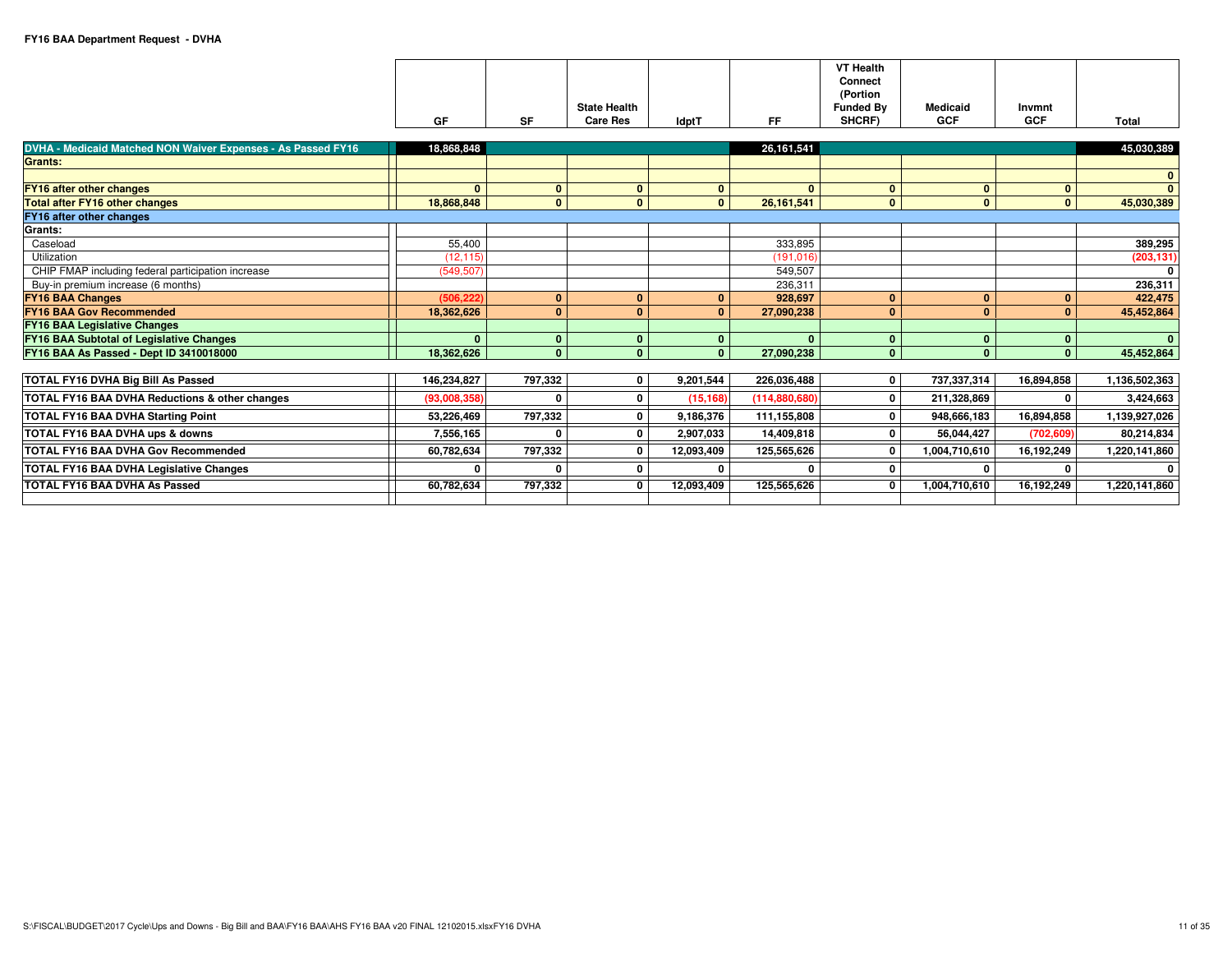**FY16 BAA Department Request - DVHA**

| | GF | SF | State Health Care Res | IdptT | FF | VT Health Connect (Portion Funded By SHCRF) | Medicaid GCF | Invmnt GCF | Total |
|---|---|---|---|---|---|---|---|---|---|
| **DVHA - Medicaid Matched NON Waiver Expenses - As Passed FY16** | **18,868,848** | | | | **26,161,541** | | | | **45,030,389** |
| **Grants:** | | | | | | | | | |
| | | | | | | | | | **0** |
| **FY16 after other changes** | **0** | **0** | **0** | **0** | **0** | **0** | **0** | **0** | **0** |
| **Total after FY16 other changes** | **18,868,848** | **0** | **0** | **0** | **26,161,541** | **0** | **0** | **0** | **45,030,389** |
| **FY16 after other changes** | | | | | | | | | |
| **Grants:** | | | | | | | | | |
| Caseload | 55,400 | | | | 333,895 | | | | **389,295** |
| Utilization | (12,115) | | | | (191,016) | | | | **(203,131)** |
| CHIP FMAP including federal participation increase | (549,507) | | | | 549,507 | | | | **0** |
| Buy-in premium increase (6 months) | | | | | 236,311 | | | | **236,311** |
| **FY16 BAA Changes** | **(506,222)** | **0** | **0** | **0** | **928,697** | **0** | **0** | **0** | **422,475** |
| **FY16 BAA Gov Recommended** | **18,362,626** | **0** | **0** | **0** | **27,090,238** | **0** | **0** | **0** | **45,452,864** |
| **FY16 BAA Legislative Changes** | | | | | | | | | |
| **FY16 BAA Subtotal of Legislative Changes** | **0** | **0** | **0** | **0** | **0** | **0** | **0** | **0** | **0** |
| **FY16 BAA As Passed - Dept ID 3410018000** | **18,362,626** | **0** | **0** | **0** | **27,090,238** | **0** | **0** | **0** | **45,452,864** |
| | | | | | | | | | |
| **TOTAL FY16 DVHA Big Bill As Passed** | **146,234,827** | **797,332** | **0** | **9,201,544** | **226,036,488** | **0** | **737,337,314** | **16,894,858** | **1,136,502,363** |
| **TOTAL FY16 BAA DVHA Reductions & other changes** | **(93,008,358)** | **0** | **0** | **(15,168)** | **(114,880,680)** | **0** | **211,328,869** | **0** | **3,424,663** |
| **TOTAL FY16 BAA DVHA Starting Point** | **53,226,469** | **797,332** | **0** | **9,186,376** | **111,155,808** | **0** | **948,666,183** | **16,894,858** | **1,139,927,026** |
| **TOTAL FY16 BAA DVHA ups & downs** | **7,556,165** | **0** | **0** | **2,907,033** | **14,409,818** | **0** | **56,044,427** | **(702,609)** | **80,214,834** |
| **TOTAL FY16 BAA DVHA Gov Recommended** | **60,782,634** | **797,332** | **0** | **12,093,409** | **125,565,626** | **0** | **1,004,710,610** | **16,192,249** | **1,220,141,860** |
| **TOTAL FY16 BAA DVHA Legislative Changes** | **0** | **0** | **0** | **0** | **0** | **0** | **0** | **0** | **0** |
| **TOTAL FY16 BAA DVHA As Passed** | **60,782,634** | **797,332** | **0** | **12,093,409** | **125,565,626** | **0** | **1,004,710,610** | **16,192,249** | **1,220,141,860** |

S:\FISCAL\BUDGET\2017 Cycle\Ups and Downs - Big Bill and BAA\FY16 BAA\AHS FY16 BAA v20 FINAL 12102015.xlsxFY16 DVHA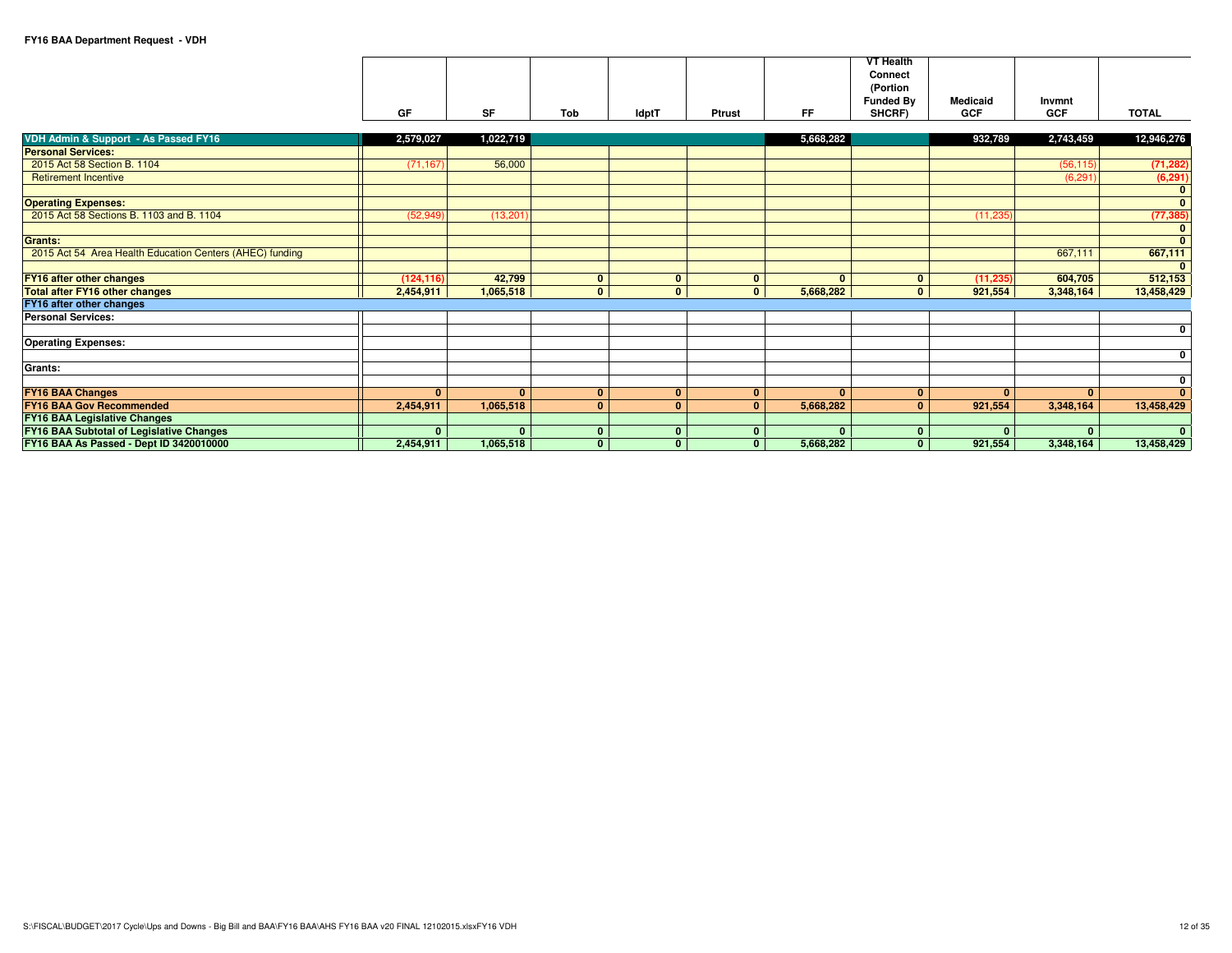**FY16 BAA Department Request - VDH**

| | GF | SF | Tob | IdptT | Ptrust | FF | VT Health Connect (Portion Funded By SHCRF) | Medicaid GCF | Invmnt GCF | TOTAL |
|---|---|---|---|---|---|---|---|---|---|---|
| **VDH Admin & Support - As Passed FY16** | 2,579,027 | 1,022,719 | | | | 5,668,282 | | 932,789 | 2,743,459 | 12,946,276 |
| **Personal Services:** | | | | | | | | | | |
| 2015 Act 58 Section B. 1104 | (71,167) | 56,000 | | | | | | | (56,115) | (71,282) |
| Retirement Incentive | | | | | | | | | (6,291) | (6,291) |
| | | | | | | | | | | 0 |
| **Operating Expenses:** | | | | | | | | | | 0 |
| 2015 Act 58 Sections B. 1103 and B. 1104 | (52,949) | (13,201) | | | | | | (11,235) | | (77,385) |
| | | | | | | | | | | 0 |
| **Grants:** | | | | | | | | | | 0 |
| 2015 Act 54 Area Health Education Centers (AHEC) funding | | | | | | | | | 667,111 | 667,111 |
| | | | | | | | | | | 0 |
| **FY16 after other changes** | (124,116) | 42,799 | 0 | 0 | 0 | 0 | 0 | (11,235) | 604,705 | 512,153 |
| **Total after FY16 other changes** | 2,454,911 | 1,065,518 | 0 | 0 | 0 | 5,668,282 | 0 | 921,554 | 3,348,164 | 13,458,429 |
| **FY16 after other changes** | | | | | | | | | | |
| **Personal Services:** | | | | | | | | | | |
| | | | | | | | | | | 0 |
| **Operating Expenses:** | | | | | | | | | | |
| | | | | | | | | | | 0 |
| **Grants:** | | | | | | | | | | |
| | | | | | | | | | | 0 |
| **FY16 BAA Changes** | 0 | 0 | 0 | 0 | 0 | 0 | 0 | 0 | 0 | 0 |
| **FY16 BAA Gov Recommended** | 2,454,911 | 1,065,518 | 0 | 0 | 0 | 5,668,282 | 0 | 921,554 | 3,348,164 | 13,458,429 |
| **FY16 BAA Legislative Changes** | | | | | | | | | | |
| **FY16 BAA Subtotal of Legislative Changes** | 0 | 0 | 0 | 0 | 0 | 0 | 0 | 0 | 0 | 0 |
| **FY16 BAA As Passed - Dept ID 3420010000** | 2,454,911 | 1,065,518 | 0 | 0 | 0 | 5,668,282 | 0 | 921,554 | 3,348,164 | 13,458,429 |

S:\FISCAL\BUDGET\2017 Cycle\Ups and Downs - Big Bill and BAA\FY16 BAA\AHS FY16 BAA v20 FINAL 12102015.xlsxFY16 VDH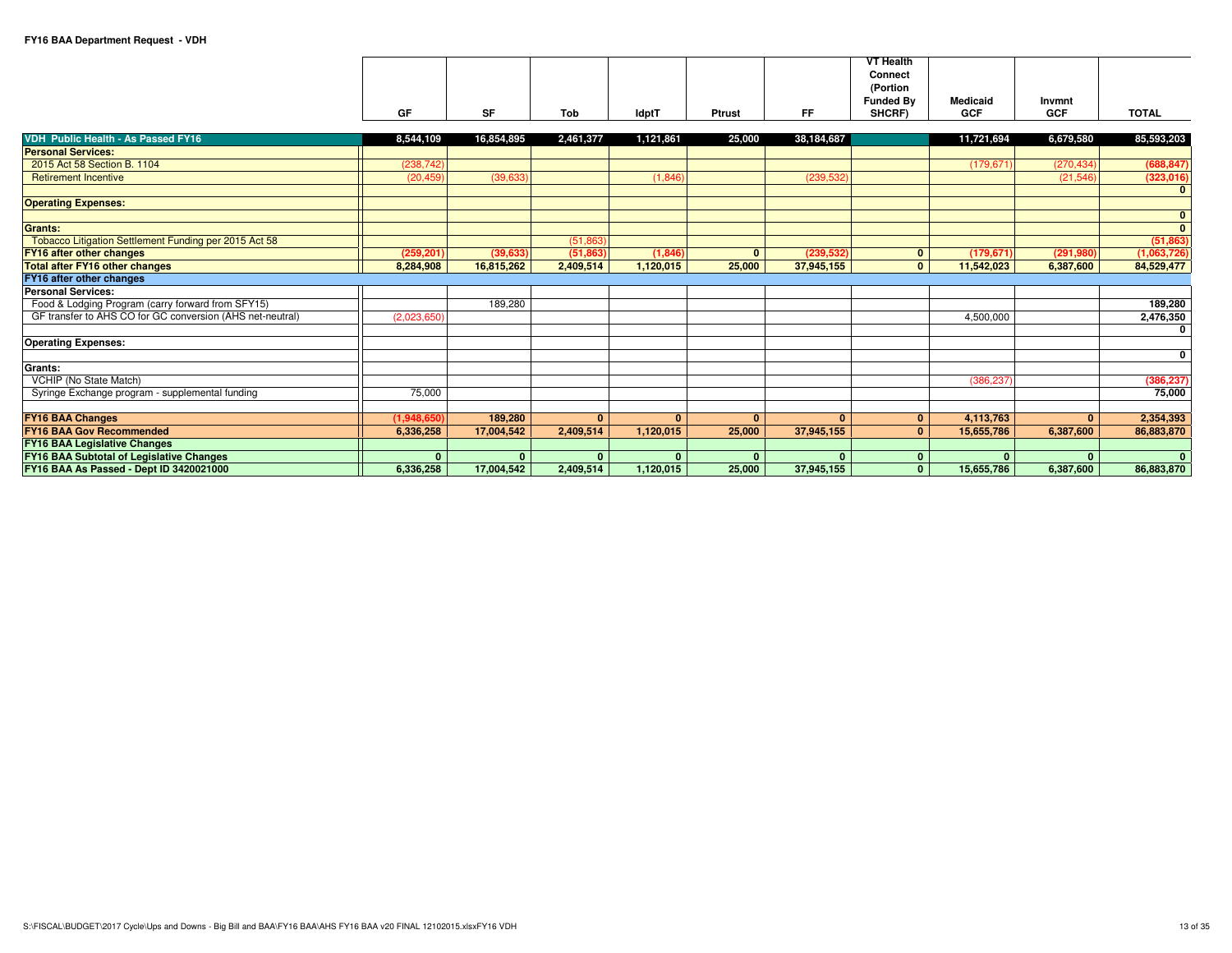**FY16 BAA Department Request - VDH**

| | GF | SF | Tob | IdptT | Ptrust | FF | VT Health Connect (Portion Funded By SHCRF) | Medicaid GCF | Invmnt GCF | TOTAL |
|---|---|---|---|---|---|---|---|---|---|---|
| **VDH Public Health - As Passed FY16** | 8,544,109 | 16,854,895 | 2,461,377 | 1,121,861 | 25,000 | 38,184,687 | | 11,721,694 | 6,679,580 | 85,593,203 |
| **Personal Services:** | | | | | | | | | | |
| 2015 Act 58 Section B. 1104 | (238,742) | | | | | | | (179,671) | (270,434) | **(688,847)** |
| Retirement Incentive | (20,459) | (39,633) | | (1,846) | | (239,532) | | | (21,546) | **(323,016)** |
| | | | | | | | | | | **0** |
| **Operating Expenses:** | | | | | | | | | | |
| | | | | | | | | | | **0** |
| **Grants:** | | | | | | | | | | **0** |
| Tobacco Litigation Settlement Funding per 2015 Act 58 | | | (51,863) | | | | | | | **(51,863)** |
| **FY16 after other changes** | **(259,201)** | **(39,633)** | **(51,863)** | **(1,846)** | **0** | **(239,532)** | **0** | **(179,671)** | **(291,980)** | **(1,063,726)** |
| **Total after FY16 other changes** | **8,284,908** | **16,815,262** | **2,409,514** | **1,120,015** | **25,000** | **37,945,155** | **0** | **11,542,023** | **6,387,600** | **84,529,477** |
| **FY16 after other changes** | | | | | | | | | | |
| **Personal Services:** | | | | | | | | | | |
| Food & Lodging Program (carry forward from SFY15) | | 189,280 | | | | | | | | **189,280** |
| GF transfer to AHS CO for GC conversion (AHS net-neutral) | (2,023,650) | | | | | | | 4,500,000 | | **2,476,350** |
| | | | | | | | | | | **0** |
| **Operating Expenses:** | | | | | | | | | | |
| | | | | | | | | | | **0** |
| **Grants:** | | | | | | | | | | |
| VCHIP (No State Match) | | | | | | | | (386,237) | | **(386,237)** |
| Syringe Exchange program - supplemental funding | 75,000 | | | | | | | | | **75,000** |
| | | | | | | | | | | |
| **FY16 BAA Changes** | **(1,948,650)** | **189,280** | **0** | **0** | **0** | **0** | **0** | **4,113,763** | **0** | **2,354,393** |
| **FY16 BAA Gov Recommended** | **6,336,258** | **17,004,542** | **2,409,514** | **1,120,015** | **25,000** | **37,945,155** | **0** | **15,655,786** | **6,387,600** | **86,883,870** |
| **FY16 BAA Legislative Changes** | | | | | | | | | | |
| **FY16 BAA Subtotal of Legislative Changes** | **0** | **0** | **0** | **0** | **0** | **0** | **0** | **0** | **0** | **0** |
| **FY16 BAA As Passed - Dept ID 3420021000** | **6,336,258** | **17,004,542** | **2,409,514** | **1,120,015** | **25,000** | **37,945,155** | **0** | **15,655,786** | **6,387,600** | **86,883,870** |

S:\FISCAL\BUDGET\2017 Cycle\Ups and Downs - Big Bill and BAA\FY16 BAA\AHS FY16 BAA v20 FINAL 12102015.xlsxFY16 VDH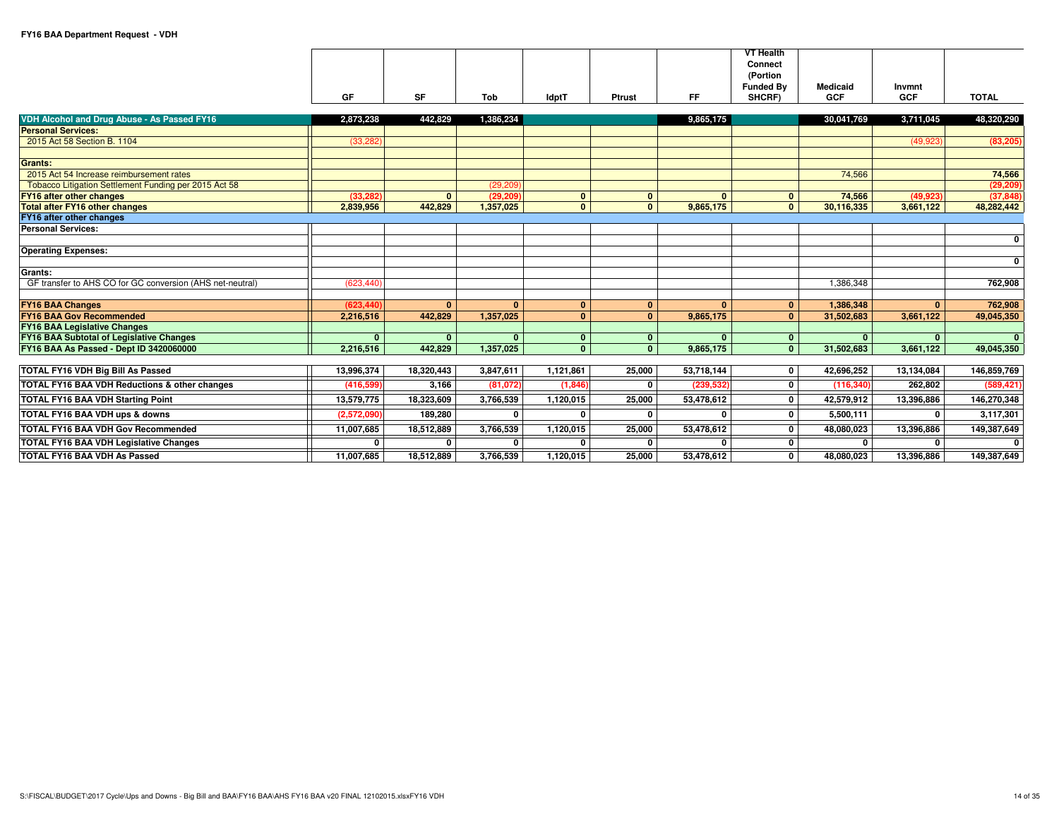**FY16 BAA Department Request - VDH**

| | GF | SF | Tob | IdptT | Ptrust | FF | VT Health Connect (Portion Funded By SHCRF) | Medicaid GCF | Invmnt GCF | TOTAL |
|---|---|---|---|---|---|---|---|---|---|---|
| **VDH Alcohol and Drug Abuse - As Passed FY16** | 2,873,238 | 442,829 | 1,386,234 | | | 9,865,175 | | 30,041,769 | 3,711,045 | 48,320,290 |
| **Personal Services:** | | | | | | | | | | |
| 2015 Act 58 Section B. 1104 | (33,282) | | | | | | | | (49,923) | (83,205) |
| | | | | | | | | | | |
| **Grants:** | | | | | | | | | | |
| 2015 Act 54 Increase reimbursement rates | | | | | | | | 74,566 | | 74,566 |
| Tobacco Litigation Settlement Funding per 2015 Act 58 | | | (29,209) | | | | | | | (29,209) |
| **FY16 after other changes** | (33,282) | 0 | (29,209) | 0 | 0 | 0 | 0 | 74,566 | (49,923) | (37,848) |
| **Total after FY16 other changes** | 2,839,956 | 442,829 | 1,357,025 | 0 | 0 | 9,865,175 | 0 | 30,116,335 | 3,661,122 | 48,282,442 |
| **FY16 after other changes** | | | | | | | | | | |
| **Personal Services:** | | | | | | | | | | |
| | | | | | | | | | | 0 |
| **Operating Expenses:** | | | | | | | | | | |
| | | | | | | | | | | 0 |
| **Grants:** | | | | | | | | | | |
| GF transfer to AHS CO for GC conversion (AHS net-neutral) | (623,440) | | | | | | | 1,386,348 | | 762,908 |
| | | | | | | | | | | |
| **FY16 BAA Changes** | (623,440) | 0 | 0 | 0 | 0 | 0 | 0 | 1,386,348 | 0 | 762,908 |
| **FY16 BAA Gov Recommended** | 2,216,516 | 442,829 | 1,357,025 | 0 | 0 | 9,865,175 | 0 | 31,502,683 | 3,661,122 | 49,045,350 |
| **FY16 BAA Legislative Changes** | | | | | | | | | | |
| **FY16 BAA Subtotal of Legislative Changes** | 0 | 0 | 0 | 0 | 0 | 0 | 0 | 0 | 0 | 0 |
| **FY16 BAA As Passed - Dept ID 3420060000** | 2,216,516 | 442,829 | 1,357,025 | 0 | 0 | 9,865,175 | 0 | 31,502,683 | 3,661,122 | 49,045,350 |
| | | | | | | | | | | |
| **TOTAL FY16 VDH Big Bill As Passed** | 13,996,374 | 18,320,443 | 3,847,611 | 1,121,861 | 25,000 | 53,718,144 | 0 | 42,696,252 | 13,134,084 | 146,859,769 |
| **TOTAL FY16 BAA VDH Reductions & other changes** | (416,599) | 3,166 | (81,072) | (1,846) | 0 | (239,532) | 0 | (116,340) | 262,802 | (589,421) |
| **TOTAL FY16 BAA VDH Starting Point** | 13,579,775 | 18,323,609 | 3,766,539 | 1,120,015 | 25,000 | 53,478,612 | 0 | 42,579,912 | 13,396,886 | 146,270,348 |
| **TOTAL FY16 BAA VDH ups & downs** | (2,572,090) | 189,280 | 0 | 0 | 0 | 0 | 0 | 5,500,111 | 0 | 3,117,301 |
| **TOTAL FY16 BAA VDH Gov Recommended** | 11,007,685 | 18,512,889 | 3,766,539 | 1,120,015 | 25,000 | 53,478,612 | 0 | 48,080,023 | 13,396,886 | 149,387,649 |
| **TOTAL FY16 BAA VDH Legislative Changes** | 0 | 0 | 0 | 0 | 0 | 0 | 0 | 0 | 0 | 0 |
| **TOTAL FY16 BAA VDH As Passed** | 11,007,685 | 18,512,889 | 3,766,539 | 1,120,015 | 25,000 | 53,478,612 | 0 | 48,080,023 | 13,396,886 | 149,387,649 |

S:\FISCAL\BUDGET\2017 Cycle\Ups and Downs - Big Bill and BAA\FY16 BAA\AHS FY16 BAA v20 FINAL 12102015.xlsxFY16 VDH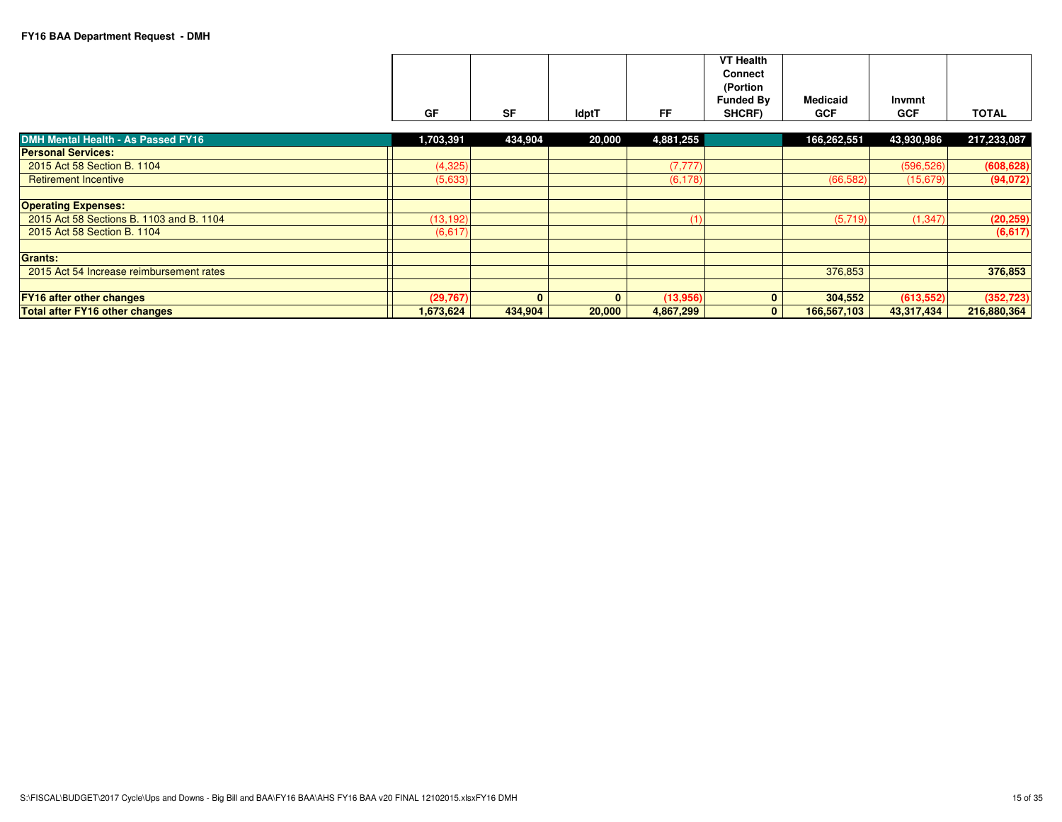**FY16 BAA Department Request - DMH**

| | GF | SF | IdptT | FF | VT Health Connect (Portion Funded By SHCRF) | Medicaid GCF | Invmnt GCF | TOTAL |
|---|---|---|---|---|---|---|---|---|
| **DMH Mental Health - As Passed FY16** | 1,703,391 | 434,904 | 20,000 | 4,881,255 | | 166,262,551 | 43,930,986 | 217,233,087 |
| **Personal Services:** | | | | | | | | |
| 2015 Act 58 Section B. 1104 | (4,325) | | | (7,777) | | | (596,526) | **(608,628)** |
| Retirement Incentive | (5,633) | | | (6,178) | | (66,582) | (15,679) | **(94,072)** |
| | | | | | | | | |
| **Operating Expenses:** | | | | | | | | |
| 2015 Act 58 Sections B. 1103 and B. 1104 | (13,192) | | | (1) | | (5,719) | (1,347) | **(20,259)** |
| 2015 Act 58 Section B. 1104 | (6,617) | | | | | | | **(6,617)** |
| | | | | | | | | |
| **Grants:** | | | | | | | | |
| 2015 Act 54 Increase reimbursement rates | | | | | | 376,853 | | **376,853** |
| | | | | | | | | |
| **FY16 after other changes** | **(29,767)** | **0** | **0** | **(13,956)** | **0** | **304,552** | **(613,552)** | **(352,723)** |
| **Total after FY16 other changes** | **1,673,624** | **434,904** | **20,000** | **4,867,299** | **0** | **166,567,103** | **43,317,434** | **216,880,364** |

S:\FISCAL\BUDGET\2017 Cycle\Ups and Downs - Big Bill and BAA\FY16 BAA\AHS FY16 BAA v20 FINAL 12102015.xlsxFY16 DMH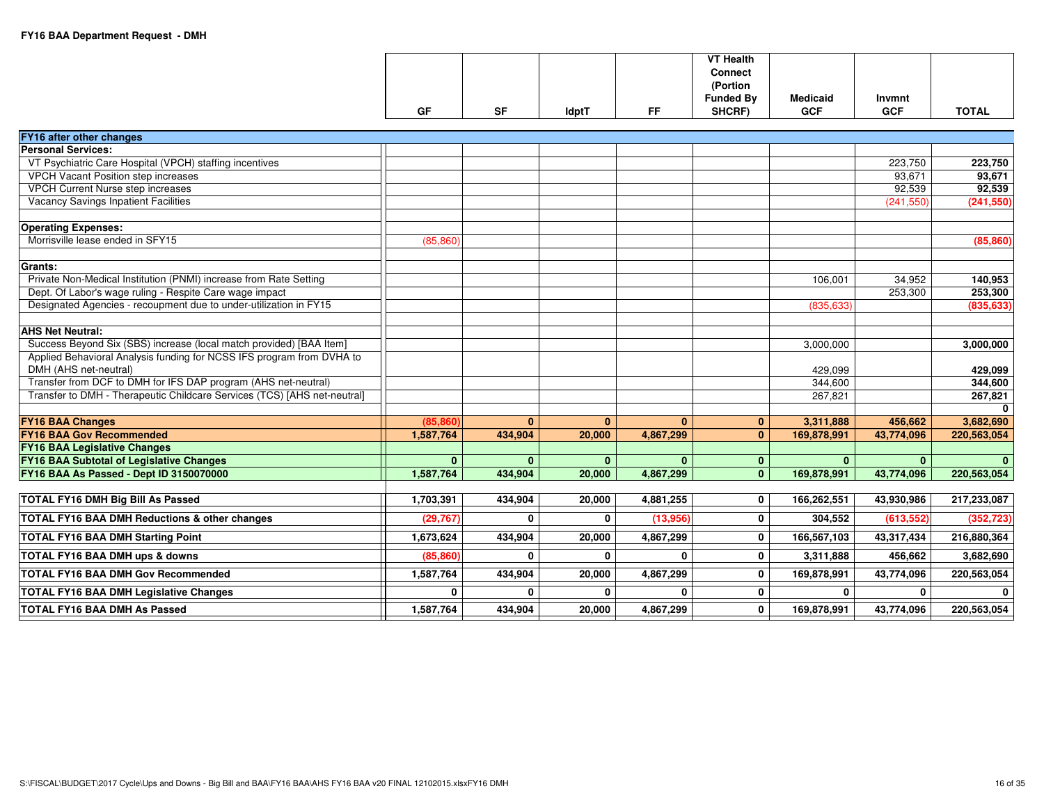**FY16 BAA Department Request - DMH**

| | GF | SF | IdptT | FF | VT Health Connect (Portion Funded By SHCRF) | Medicaid GCF | Invmnt GCF | TOTAL |
|---|---|---|---|---|---|---|---|---|
| **FY16 after other changes** | | | | | | | | |
| **Personal Services:** | | | | | | | | |
| VT Psychiatric Care Hospital (VPCH) staffing incentives | | | | | | | 223,750 | **223,750** |
| VPCH Vacant Position step increases | | | | | | | 93,671 | **93,671** |
| VPCH Current Nurse step increases | | | | | | | 92,539 | **92,539** |
| Vacancy Savings Inpatient Facilities | | | | | | | (241,550) | **(241,550)** |
| | | | | | | | | |
| **Operating Expenses:** | | | | | | | | |
| Morrisville lease ended in SFY15 | (85,860) | | | | | | | **(85,860)** |
| | | | | | | | | |
| **Grants:** | | | | | | | | |
| Private Non-Medical Institution (PNMI) increase from Rate Setting | | | | | | 106,001 | 34,952 | **140,953** |
| Dept. Of Labor's wage ruling - Respite Care wage impact | | | | | | | 253,300 | **253,300** |
| Designated Agencies - recoupment due to under-utilization in FY15 | | | | | | (835,633) | | **(835,633)** |
| | | | | | | | | |
| **AHS Net Neutral:** | | | | | | | | |
| Success Beyond Six (SBS) increase (local match provided) [BAA Item] | | | | | | 3,000,000 | | **3,000,000** |
| Applied Behavioral Analysis funding for NCSS IFS program from DVHA to DMH (AHS net-neutral) | | | | | | 429,099 | | **429,099** |
| Transfer from DCF to DMH for IFS DAP program (AHS net-neutral) | | | | | | 344,600 | | **344,600** |
| Transfer to DMH - Therapeutic Childcare Services (TCS) [AHS net-neutral] | | | | | | 267,821 | | **267,821** |
| | | | | | | | | **0** |
| **FY16 BAA Changes** | **(85,860)** | **0** | **0** | **0** | **0** | **3,311,888** | **456,662** | **3,682,690** |
| **FY16 BAA Gov Recommended** | **1,587,764** | **434,904** | **20,000** | **4,867,299** | **0** | **169,878,991** | **43,774,096** | **220,563,054** |
| **FY16 BAA Legislative Changes** | | | | | | | | |
| **FY16 BAA Subtotal of Legislative Changes** | **0** | **0** | **0** | **0** | **0** | **0** | **0** | **0** |
| **FY16 BAA As Passed - Dept ID 3150070000** | **1,587,764** | **434,904** | **20,000** | **4,867,299** | **0** | **169,878,991** | **43,774,096** | **220,563,054** |
| | | | | | | | | |
| **TOTAL FY16 DMH Big Bill As Passed** | **1,703,391** | **434,904** | **20,000** | **4,881,255** | **0** | **166,262,551** | **43,930,986** | **217,233,087** |
| **TOTAL FY16 BAA DMH Reductions & other changes** | **(29,767)** | **0** | **0** | **(13,956)** | **0** | **304,552** | **(613,552)** | **(352,723)** |
| **TOTAL FY16 BAA DMH Starting Point** | **1,673,624** | **434,904** | **20,000** | **4,867,299** | **0** | **166,567,103** | **43,317,434** | **216,880,364** |
| **TOTAL FY16 BAA DMH ups & downs** | **(85,860)** | **0** | **0** | **0** | **0** | **3,311,888** | **456,662** | **3,682,690** |
| **TOTAL FY16 BAA DMH Gov Recommended** | **1,587,764** | **434,904** | **20,000** | **4,867,299** | **0** | **169,878,991** | **43,774,096** | **220,563,054** |
| **TOTAL FY16 BAA DMH Legislative Changes** | **0** | **0** | **0** | **0** | **0** | **0** | **0** | **0** |
| **TOTAL FY16 BAA DMH As Passed** | **1,587,764** | **434,904** | **20,000** | **4,867,299** | **0** | **169,878,991** | **43,774,096** | **220,563,054** |

S:\FISCAL\BUDGET\2017 Cycle\Ups and Downs - Big Bill and BAA\FY16 BAA\AHS FY16 BAA v20 FINAL 12102015.xlsxFY16 DMH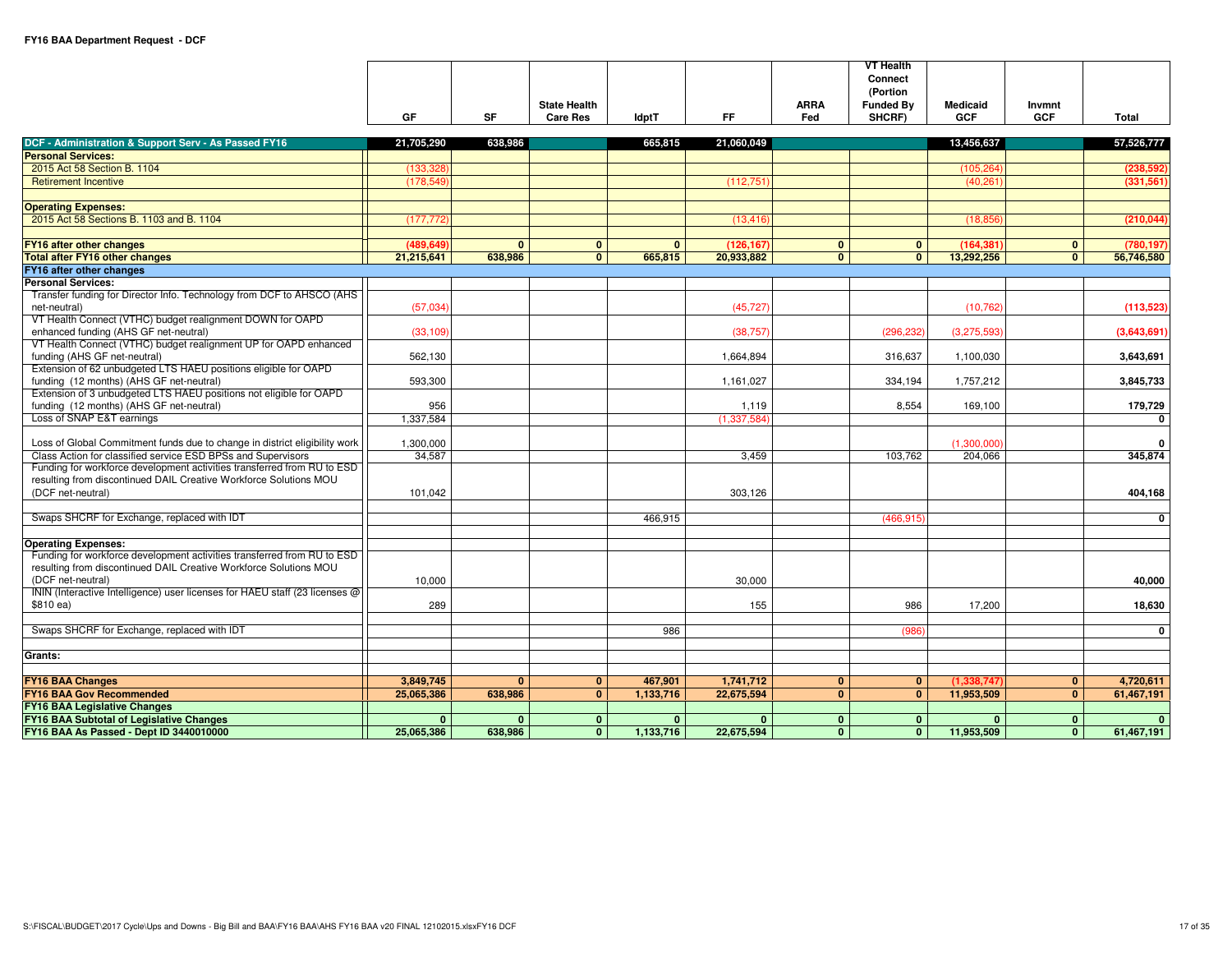**FY16 BAA Department Request - DCF**

| | GF | SF | State Health Care Res | IdptT | FF | ARRA Fed | VT Health Connect (Portion Funded By SHCRF) | Medicaid GCF | Invmnt GCF | Total |
|---|---|---|---|---|---|---|---|---|---|---|
| **DCF - Administration & Support Serv - As Passed FY16** | **21,705,290** | **638,986** | | **665,815** | **21,060,049** | | | **13,456,637** | | **57,526,777** |
| **Personal Services:** | | | | | | | | | | |
| 2015 Act 58 Section B. 1104 | (133,328) | | | | | | | (105,264) | | **(238,592)** |
| Retirement Incentive | (178,549) | | | | (112,751) | | | (40,261) | | **(331,561)** |
| | | | | | | | | | | |
| **Operating Expenses:** | | | | | | | | | | |
| 2015 Act 58 Sections B. 1103 and B. 1104 | (177,772) | | | | (13,416) | | | (18,856) | | **(210,044)** |
| | | | | | | | | | | |
| **FY16 after other changes** | **(489,649)** | **0** | **0** | **0** | **(126,167)** | **0** | **0** | **(164,381)** | **0** | **(780,197)** |
| **Total after FY16 other changes** | **21,215,641** | **638,986** | **0** | **665,815** | **20,933,882** | **0** | **0** | **13,292,256** | **0** | **56,746,580** |
| **FY16 after other changes** | | | | | | | | | | |
| **Personal Services:** | | | | | | | | | | |
| Transfer funding for Director Info. Technology from DCF to AHSCO (AHS net-neutral) | (57,034) | | | | (45,727) | | | (10,762) | | **(113,523)** |
| VT Health Connect (VTHC) budget realignment DOWN for OAPD enhanced funding (AHS GF net-neutral) | (33,109) | | | | (38,757) | | (296,232) | (3,275,593) | | **(3,643,691)** |
| VT Health Connect (VTHC) budget realignment UP for OAPD enhanced funding (AHS GF net-neutral) | 562,130 | | | | 1,664,894 | | 316,637 | 1,100,030 | | **3,643,691** |
| Extension of 62 unbudgeted LTS HAEU positions eligible for OAPD funding (12 months) (AHS GF net-neutral) | 593,300 | | | | 1,161,027 | | 334,194 | 1,757,212 | | **3,845,733** |
| Extension of 3 unbudgeted LTS HAEU positions not eligible for OAPD funding (12 months) (AHS GF net-neutral) | 956 | | | | 1,119 | | 8,554 | 169,100 | | **179,729** |
| Loss of SNAP E&T earnings | 1,337,584 | | | | (1,337,584) | | | | | **0** |
| | | | | | | | | | | |
| Loss of Global Commitment funds due to change in district eligibility work | 1,300,000 | | | | | | | (1,300,000) | | **0** |
| Class Action for classified service ESD BPSs and Supervisors | 34,587 | | | | 3,459 | | 103,762 | 204,066 | | **345,874** |
| Funding for workforce development activities transferred from RU to ESD resulting from discontinued DAIL Creative Workforce Solutions MOU (DCF net-neutral) | 101,042 | | | | 303,126 | | | | | **404,168** |
| | | | | | | | | | | |
| Swaps SHCRF for Exchange, replaced with IDT | | | | 466,915 | | | (466,915) | | | **0** |
| | | | | | | | | | | |
| **Operating Expenses:** | | | | | | | | | | |
| Funding for workforce development activities transferred from RU to ESD resulting from discontinued DAIL Creative Workforce Solutions MOU (DCF net-neutral) | 10,000 | | | | 30,000 | | | | | **40,000** |
| ININ (Interactive Intelligence) user licenses for HAEU staff (23 licenses @ $810 ea) | 289 | | | | 155 | | 986 | 17,200 | | **18,630** |
| | | | | | | | | | | |
| Swaps SHCRF for Exchange, replaced with IDT | | | | 986 | | | (986) | | | **0** |
| | | | | | | | | | | |
| **Grants:** | | | | | | | | | | |
| | | | | | | | | | | |
| **FY16 BAA Changes** | **3,849,745** | **0** | **0** | **467,901** | **1,741,712** | **0** | **0** | **(1,338,747)** | **0** | **4,720,611** |
| **FY16 BAA Gov Recommended** | **25,065,386** | **638,986** | **0** | **1,133,716** | **22,675,594** | **0** | **0** | **11,953,509** | **0** | **61,467,191** |
| **FY16 BAA Legislative Changes** | | | | | | | | | | |
| **FY16 BAA Subtotal of Legislative Changes** | **0** | **0** | **0** | **0** | **0** | **0** | **0** | **0** | **0** | **0** |
| **FY16 BAA As Passed - Dept ID 3440010000** | **25,065,386** | **638,986** | **0** | **1,133,716** | **22,675,594** | **0** | **0** | **11,953,509** | **0** | **61,467,191** |

S:\FISCAL\BUDGET\2017 Cycle\Ups and Downs - Big Bill and BAA\FY16 BAA\AHS FY16 BAA v20 FINAL 12102015.xlsxFY16 DCF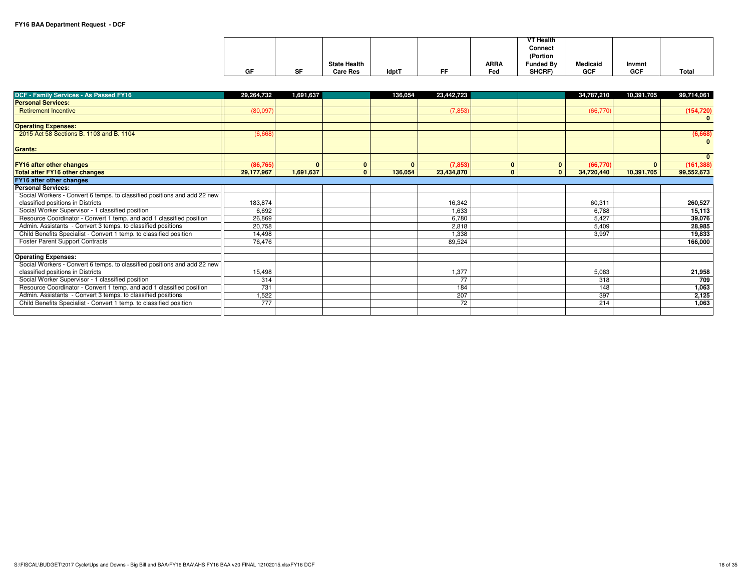**FY16 BAA Department Request - DCF**

| | GF | SF | State Health Care Res | IdptT | FF | ARRA Fed | VT Health Connect (Portion Funded By SHCRF) | Medicaid GCF | Invmnt GCF | Total |
|---|---|---|---|---|---|---|---|---|---|---|
| **DCF - Family Services - As Passed FY16** | 29,264,732 | 1,691,637 | | 136,054 | 23,442,723 | | | 34,787,210 | 10,391,705 | 99,714,061 |
| **Personal Services:** | | | | | | | | | | |
| Retirement Incentive | (80,097) | | | | (7,853) | | | (66,770) | | (154,720) |
| | | | | | | | | | | 0 |
| **Operating Expenses:** | | | | | | | | | | |
| 2015 Act 58 Sections B. 1103 and B. 1104 | (6,668) | | | | | | | | | (6,668) |
| | | | | | | | | | | 0 |
| **Grants:** | | | | | | | | | | |
| | | | | | | | | | | 0 |
| **FY16 after other changes** | (86,765) | 0 | 0 | 0 | (7,853) | 0 | 0 | (66,770) | 0 | (161,388) |
| **Total after FY16 other changes** | 29,177,967 | 1,691,637 | 0 | 136,054 | 23,434,870 | 0 | 0 | 34,720,440 | 10,391,705 | 99,552,673 |
| **FY16 after other changes** | | | | | | | | | | |
| **Personal Services:** | | | | | | | | | | |
| Social Workers - Convert 6 temps. to classified positions and add 22 new classified positions in Districts | 183,874 | | | | 16,342 | | | 60,311 | | 260,527 |
| Social Worker Supervisor - 1 classified position | 6,692 | | | | 1,633 | | | 6,788 | | 15,113 |
| Resource Coordinator - Convert 1 temp. and add 1 classified position | 26,869 | | | | 6,780 | | | 5,427 | | 39,076 |
| Admin. Assistants - Convert 3 temps. to classified positions | 20,758 | | | | 2,818 | | | 5,409 | | 28,985 |
| Child Benefits Specialist - Convert 1 temp. to classified position | 14,498 | | | | 1,338 | | | 3,997 | | 19,833 |
| Foster Parent Support Contracts | 76,476 | | | | 89,524 | | | | | 166,000 |
| | | | | | | | | | | |
| **Operating Expenses:** | | | | | | | | | | |
| Social Workers - Convert 6 temps. to classified positions and add 22 new classified positions in Districts | 15,498 | | | | 1,377 | | | 5,083 | | 21,958 |
| Social Worker Supervisor - 1 classified position | 314 | | | | 77 | | | 318 | | 709 |
| Resource Coordinator - Convert 1 temp. and add 1 classified position | 731 | | | | 184 | | | 148 | | 1,063 |
| Admin. Assistants - Convert 3 temps. to classified positions | 1,522 | | | | 207 | | | 397 | | 2,125 |
| Child Benefits Specialist - Convert 1 temp. to classified position | 777 | | | | 72 | | | 214 | | 1,063 |
| | | | | | | | | | | |

S:\FISCAL\BUDGET\2017 Cycle\Ups and Downs - Big Bill and BAA\FY16 BAA\AHS FY16 BAA v20 FINAL 12102015.xlsxFY16 DCF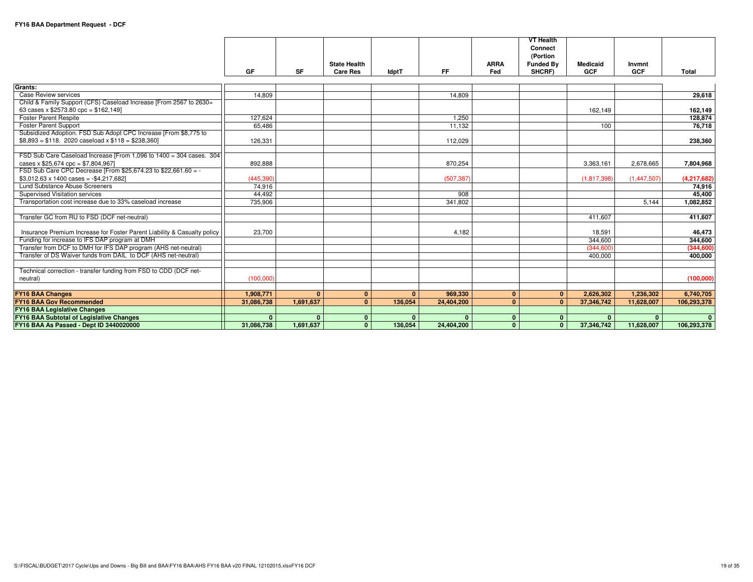**FY16 BAA Department Request - DCF**

| | GF | SF | State Health Care Res | IdptT | FF | ARRA Fed | VT Health Connect (Portion Funded By SHCRF) | Medicaid GCF | Invmnt GCF | Total |
|---|---|---|---|---|---|---|---|---|---|---|
| **Grants:** | | | | | | | | | | |
| Case Review services | 14,809 | | | | 14,809 | | | | | **29,618** |
| Child & Family Support (CFS) Caseload Increase [From 2567 to 2630= 63 cases x $2573.80 cpc = $162,149] | | | | | | | | 162,149 | | **162,149** |
| Foster Parent Respite | 127,624 | | | | 1,250 | | | | | **128,874** |
| Foster Parent Support | 65,486 | | | | 11,132 | | | 100 | | **76,718** |
| Subsidized Adoption. FSD Sub Adopt CPC Increase [From $8,775 to $8,893 = $118. 2020 caseload x $118 = $238,360] | 126,331 | | | | 112,029 | | | | | **238,360** |
| | | | | | | | | | | |
| FSD Sub Care Caseload Increase [From 1,096 to 1400 = 304 cases. 304 cases x $25,674 cpc = $7,804,967] | 892,888 | | | | 870,254 | | | 3,363,161 | 2,678,665 | **7,804,968** |
| FSD Sub Care CPC Decrease [From $25,674.23 to $22,661.60 = -$3,012.63 x 1400 cases = -$4,217,682] | (445,390) | | | | (507,387) | | | (1,817,398) | (1,447,507) | **(4,217,682)** |
| Lund Substance Abuse Screeners | 74,916 | | | | | | | | | **74,916** |
| Supervised Visitation services | 44,492 | | | | 908 | | | | | **45,400** |
| Transportation cost increase due to 33% caseload increase | 735,906 | | | | 341,802 | | | | 5,144 | **1,082,852** |
| | | | | | | | | | | |
| Transfer GC from RU to FSD (DCF net-neutral) | | | | | | | | 411,607 | | **411,607** |
| | | | | | | | | | | |
| Insurance Premium Increase for Foster Parent Liability & Casualty policy | 23,700 | | | | 4,182 | | | 18,591 | | **46,473** |
| Funding for increase to IFS DAP program at DMH | | | | | | | | 344,600 | | **344,600** |
| Transfer from DCF to DMH for IFS DAP program (AHS net-neutral) | | | | | | | | (344,600) | | **(344,600)** |
| Transfer of DS Waiver funds from DAIL to DCF (AHS net-neutral) | | | | | | | | 400,000 | | **400,000** |
| | | | | | | | | | | |
| Technical correction - transfer funding from FSD to CDD (DCF net-neutral) | (100,000) | | | | | | | | | **(100,000)** |
| | | | | | | | | | | |
| **FY16 BAA Changes** | **1,908,771** | **0** | **0** | **0** | **969,330** | **0** | **0** | **2,626,302** | **1,236,302** | **6,740,705** |
| **FY16 BAA Gov Recommended** | **31,086,738** | **1,691,637** | **0** | **136,054** | **24,404,200** | **0** | **0** | **37,346,742** | **11,628,007** | **106,293,378** |
| **FY16 BAA Legislative Changes** | | | | | | | | | | |
| **FY16 BAA Subtotal of Legislative Changes** | **0** | **0** | **0** | **0** | **0** | **0** | **0** | **0** | **0** | **0** |
| **FY16 BAA As Passed - Dept ID 3440020000** | **31,086,738** | **1,691,637** | **0** | **136,054** | **24,404,200** | **0** | **0** | **37,346,742** | **11,628,007** | **106,293,378** |

S:\FISCAL\BUDGET\2017 Cycle\Ups and Downs - Big Bill and BAA\FY16 BAA\AHS FY16 BAA v20 FINAL 12102015.xlsxFY16 DCF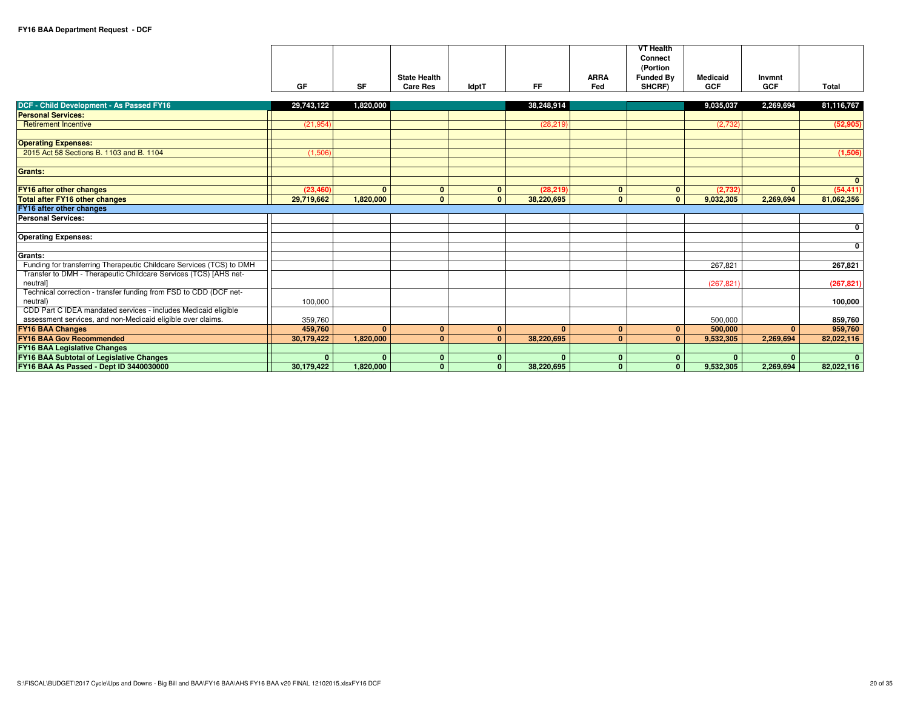**FY16 BAA Department Request - DCF**

| | GF | SF | State Health Care Res | IdptT | FF | ARRA Fed | VT Health Connect (Portion Funded By SHCRF) | Medicaid GCF | Invmnt GCF | Total |
|---|---|---|---|---|---|---|---|---|---|---|
| **DCF - Child Development - As Passed FY16** | 29,743,122 | 1,820,000 | | | 38,248,914 | | | 9,035,037 | 2,269,694 | 81,116,767 |
| **Personal Services:** | | | | | | | | | | |
| Retirement Incentive | (21,954) | | | | (28,219) | | | (2,732) | | (52,905) |
| | | | | | | | | | | |
| **Operating Expenses:** | | | | | | | | | | |
| 2015 Act 58 Sections B. 1103 and B. 1104 | (1,506) | | | | | | | | | (1,506) |
| | | | | | | | | | | |
| **Grants:** | | | | | | | | | | |
| | | | | | | | | | | 0 |
| **FY16 after other changes** | (23,460) | 0 | 0 | 0 | (28,219) | 0 | 0 | (2,732) | 0 | (54,411) |
| **Total after FY16 other changes** | 29,719,662 | 1,820,000 | 0 | 0 | 38,220,695 | 0 | 0 | 9,032,305 | 2,269,694 | 81,062,356 |
| **FY16 after other changes** | | | | | | | | | | |
| **Personal Services:** | | | | | | | | | | |
| | | | | | | | | | | 0 |
| **Operating Expenses:** | | | | | | | | | | |
| | | | | | | | | | | 0 |
| **Grants:** | | | | | | | | | | |
| Funding for transferring Therapeutic Childcare Services (TCS) to DMH | | | | | | | | 267,821 | | 267,821 |
| Transfer to DMH - Therapeutic Childcare Services (TCS) [AHS net-neutral] | | | | | | | | (267,821) | | (267,821) |
| Technical correction - transfer funding from FSD to CDD (DCF net-neutral) | 100,000 | | | | | | | | | 100,000 |
| CDD Part C IDEA mandated services - includes Medicaid eligible assessment services, and non-Medicaid eligible over claims. | 359,760 | | | | | | | 500,000 | | 859,760 |
| **FY16 BAA Changes** | 459,760 | 0 | 0 | 0 | 0 | 0 | 0 | 500,000 | 0 | 959,760 |
| **FY16 BAA Gov Recommended** | 30,179,422 | 1,820,000 | 0 | 0 | 38,220,695 | 0 | 0 | 9,532,305 | 2,269,694 | 82,022,116 |
| **FY16 BAA Legislative Changes** | | | | | | | | | | |
| **FY16 BAA Subtotal of Legislative Changes** | 0 | 0 | 0 | 0 | 0 | 0 | 0 | 0 | 0 | 0 |
| **FY16 BAA As Passed - Dept ID 3440030000** | 30,179,422 | 1,820,000 | 0 | 0 | 38,220,695 | 0 | 0 | 9,532,305 | 2,269,694 | 82,022,116 |

S:\FISCAL\BUDGET\2017 Cycle\Ups and Downs - Big Bill and BAA\FY16 BAA\AHS FY16 BAA v20 FINAL 12102015.xlsxFY16 DCF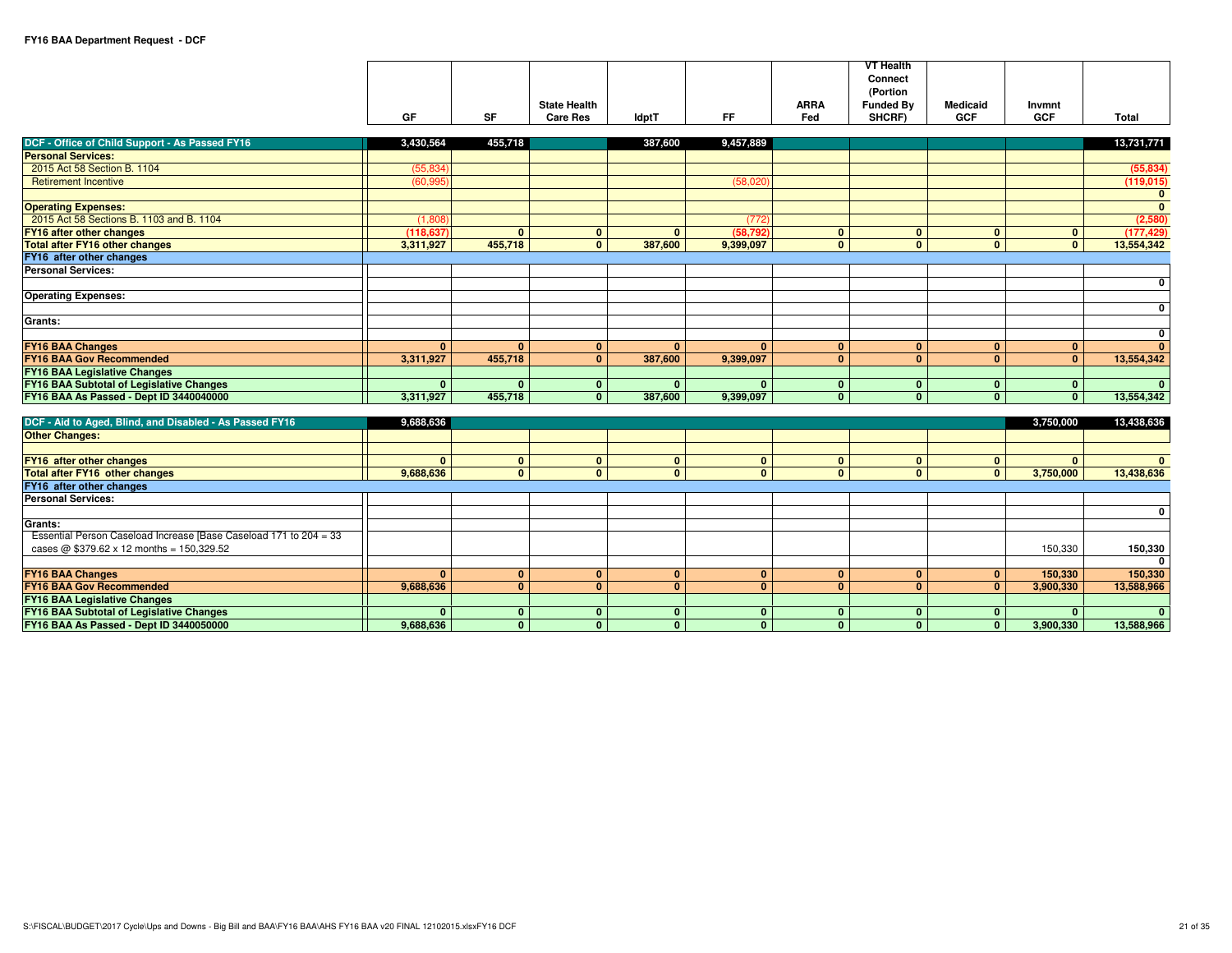**FY16 BAA Department Request - DCF**

| | GF | SF | State Health Care Res | IdptT | FF | ARRA Fed | VT Health Connect (Portion Funded By SHCRF) | Medicaid GCF | Invmnt GCF | Total |
|---|---|---|---|---|---|---|---|---|---|---|
| **DCF - Office of Child Support - As Passed FY16** | 3,430,564 | 455,718 | | 387,600 | 9,457,889 | | | | | 13,731,771 |
| **Personal Services:** | | | | | | | | | | |
| 2015 Act 58 Section B. 1104 | (55,834) | | | | | | | | | (55,834) |
| Retirement Incentive | (60,995) | | | | (58,020) | | | | | (119,015) |
| | | | | | | | | | | 0 |
| **Operating Expenses:** | | | | | | | | | | 0 |
| 2015 Act 58 Sections B. 1103 and B. 1104 | (1,808) | | | | (772) | | | | | (2,580) |
| **FY16 after other changes** | (118,637) | 0 | 0 | 0 | (58,792) | 0 | 0 | 0 | 0 | (177,429) |
| **Total after FY16 other changes** | 3,311,927 | 455,718 | 0 | 387,600 | 9,399,097 | 0 | 0 | 0 | 0 | 13,554,342 |
| **FY16 after other changes** | | | | | | | | | | |
| **Personal Services:** | | | | | | | | | | |
| | | | | | | | | | | 0 |
| **Operating Expenses:** | | | | | | | | | | |
| | | | | | | | | | | 0 |
| **Grants:** | | | | | | | | | | |
| | | | | | | | | | | 0 |
| **FY16 BAA Changes** | 0 | 0 | 0 | 0 | 0 | 0 | 0 | 0 | 0 | 0 |
| **FY16 BAA Gov Recommended** | 3,311,927 | 455,718 | 0 | 387,600 | 9,399,097 | 0 | 0 | 0 | 0 | 13,554,342 |
| **FY16 BAA Legislative Changes** | | | | | | | | | | |
| **FY16 BAA Subtotal of Legislative Changes** | 0 | 0 | 0 | 0 | 0 | 0 | 0 | 0 | 0 | 0 |
| **FY16 BAA As Passed - Dept ID 3440040000** | 3,311,927 | 455,718 | 0 | 387,600 | 9,399,097 | 0 | 0 | 0 | 0 | 13,554,342 |

| | GF | SF | State Health Care Res | IdptT | FF | ARRA Fed | VT Health Connect (Portion Funded By SHCRF) | Medicaid GCF | Invmnt GCF | Total |
|---|---|---|---|---|---|---|---|---|---|---|
| **DCF - Aid to Aged, Blind, and Disabled - As Passed FY16** | 9,688,636 | | | | | | | | 3,750,000 | 13,438,636 |
| **Other Changes:** | | | | | | | | | | |
| | | | | | | | | | | |
| **FY16 after other changes** | 0 | 0 | 0 | 0 | 0 | 0 | 0 | 0 | 0 | 0 |
| **Total after FY16 other changes** | 9,688,636 | 0 | 0 | 0 | 0 | 0 | 0 | 0 | 3,750,000 | 13,438,636 |
| **FY16 after other changes** | | | | | | | | | | |
| **Personal Services:** | | | | | | | | | | |
| | | | | | | | | | | 0 |
| **Grants:** | | | | | | | | | | |
| Essential Person Caseload Increase [Base Caseload 171 to 204 = 33 cases @ $379.62 x 12 months = 150,329.52 | | | | | | | | | 150,330 | 150,330 |
| | | | | | | | | | | 0 |
| **FY16 BAA Changes** | 0 | 0 | 0 | 0 | 0 | 0 | 0 | 0 | 150,330 | 150,330 |
| **FY16 BAA Gov Recommended** | 9,688,636 | 0 | 0 | 0 | 0 | 0 | 0 | 0 | 3,900,330 | 13,588,966 |
| **FY16 BAA Legislative Changes** | | | | | | | | | | |
| **FY16 BAA Subtotal of Legislative Changes** | 0 | 0 | 0 | 0 | 0 | 0 | 0 | 0 | 0 | 0 |
| **FY16 BAA As Passed - Dept ID 3440050000** | 9,688,636 | 0 | 0 | 0 | 0 | 0 | 0 | 0 | 3,900,330 | 13,588,966 |

S:\FISCAL\BUDGET\2017 Cycle\Ups and Downs - Big Bill and BAA\FY16 BAA\AHS FY16 BAA v20 FINAL 12102015.xlsxFY16 DCF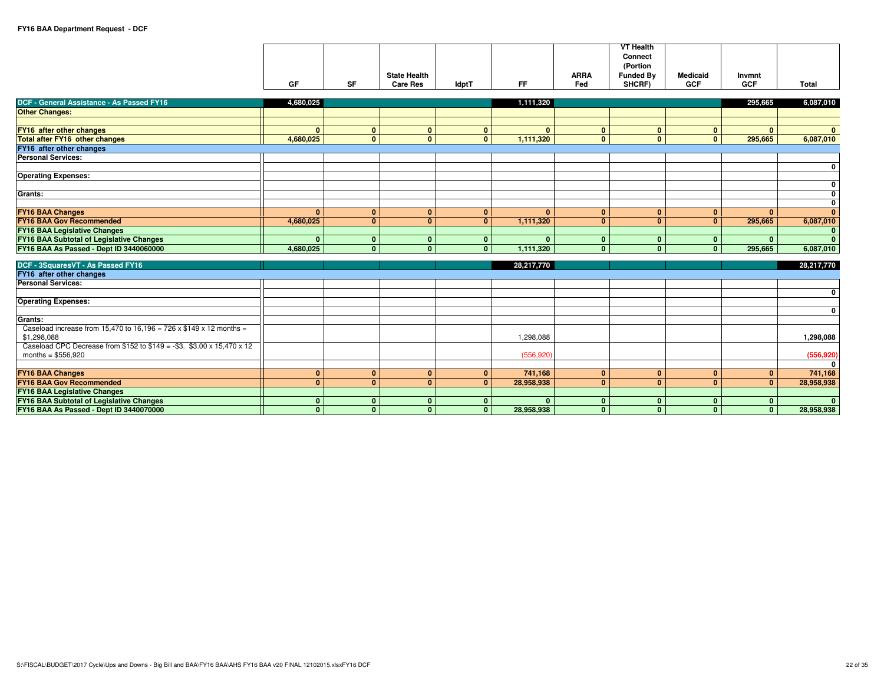**FY16 BAA Department Request - DCF**

| | GF | SF | State Health Care Res | IdptT | FF | ARRA Fed | VT Health Connect (Portion Funded By SHCRF) | Medicaid GCF | Invmnt GCF | Total |
|---|---|---|---|---|---|---|---|---|---|---|
| **DCF - General Assistance - As Passed FY16** | **4,680,025** | | | | **1,111,320** | | | | **295,665** | **6,087,010** |
| **Other Changes:** | | | | | | | | | | |
| | | | | | | | | | | |
| **FY16 after other changes** | **0** | **0** | **0** | **0** | **0** | **0** | **0** | **0** | **0** | **0** |
| **Total after FY16 other changes** | **4,680,025** | **0** | **0** | **0** | **1,111,320** | **0** | **0** | **0** | **295,665** | **6,087,010** |
| **FY16 after other changes** | | | | | | | | | | |
| **Personal Services:** | | | | | | | | | | |
| | | | | | | | | | | **0** |
| **Operating Expenses:** | | | | | | | | | | |
| | | | | | | | | | | **0** |
| **Grants:** | | | | | | | | | | **0** |
| | | | | | | | | | | **0** |
| **FY16 BAA Changes** | **0** | **0** | **0** | **0** | **0** | **0** | **0** | **0** | **0** | **0** |
| **FY16 BAA Gov Recommended** | **4,680,025** | **0** | **0** | **0** | **1,111,320** | **0** | **0** | **0** | **295,665** | **6,087,010** |
| **FY16 BAA Legislative Changes** | | | | | | | | | | **0** |
| **FY16 BAA Subtotal of Legislative Changes** | **0** | **0** | **0** | **0** | **0** | **0** | **0** | **0** | **0** | **0** |
| **FY16 BAA As Passed - Dept ID 3440060000** | **4,680,025** | **0** | **0** | **0** | **1,111,320** | **0** | **0** | **0** | **295,665** | **6,087,010** |

| | GF | SF | State Health Care Res | IdptT | FF | ARRA Fed | VT Health Connect (Portion Funded By SHCRF) | Medicaid GCF | Invmnt GCF | Total |
|---|---|---|---|---|---|---|---|---|---|---|
| **DCF - 3SquaresVT - As Passed FY16** | | | | | **28,217,770** | | | | | **28,217,770** |
| **FY16 after other changes** | | | | | | | | | | |
| **Personal Services:** | | | | | | | | | | |
| | | | | | | | | | | **0** |
| **Operating Expenses:** | | | | | | | | | | |
| | | | | | | | | | | **0** |
| **Grants:** | | | | | | | | | | |
| Caseload increase from 15,470 to 16,196 = 726 x $149 x 12 months = $1,298,088 | | | | | 1,298,088 | | | | | **1,298,088** |
| Caseload CPC Decrease from $152 to $149 = -$3. $3.00 x 15,470 x 12 months = $556,920 | | | | | (556,920) | | | | | **(556,920)** |
| | | | | | | | | | | **0** |
| **FY16 BAA Changes** | **0** | **0** | **0** | **0** | **741,168** | **0** | **0** | **0** | **0** | **741,168** |
| **FY16 BAA Gov Recommended** | **0** | **0** | **0** | **0** | **28,958,938** | **0** | **0** | **0** | **0** | **28,958,938** |
| **FY16 BAA Legislative Changes** | | | | | | | | | | |
| **FY16 BAA Subtotal of Legislative Changes** | **0** | **0** | **0** | **0** | **0** | **0** | **0** | **0** | **0** | **0** |
| **FY16 BAA As Passed - Dept ID 3440070000** | **0** | **0** | **0** | **0** | **28,958,938** | **0** | **0** | **0** | **0** | **28,958,938** |

S:\FISCAL\BUDGET\2017 Cycle\Ups and Downs - Big Bill and BAA\FY16 BAA\AHS FY16 BAA v20 FINAL 12102015.xlsxFY16 DCF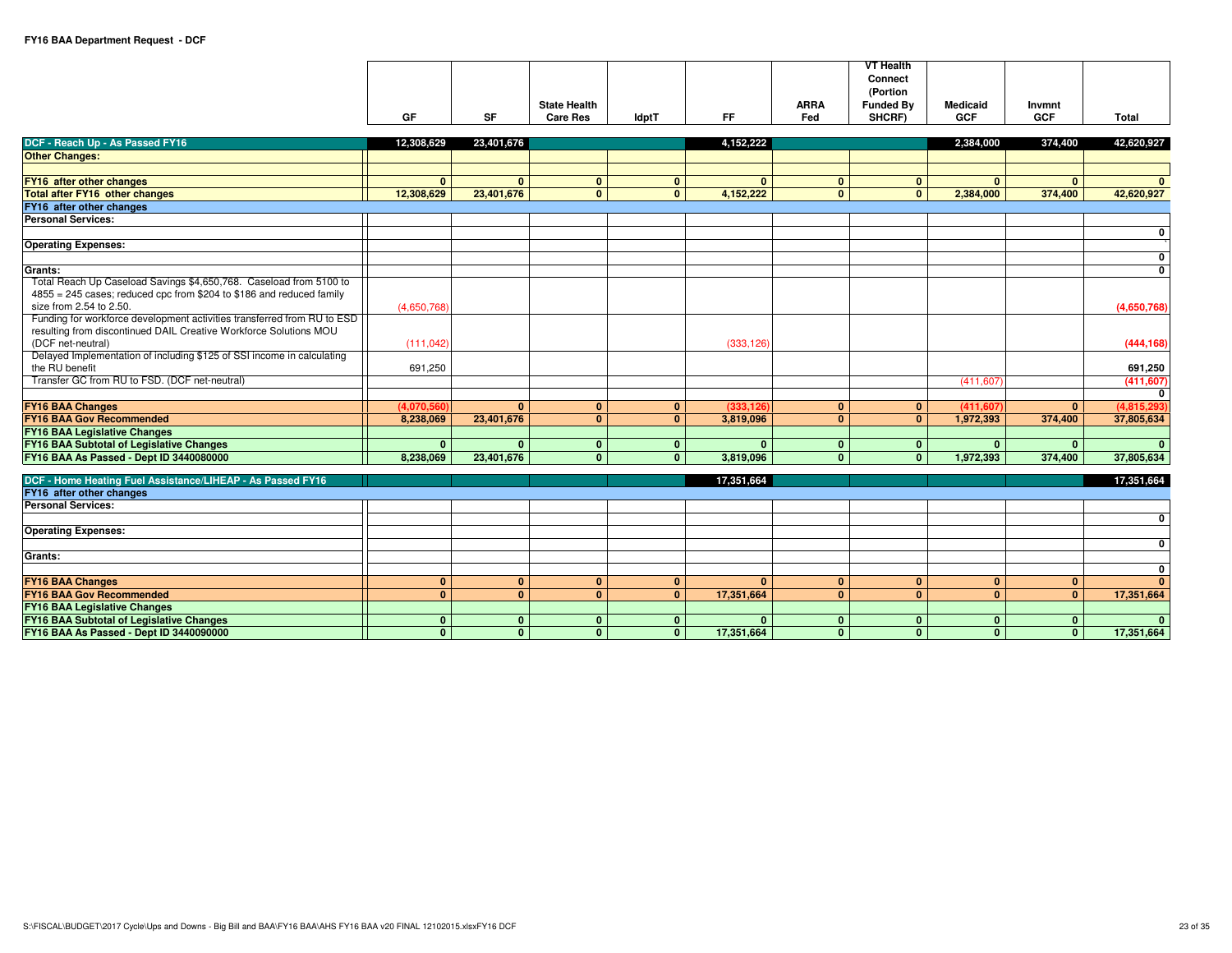**FY16 BAA Department Request - DCF**

| | GF | SF | State Health Care Res | IdptT | FF | ARRA Fed | VT Health Connect (Portion Funded By SHCRF) | Medicaid GCF | Invmnt GCF | Total |
|---|---|---|---|---|---|---|---|---|---|---|
| **DCF - Reach Up - As Passed FY16** | 12,308,629 | 23,401,676 | | | 4,152,222 | | | 2,384,000 | 374,400 | 42,620,927 |
| **Other Changes:** | | | | | | | | | | |
| | | | | | | | | | | |
| **FY16 after other changes** | 0 | 0 | 0 | 0 | 0 | 0 | 0 | 0 | 0 | 0 |
| **Total after FY16 other changes** | 12,308,629 | 23,401,676 | 0 | 0 | 4,152,222 | 0 | 0 | 2,384,000 | 374,400 | 42,620,927 |
| **FY16 after other changes** | | | | | | | | | | |
| **Personal Services:** | | | | | | | | | | |
| | | | | | | | | | | 0 |
| **Operating Expenses:** | | | | | | | | | | |
| | | | | | | | | | | 0 |
| **Grants:** | | | | | | | | | | 0 |
| Total Reach Up Caseload Savings $4,650,768. Caseload from 5100 to 4855 = 245 cases; reduced cpc from $204 to $186 and reduced family size from 2.54 to 2.50. | (4,650,768) | | | | | | | | | (4,650,768) |
| Funding for workforce development activities transferred from RU to ESD resulting from discontinued DAIL Creative Workforce Solutions MOU (DCF net-neutral) | (111,042) | | | | (333,126) | | | | | (444,168) |
| Delayed Implementation of including $125 of SSI income in calculating the RU benefit | 691,250 | | | | | | | | | 691,250 |
| Transfer GC from RU to FSD. (DCF net-neutral) | | | | | | | | (411,607) | | (411,607) |
| | | | | | | | | | | 0 |
| **FY16 BAA Changes** | (4,070,560) | 0 | 0 | 0 | (333,126) | 0 | 0 | (411,607) | 0 | (4,815,293) |
| **FY16 BAA Gov Recommended** | 8,238,069 | 23,401,676 | 0 | 0 | 3,819,096 | 0 | 0 | 1,972,393 | 374,400 | 37,805,634 |
| **FY16 BAA Legislative Changes** | | | | | | | | | | |
| **FY16 BAA Subtotal of Legislative Changes** | 0 | 0 | 0 | 0 | 0 | 0 | 0 | 0 | 0 | 0 |
| **FY16 BAA As Passed - Dept ID 3440080000** | 8,238,069 | 23,401,676 | 0 | 0 | 3,819,096 | 0 | 0 | 1,972,393 | 374,400 | 37,805,634 |

| | GF | SF | State Health Care Res | IdptT | FF | ARRA Fed | VT Health Connect (Portion Funded By SHCRF) | Medicaid GCF | Invmnt GCF | Total |
|---|---|---|---|---|---|---|---|---|---|---|
| **DCF - Home Heating Fuel Assistance/LIHEAP - As Passed FY16** | | | | | 17,351,664 | | | | | 17,351,664 |
| **FY16 after other changes** | | | | | | | | | | |
| **Personal Services:** | | | | | | | | | | |
| | | | | | | | | | | 0 |
| **Operating Expenses:** | | | | | | | | | | |
| | | | | | | | | | | 0 |
| **Grants:** | | | | | | | | | | |
| | | | | | | | | | | 0 |
| **FY16 BAA Changes** | 0 | 0 | 0 | 0 | 0 | 0 | 0 | 0 | 0 | 0 |
| **FY16 BAA Gov Recommended** | 0 | 0 | 0 | 0 | 17,351,664 | 0 | 0 | 0 | 0 | 17,351,664 |
| **FY16 BAA Legislative Changes** | | | | | | | | | | |
| **FY16 BAA Subtotal of Legislative Changes** | 0 | 0 | 0 | 0 | 0 | 0 | 0 | 0 | 0 | 0 |
| **FY16 BAA As Passed - Dept ID 3440090000** | 0 | 0 | 0 | 0 | 17,351,664 | 0 | 0 | 0 | 0 | 17,351,664 |

S:\FISCAL\BUDGET\2017 Cycle\Ups and Downs - Big Bill and BAA\FY16 BAA\AHS FY16 BAA v20 FINAL 12102015.xlsxFY16 DCF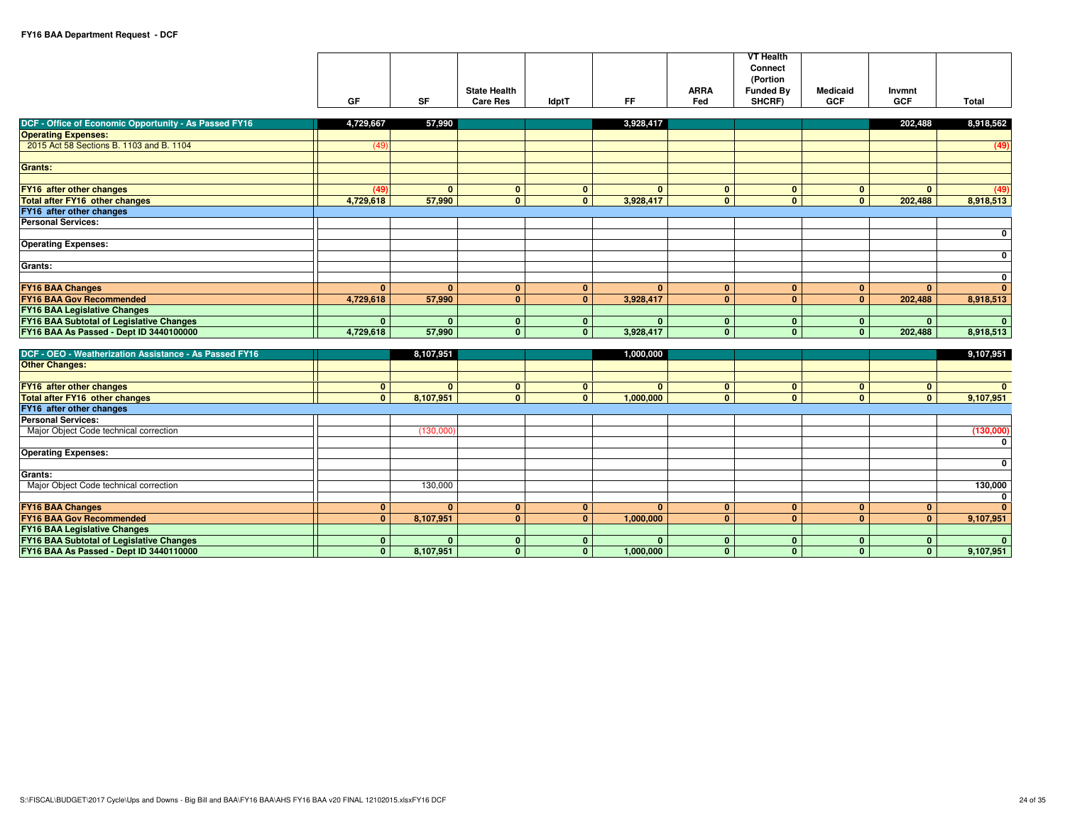**FY16 BAA Department Request - DCF**

| | GF | SF | State Health Care Res | IdptT | FF | ARRA Fed | VT Health Connect (Portion Funded By SHCRF) | Medicaid GCF | Invmnt GCF | Total |
|---|---|---|---|---|---|---|---|---|---|---|
| **DCF - Office of Economic Opportunity - As Passed FY16** | 4,729,667 | 57,990 | | | 3,928,417 | | | | 202,488 | 8,918,562 |
| **Operating Expenses:** | | | | | | | | | | |
| 2015 Act 58 Sections B. 1103 and B. 1104 | (49) | | | | | | | | | (49) |
| | | | | | | | | | | |
| **Grants:** | | | | | | | | | | |
| | | | | | | | | | | |
| **FY16 after other changes** | (49) | 0 | 0 | 0 | 0 | 0 | 0 | 0 | 0 | (49) |
| **Total after FY16 other changes** | 4,729,618 | 57,990 | 0 | 0 | 3,928,417 | 0 | 0 | 0 | 202,488 | 8,918,513 |
| **FY16 after other changes** | | | | | | | | | | |
| **Personal Services:** | | | | | | | | | | |
| | | | | | | | | | | 0 |
| **Operating Expenses:** | | | | | | | | | | |
| | | | | | | | | | | 0 |
| **Grants:** | | | | | | | | | | |
| | | | | | | | | | | 0 |
| **FY16 BAA Changes** | 0 | 0 | 0 | 0 | 0 | 0 | 0 | 0 | 0 | 0 |
| **FY16 BAA Gov Recommended** | 4,729,618 | 57,990 | 0 | 0 | 3,928,417 | 0 | 0 | 0 | 202,488 | 8,918,513 |
| **FY16 BAA Legislative Changes** | | | | | | | | | | |
| **FY16 BAA Subtotal of Legislative Changes** | 0 | 0 | 0 | 0 | 0 | 0 | 0 | 0 | 0 | 0 |
| **FY16 BAA As Passed - Dept ID 3440100000** | 4,729,618 | 57,990 | 0 | 0 | 3,928,417 | 0 | 0 | 0 | 202,488 | 8,918,513 |

| | GF | SF | State Health Care Res | IdptT | FF | ARRA Fed | VT Health Connect (Portion Funded By SHCRF) | Medicaid GCF | Invmnt GCF | Total |
|---|---|---|---|---|---|---|---|---|---|---|
| **DCF - OEO - Weatherization Assistance - As Passed FY16** | | 8,107,951 | | | 1,000,000 | | | | | 9,107,951 |
| **Other Changes:** | | | | | | | | | | |
| | | | | | | | | | | |
| **FY16 after other changes** | 0 | 0 | 0 | 0 | 0 | 0 | 0 | 0 | 0 | 0 |
| **Total after FY16 other changes** | 0 | 8,107,951 | 0 | 0 | 1,000,000 | 0 | 0 | 0 | 0 | 9,107,951 |
| **FY16 after other changes** | | | | | | | | | | |
| **Personal Services:** | | | | | | | | | | |
| Major Object Code technical correction | | (130,000) | | | | | | | | (130,000) |
| | | | | | | | | | | 0 |
| **Operating Expenses:** | | | | | | | | | | |
| | | | | | | | | | | 0 |
| **Grants:** | | | | | | | | | | |
| Major Object Code technical correction | | 130,000 | | | | | | | | 130,000 |
| | | | | | | | | | | 0 |
| **FY16 BAA Changes** | 0 | 0 | 0 | 0 | 0 | 0 | 0 | 0 | 0 | 0 |
| **FY16 BAA Gov Recommended** | 0 | 8,107,951 | 0 | 0 | 1,000,000 | 0 | 0 | 0 | 0 | 9,107,951 |
| **FY16 BAA Legislative Changes** | | | | | | | | | | |
| **FY16 BAA Subtotal of Legislative Changes** | 0 | 0 | 0 | 0 | 0 | 0 | 0 | 0 | 0 | 0 |
| **FY16 BAA As Passed - Dept ID 3440110000** | 0 | 8,107,951 | 0 | 0 | 1,000,000 | 0 | 0 | 0 | 0 | 9,107,951 |

S:\FISCAL\BUDGET\2017 Cycle\Ups and Downs - Big Bill and BAA\FY16 BAA\AHS FY16 BAA v20 FINAL 12102015.xlsxFY16 DCF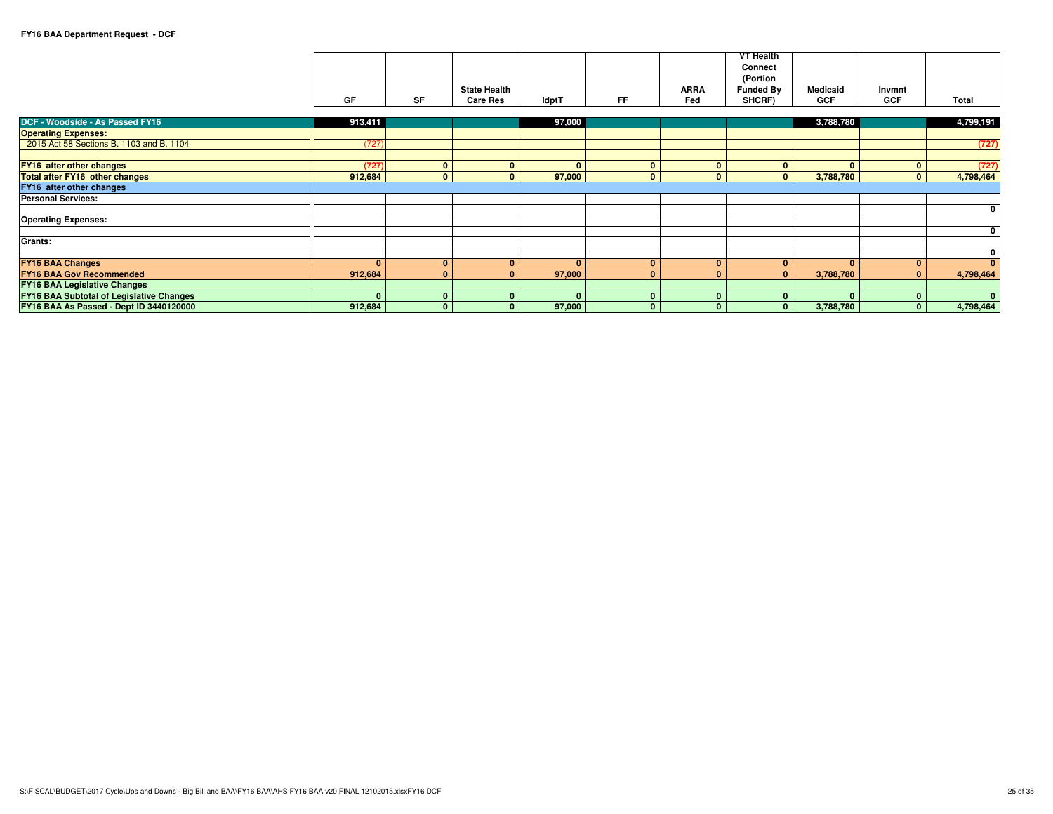**FY16 BAA Department Request - DCF**

| | GF | SF | State Health Care Res | IdptT | FF | ARRA Fed | VT Health Connect (Portion Funded By SHCRF) | Medicaid GCF | Invmnt GCF | Total |
|---|---|---|---|---|---|---|---|---|---|---|
| **DCF - Woodside - As Passed FY16** | 913,411 | | | 97,000 | | | | 3,788,780 | | 4,799,191 |
| **Operating Expenses:** | | | | | | | | | | |
| 2015 Act 58 Sections B. 1103 and B. 1104 | (727) | | | | | | | | | (727) |
| | | | | | | | | | | |
| **FY16 after other changes** | (727) | 0 | 0 | 0 | 0 | 0 | 0 | 0 | 0 | (727) |
| **Total after FY16 other changes** | 912,684 | 0 | 0 | 97,000 | 0 | 0 | 0 | 3,788,780 | 0 | 4,798,464 |
| **FY16 after other changes** | | | | | | | | | | |
| **Personal Services:** | | | | | | | | | | |
| | | | | | | | | | | 0 |
| **Operating Expenses:** | | | | | | | | | | |
| | | | | | | | | | | 0 |
| **Grants:** | | | | | | | | | | |
| | | | | | | | | | | 0 |
| **FY16 BAA Changes** | 0 | 0 | 0 | 0 | 0 | 0 | 0 | 0 | 0 | 0 |
| **FY16 BAA Gov Recommended** | 912,684 | 0 | 0 | 97,000 | 0 | 0 | 0 | 3,788,780 | 0 | 4,798,464 |
| **FY16 BAA Legislative Changes** | | | | | | | | | | |
| **FY16 BAA Subtotal of Legislative Changes** | 0 | 0 | 0 | 0 | 0 | 0 | 0 | 0 | 0 | 0 |
| **FY16 BAA As Passed - Dept ID 3440120000** | 912,684 | 0 | 0 | 97,000 | 0 | 0 | 0 | 3,788,780 | 0 | 4,798,464 |

S:\FISCAL\BUDGET\2017 Cycle\Ups and Downs - Big Bill and BAA\FY16 BAA\AHS FY16 BAA v20 FINAL 12102015.xlsxFY16 DCF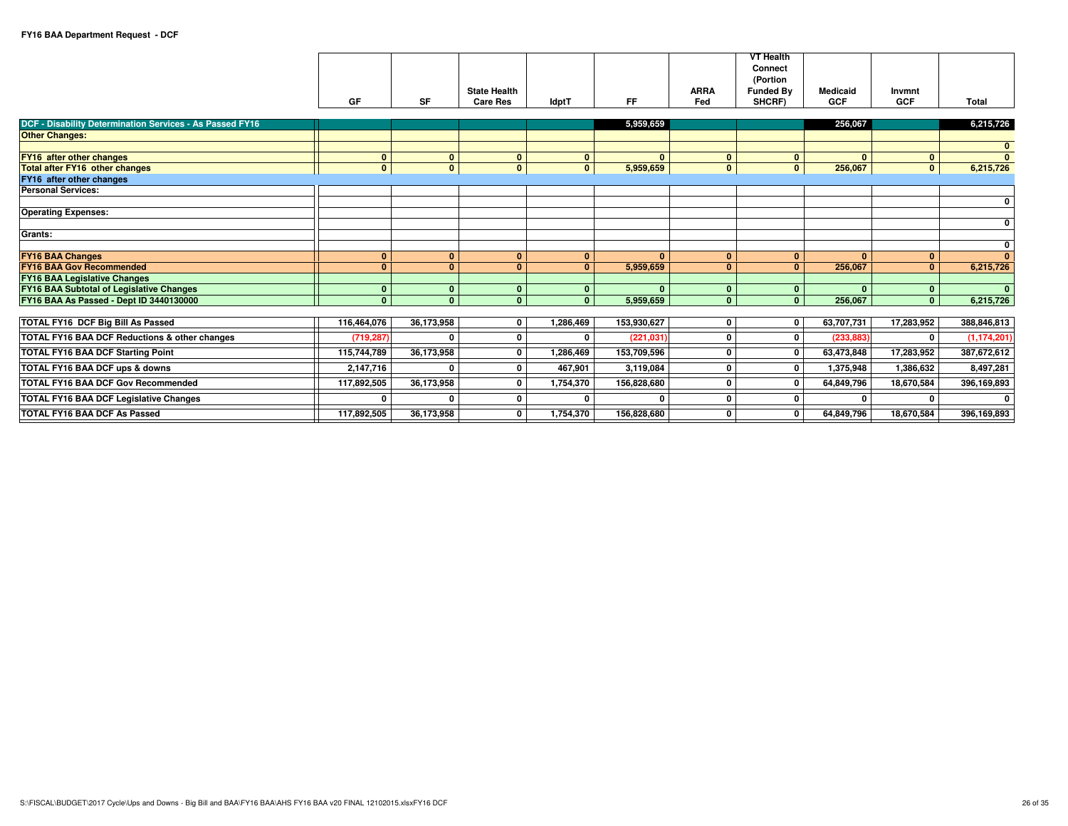**FY16 BAA Department Request - DCF**

| | GF | SF | State Health Care Res | IdptT | FF | ARRA Fed | VT Health Connect (Portion Funded By SHCRF) | Medicaid GCF | Invmnt GCF | Total |
|---|---|---|---|---|---|---|---|---|---|---|
| **DCF - Disability Determination Services - As Passed FY16** | | | | | 5,959,659 | | | 256,067 | | 6,215,726 |
| **Other Changes:** | | | | | | | | | | |
| | | | | | | | | | | 0 |
| **FY16 after other changes** | 0 | 0 | 0 | 0 | 0 | 0 | 0 | 0 | 0 | 0 |
| **Total after FY16 other changes** | 0 | 0 | 0 | 0 | 5,959,659 | 0 | 0 | 256,067 | 0 | 6,215,726 |
| **FY16 after other changes** | | | | | | | | | | |
| **Personal Services:** | | | | | | | | | | |
| | | | | | | | | | | 0 |
| **Operating Expenses:** | | | | | | | | | | |
| | | | | | | | | | | 0 |
| **Grants:** | | | | | | | | | | |
| | | | | | | | | | | 0 |
| **FY16 BAA Changes** | 0 | 0 | 0 | 0 | 0 | 0 | 0 | 0 | 0 | 0 |
| **FY16 BAA Gov Recommended** | 0 | 0 | 0 | 0 | 5,959,659 | 0 | 0 | 256,067 | 0 | 6,215,726 |
| **FY16 BAA Legislative Changes** | | | | | | | | | | |
| **FY16 BAA Subtotal of Legislative Changes** | 0 | 0 | 0 | 0 | 0 | 0 | 0 | 0 | 0 | 0 |
| **FY16 BAA As Passed - Dept ID 3440130000** | 0 | 0 | 0 | 0 | 5,959,659 | 0 | 0 | 256,067 | 0 | 6,215,726 |
| | | | | | | | | | | |
| **TOTAL FY16 DCF Big Bill As Passed** | 116,464,076 | 36,173,958 | 0 | 1,286,469 | 153,930,627 | 0 | 0 | 63,707,731 | 17,283,952 | 388,846,813 |
| **TOTAL FY16 BAA DCF Reductions & other changes** | (719,287) | 0 | 0 | 0 | (221,031) | 0 | 0 | (233,883) | 0 | (1,174,201) |
| **TOTAL FY16 BAA DCF Starting Point** | 115,744,789 | 36,173,958 | 0 | 1,286,469 | 153,709,596 | 0 | 0 | 63,473,848 | 17,283,952 | 387,672,612 |
| **TOTAL FY16 BAA DCF ups & downs** | 2,147,716 | 0 | 0 | 467,901 | 3,119,084 | 0 | 0 | 1,375,948 | 1,386,632 | 8,497,281 |
| **TOTAL FY16 BAA DCF Gov Recommended** | 117,892,505 | 36,173,958 | 0 | 1,754,370 | 156,828,680 | 0 | 0 | 64,849,796 | 18,670,584 | 396,169,893 |
| **TOTAL FY16 BAA DCF Legislative Changes** | 0 | 0 | 0 | 0 | 0 | 0 | 0 | 0 | 0 | 0 |
| **TOTAL FY16 BAA DCF As Passed** | 117,892,505 | 36,173,958 | 0 | 1,754,370 | 156,828,680 | 0 | 0 | 64,849,796 | 18,670,584 | 396,169,893 |

S:\FISCAL\BUDGET\2017 Cycle\Ups and Downs - Big Bill and BAA\FY16 BAA\AHS FY16 BAA v20 FINAL 12102015.xlsxFY16 DCF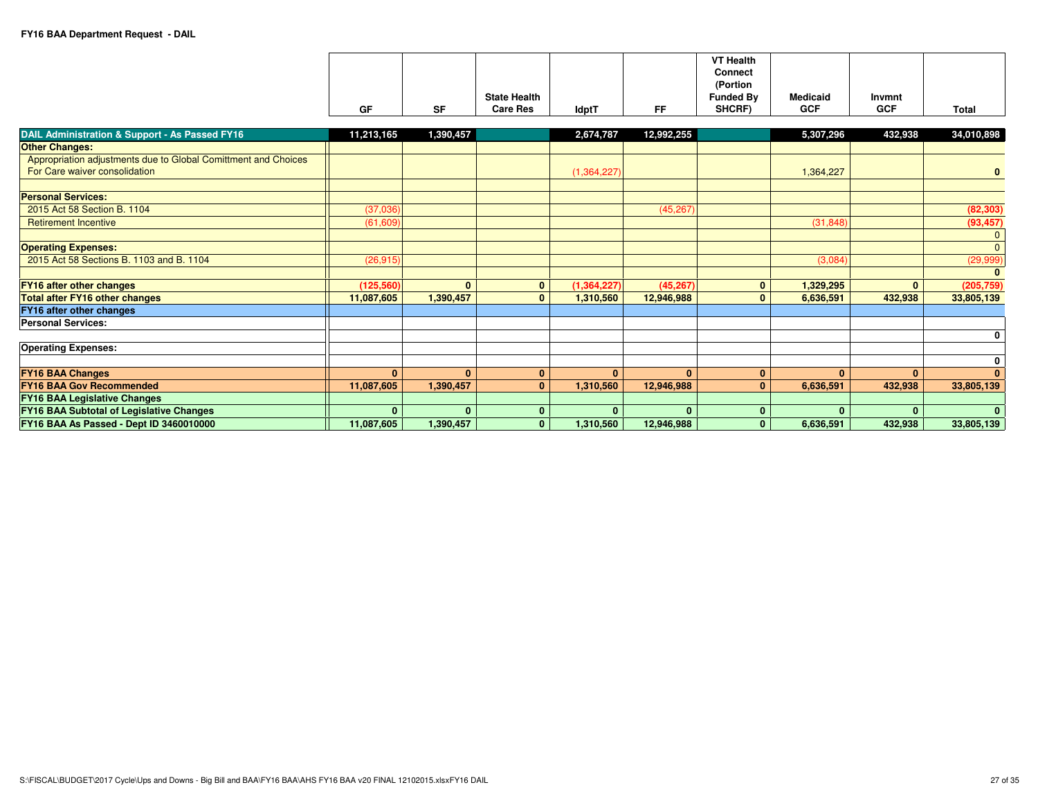**FY16 BAA Department Request - DAIL**

| | GF | SF | State Health Care Res | IdptT | FF | VT Health Connect (Portion Funded By SHCRF) | Medicaid GCF | Invmnt GCF | Total |
|---|---|---|---|---|---|---|---|---|---|
| **DAIL Administration & Support - As Passed FY16** | 11,213,165 | 1,390,457 | | 2,674,787 | 12,992,255 | | 5,307,296 | 432,938 | 34,010,898 |
| **Other Changes:** | | | | | | | | | |
| Appropriation adjustments due to Global Comittment and Choices For Care waiver consolidation | | | | (1,364,227) | | | 1,364,227 | | 0 |
| | | | | | | | | | |
| **Personal Services:** | | | | | | | | | |
| 2015 Act 58 Section B. 1104 | (37,036) | | | | (45,267) | | | | (82,303) |
| Retirement Incentive | (61,609) | | | | | | (31,848) | | (93,457) |
| | | | | | | | | | 0 |
| **Operating Expenses:** | | | | | | | | | 0 |
| 2015 Act 58 Sections B. 1103 and B. 1104 | (26,915) | | | | | | (3,084) | | (29,999) |
| | | | | | | | | | 0 |
| **FY16 after other changes** | (125,560) | 0 | 0 | (1,364,227) | (45,267) | 0 | 1,329,295 | 0 | (205,759) |
| **Total after FY16 other changes** | 11,087,605 | 1,390,457 | 0 | 1,310,560 | 12,946,988 | 0 | 6,636,591 | 432,938 | 33,805,139 |
| **FY16 after other changes** | | | | | | | | | |
| **Personal Services:** | | | | | | | | | |
| | | | | | | | | | 0 |
| **Operating Expenses:** | | | | | | | | | |
| | | | | | | | | | 0 |
| **FY16 BAA Changes** | 0 | 0 | 0 | 0 | 0 | 0 | 0 | 0 | 0 |
| **FY16 BAA Gov Recommended** | 11,087,605 | 1,390,457 | 0 | 1,310,560 | 12,946,988 | 0 | 6,636,591 | 432,938 | 33,805,139 |
| **FY16 BAA Legislative Changes** | | | | | | | | | |
| **FY16 BAA Subtotal of Legislative Changes** | 0 | 0 | 0 | 0 | 0 | 0 | 0 | 0 | 0 |
| **FY16 BAA As Passed - Dept ID 3460010000** | 11,087,605 | 1,390,457 | 0 | 1,310,560 | 12,946,988 | 0 | 6,636,591 | 432,938 | 33,805,139 |

S:\FISCAL\BUDGET\2017 Cycle\Ups and Downs - Big Bill and BAA\FY16 BAA\AHS FY16 BAA v20 FINAL 12102015.xlsxFY16 DAIL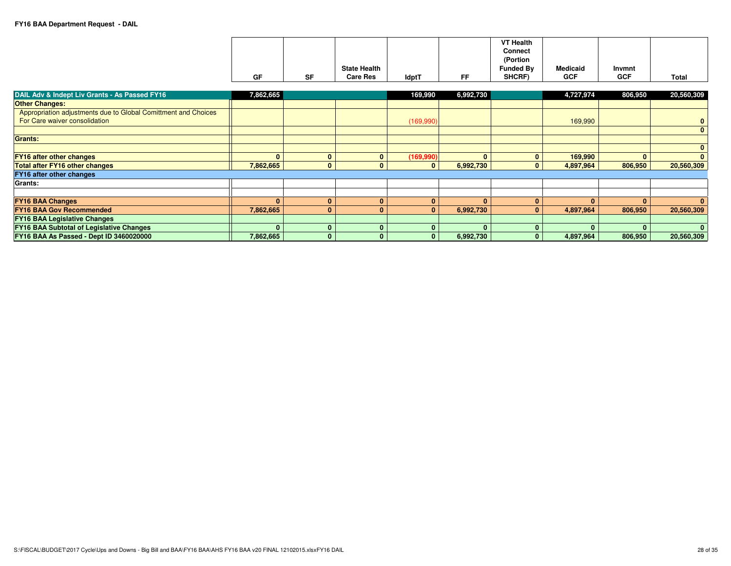**FY16 BAA Department Request - DAIL**

| | GF | SF | State Health Care Res | IdptT | FF | VT Health Connect (Portion Funded By SHCRF) | Medicaid GCF | Invmnt GCF | Total |
|---|---|---|---|---|---|---|---|---|---|
| **DAIL Adv & Indept Liv Grants - As Passed FY16** | 7,862,665 | | | 169,990 | 6,992,730 | | 4,727,974 | 806,950 | 20,560,309 |
| **Other Changes:** | | | | | | | | | |
| Appropriation adjustments due to Global Comittment and Choices For Care waiver consolidation | | | | (169,990) | | | 169,990 | | 0 |
| | | | | | | | | | 0 |
| **Grants:** | | | | | | | | | |
| | | | | | | | | | 0 |
| **FY16 after other changes** | 0 | 0 | 0 | (169,990) | 0 | 0 | 169,990 | 0 | 0 |
| **Total after FY16 other changes** | 7,862,665 | 0 | 0 | 0 | 6,992,730 | 0 | 4,897,964 | 806,950 | 20,560,309 |
| **FY16 after other changes** | | | | | | | | | |
| **Grants:** | | | | | | | | | |
| | | | | | | | | | |
| **FY16 BAA Changes** | 0 | 0 | 0 | 0 | 0 | 0 | 0 | 0 | 0 |
| **FY16 BAA Gov Recommended** | 7,862,665 | 0 | 0 | 0 | 6,992,730 | 0 | 4,897,964 | 806,950 | 20,560,309 |
| **FY16 BAA Legislative Changes** | | | | | | | | | |
| **FY16 BAA Subtotal of Legislative Changes** | 0 | 0 | 0 | 0 | 0 | 0 | 0 | 0 | 0 |
| **FY16 BAA As Passed - Dept ID 3460020000** | 7,862,665 | 0 | 0 | 0 | 6,992,730 | 0 | 4,897,964 | 806,950 | 20,560,309 |

S:\FISCAL\BUDGET\2017 Cycle\Ups and Downs - Big Bill and BAA\FY16 BAA\AHS FY16 BAA v20 FINAL 12102015.xlsxFY16 DAIL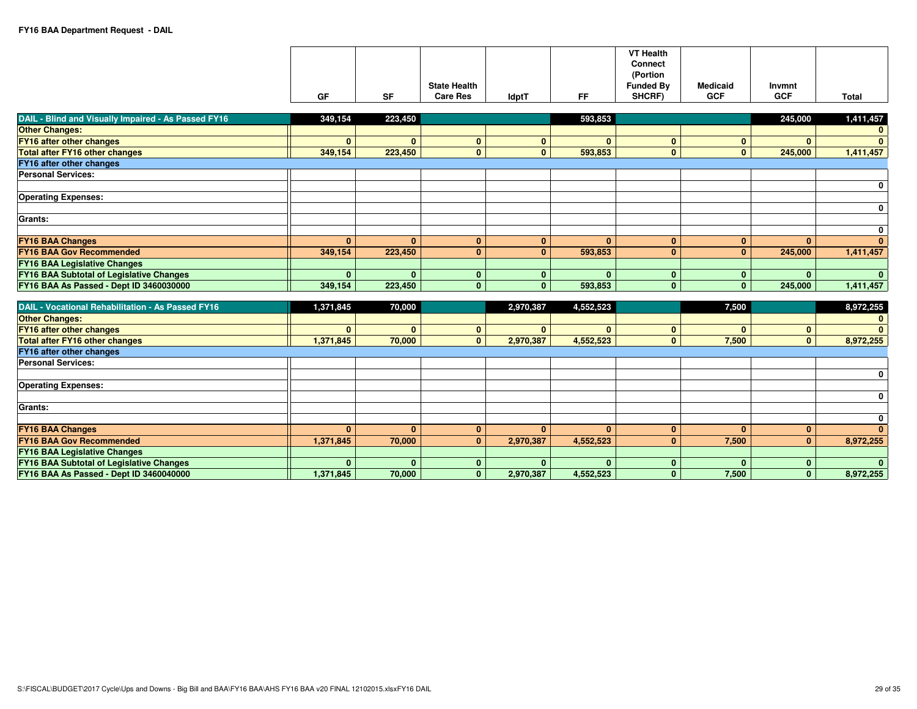# FY16 BAA Department Request - DAIL

| | GF | SF | State Health Care Res | IdptT | FF | VT Health Connect (Portion Funded By SHCRF) | Medicaid GCF | Invmnt GCF | Total |
|---|---|---|---|---|---|---|---|---|---|
| **DAIL - Blind and Visually Impaired - As Passed FY16** | 349,154 | 223,450 | | | 593,853 | | | 245,000 | 1,411,457 |
| **Other Changes:** | | | | | | | | | 0 |
| **FY16 after other changes** | 0 | 0 | 0 | 0 | 0 | 0 | 0 | 0 | 0 |
| **Total after FY16 other changes** | 349,154 | 223,450 | 0 | 0 | 593,853 | 0 | 0 | 245,000 | 1,411,457 |
| **FY16 after other changes** | | | | | | | | | |
| **Personal Services:** | | | | | | | | | |
| | | | | | | | | | 0 |
| **Operating Expenses:** | | | | | | | | | |
| | | | | | | | | | 0 |
| **Grants:** | | | | | | | | | |
| | | | | | | | | | 0 |
| **FY16 BAA Changes** | 0 | 0 | 0 | 0 | 0 | 0 | 0 | 0 | 0 |
| **FY16 BAA Gov Recommended** | 349,154 | 223,450 | 0 | 0 | 593,853 | 0 | 0 | 245,000 | 1,411,457 |
| **FY16 BAA Legislative Changes** | | | | | | | | | |
| **FY16 BAA Subtotal of Legislative Changes** | 0 | 0 | 0 | 0 | 0 | 0 | 0 | 0 | 0 |
| **FY16 BAA As Passed - Dept ID 3460030000** | 349,154 | 223,450 | 0 | 0 | 593,853 | 0 | 0 | 245,000 | 1,411,457 |

| | GF | SF | State Health Care Res | IdptT | FF | VT Health Connect (Portion Funded By SHCRF) | Medicaid GCF | Invmnt GCF | Total |
|---|---|---|---|---|---|---|---|---|---|
| **DAIL - Vocational Rehabilitation - As Passed FY16** | 1,371,845 | 70,000 | | 2,970,387 | 4,552,523 | | 7,500 | | 8,972,255 |
| **Other Changes:** | | | | | | | | | 0 |
| **FY16 after other changes** | 0 | 0 | 0 | 0 | 0 | 0 | 0 | 0 | 0 |
| **Total after FY16 other changes** | 1,371,845 | 70,000 | 0 | 2,970,387 | 4,552,523 | 0 | 7,500 | 0 | 8,972,255 |
| **FY16 after other changes** | | | | | | | | | |
| **Personal Services:** | | | | | | | | | |
| | | | | | | | | | 0 |
| **Operating Expenses:** | | | | | | | | | |
| | | | | | | | | | 0 |
| **Grants:** | | | | | | | | | |
| | | | | | | | | | 0 |
| **FY16 BAA Changes** | 0 | 0 | 0 | 0 | 0 | 0 | 0 | 0 | 0 |
| **FY16 BAA Gov Recommended** | 1,371,845 | 70,000 | 0 | 2,970,387 | 4,552,523 | 0 | 7,500 | 0 | 8,972,255 |
| **FY16 BAA Legislative Changes** | | | | | | | | | |
| **FY16 BAA Subtotal of Legislative Changes** | 0 | 0 | 0 | 0 | 0 | 0 | 0 | 0 | 0 |
| **FY16 BAA As Passed - Dept ID 3460040000** | 1,371,845 | 70,000 | 0 | 2,970,387 | 4,552,523 | 0 | 7,500 | 0 | 8,972,255 |

S:\FISCAL\BUDGET\2017 Cycle\Ups and Downs - Big Bill and BAA\FY16 BAA\AHS FY16 BAA v20 FINAL 12102015.xlsxFY16 DAIL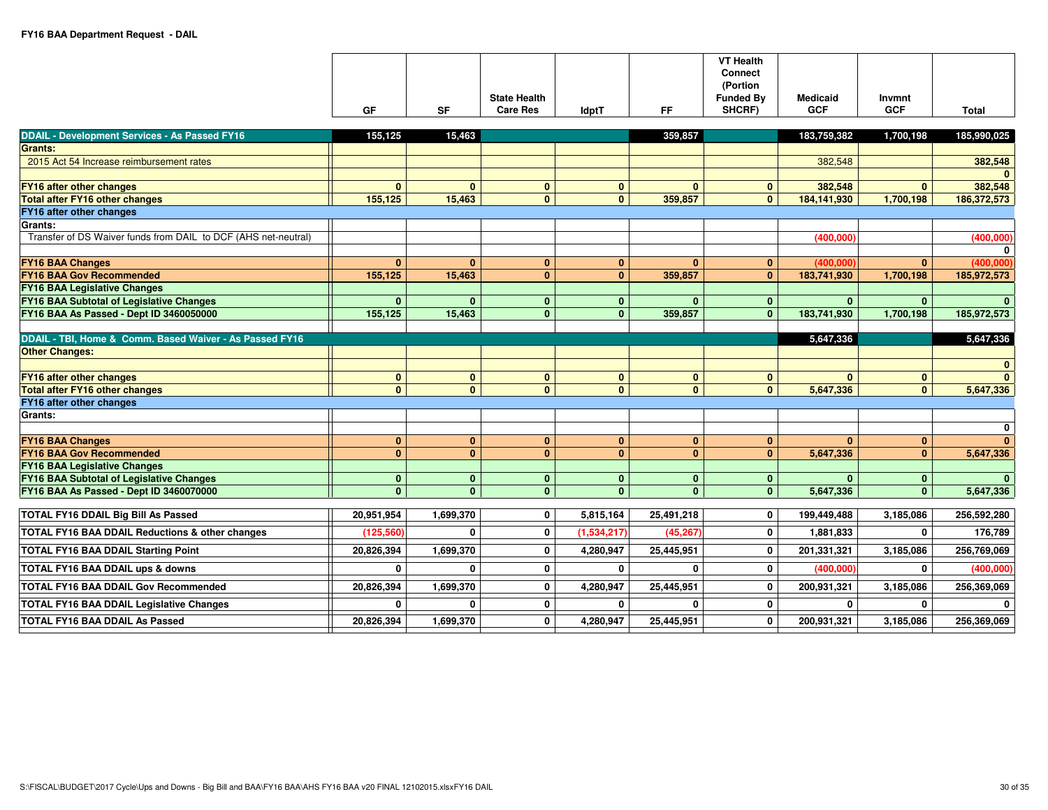**FY16 BAA Department Request - DAIL**

| | GF | SF | State Health Care Res | IdptT | FF | VT Health Connect (Portion Funded By SHCRF) | Medicaid GCF | Invmnt GCF | Total |
|---|---|---|---|---|---|---|---|---|---|
| **DDAIL - Development Services - As Passed FY16** | 155,125 | 15,463 | | | 359,857 | | 183,759,382 | 1,700,198 | 185,990,025 |
| **Grants:** | | | | | | | | | |
| 2015 Act 54 Increase reimbursement rates | | | | | | | 382,548 | | 382,548 |
| | | | | | | | | | 0 |
| **FY16 after other changes** | 0 | 0 | 0 | 0 | 0 | 0 | 382,548 | 0 | 382,548 |
| **Total after FY16 other changes** | 155,125 | 15,463 | 0 | 0 | 359,857 | 0 | 184,141,930 | 1,700,198 | 186,372,573 |
| **FY16 after other changes** | | | | | | | | | |
| **Grants:** | | | | | | | | | |
| Transfer of DS Waiver funds from DAIL to DCF (AHS net-neutral) | | | | | | | (400,000) | | (400,000) |
| | | | | | | | | | 0 |
| **FY16 BAA Changes** | 0 | 0 | 0 | 0 | 0 | 0 | (400,000) | 0 | (400,000) |
| **FY16 BAA Gov Recommended** | 155,125 | 15,463 | 0 | 0 | 359,857 | 0 | 183,741,930 | 1,700,198 | 185,972,573 |
| **FY16 BAA Legislative Changes** | | | | | | | | | |
| **FY16 BAA Subtotal of Legislative Changes** | 0 | 0 | 0 | 0 | 0 | 0 | 0 | 0 | 0 |
| **FY16 BAA As Passed - Dept ID 3460050000** | 155,125 | 15,463 | 0 | 0 | 359,857 | 0 | 183,741,930 | 1,700,198 | 185,972,573 |
| | | | | | | | | | |
| **DDAIL - TBI, Home & Comm. Based Waiver - As Passed FY16** | | | | | | | 5,647,336 | | 5,647,336 |
| **Other Changes:** | | | | | | | | | |
| | | | | | | | | | 0 |
| **FY16 after other changes** | 0 | 0 | 0 | 0 | 0 | 0 | 0 | 0 | 0 |
| **Total after FY16 other changes** | 0 | 0 | 0 | 0 | 0 | 0 | 5,647,336 | 0 | 5,647,336 |
| **FY16 after other changes** | | | | | | | | | |
| **Grants:** | | | | | | | | | |
| | | | | | | | | | 0 |
| **FY16 BAA Changes** | 0 | 0 | 0 | 0 | 0 | 0 | 0 | 0 | 0 |
| **FY16 BAA Gov Recommended** | 0 | 0 | 0 | 0 | 0 | 0 | 5,647,336 | 0 | 5,647,336 |
| **FY16 BAA Legislative Changes** | | | | | | | | | |
| **FY16 BAA Subtotal of Legislative Changes** | 0 | 0 | 0 | 0 | 0 | 0 | 0 | 0 | 0 |
| **FY16 BAA As Passed - Dept ID 3460070000** | 0 | 0 | 0 | 0 | 0 | 0 | 5,647,336 | 0 | 5,647,336 |
| | | | | | | | | | |
| **TOTAL FY16 DDAIL Big Bill As Passed** | 20,951,954 | 1,699,370 | 0 | 5,815,164 | 25,491,218 | 0 | 199,449,488 | 3,185,086 | 256,592,280 |
| **TOTAL FY16 BAA DDAIL Reductions & other changes** | (125,560) | 0 | 0 | (1,534,217) | (45,267) | 0 | 1,881,833 | 0 | 176,789 |
| **TOTAL FY16 BAA DDAIL Starting Point** | 20,826,394 | 1,699,370 | 0 | 4,280,947 | 25,445,951 | 0 | 201,331,321 | 3,185,086 | 256,769,069 |
| **TOTAL FY16 BAA DDAIL ups & downs** | 0 | 0 | 0 | 0 | 0 | 0 | (400,000) | 0 | (400,000) |
| **TOTAL FY16 BAA DDAIL Gov Recommended** | 20,826,394 | 1,699,370 | 0 | 4,280,947 | 25,445,951 | 0 | 200,931,321 | 3,185,086 | 256,369,069 |
| **TOTAL FY16 BAA DDAIL Legislative Changes** | 0 | 0 | 0 | 0 | 0 | 0 | 0 | 0 | 0 |
| **TOTAL FY16 BAA DDAIL As Passed** | 20,826,394 | 1,699,370 | 0 | 4,280,947 | 25,445,951 | 0 | 200,931,321 | 3,185,086 | 256,369,069 |

S:\FISCAL\BUDGET\2017 Cycle\Ups and Downs - Big Bill and BAA\FY16 BAA\AHS FY16 BAA v20 FINAL 12102015.xlsxFY16 DAIL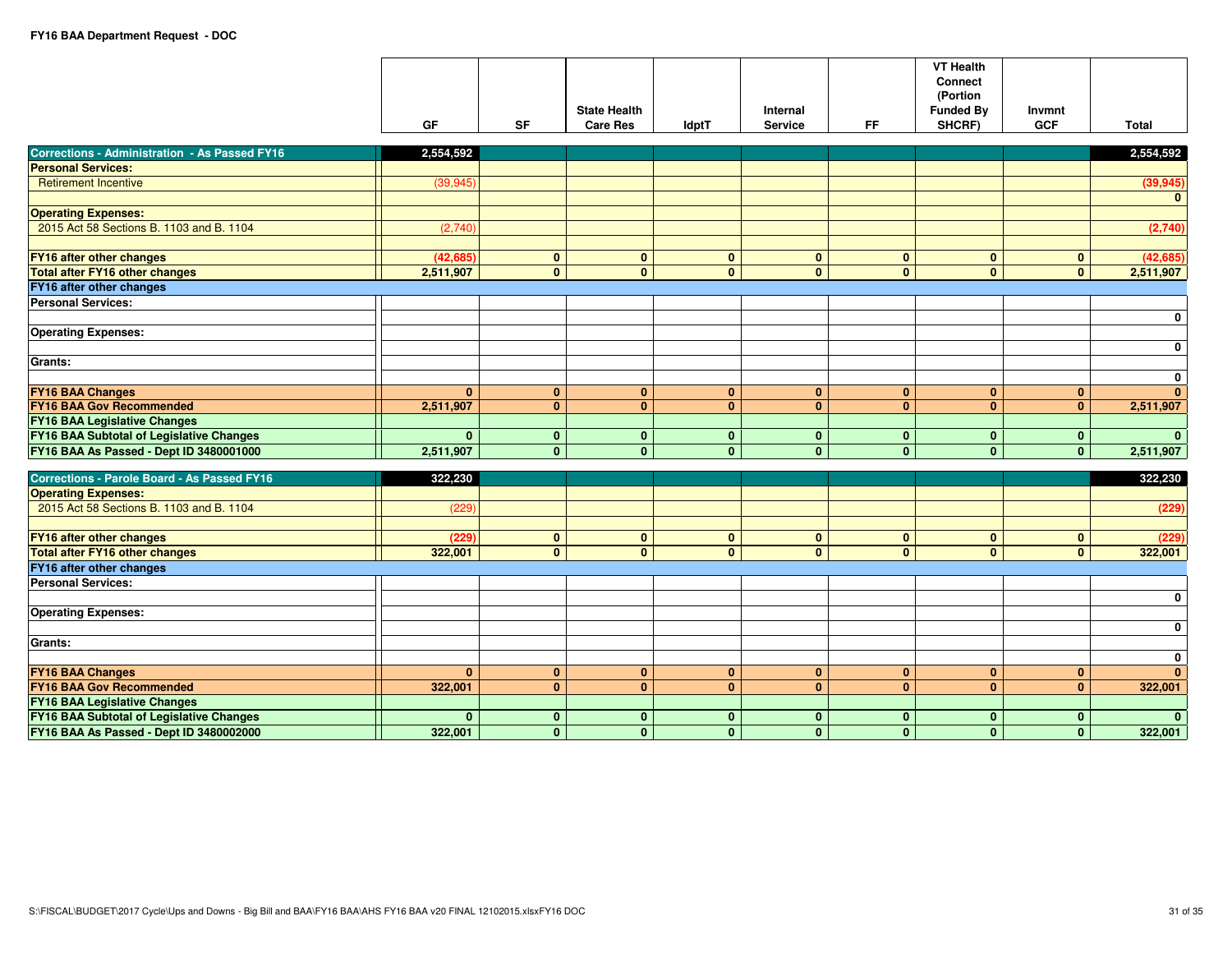**FY16 BAA Department Request - DOC**

| | GF | SF | State Health Care Res | IdptT | Internal Service | FF | VT Health Connect (Portion Funded By SHCRF) | Invmnt GCF | Total |
|---|---|---|---|---|---|---|---|---|---|
| **Corrections - Administration - As Passed FY16** | 2,554,592 | | | | | | | | 2,554,592 |
| **Personal Services:** | | | | | | | | | |
| Retirement Incentive | (39,945) | | | | | | | | (39,945) |
| | | | | | | | | | 0 |
| **Operating Expenses:** | | | | | | | | | |
| 2015 Act 58 Sections B. 1103 and B. 1104 | (2,740) | | | | | | | | (2,740) |
| | | | | | | | | | |
| **FY16 after other changes** | (42,685) | 0 | 0 | 0 | 0 | 0 | 0 | 0 | (42,685) |
| **Total after FY16 other changes** | 2,511,907 | 0 | 0 | 0 | 0 | 0 | 0 | 0 | 2,511,907 |
| **FY16 after other changes** | | | | | | | | | |
| **Personal Services:** | | | | | | | | | |
| | | | | | | | | | 0 |
| **Operating Expenses:** | | | | | | | | | |
| | | | | | | | | | 0 |
| **Grants:** | | | | | | | | | |
| | | | | | | | | | 0 |
| **FY16 BAA Changes** | 0 | 0 | 0 | 0 | 0 | 0 | 0 | 0 | 0 |
| **FY16 BAA Gov Recommended** | 2,511,907 | 0 | 0 | 0 | 0 | 0 | 0 | 0 | 2,511,907 |
| **FY16 BAA Legislative Changes** | | | | | | | | | |
| **FY16 BAA Subtotal of Legislative Changes** | 0 | 0 | 0 | 0 | 0 | 0 | 0 | 0 | 0 |
| **FY16 BAA As Passed - Dept ID 3480001000** | 2,511,907 | 0 | 0 | 0 | 0 | 0 | 0 | 0 | 2,511,907 |

| | GF | SF | State Health Care Res | IdptT | Internal Service | FF | VT Health Connect (Portion Funded By SHCRF) | Invmnt GCF | Total |
|---|---|---|---|---|---|---|---|---|---|
| **Corrections - Parole Board - As Passed FY16** | 322,230 | | | | | | | | 322,230 |
| **Operating Expenses:** | | | | | | | | | |
| 2015 Act 58 Sections B. 1103 and B. 1104 | (229) | | | | | | | | (229) |
| | | | | | | | | | |
| **FY16 after other changes** | (229) | 0 | 0 | 0 | 0 | 0 | 0 | 0 | (229) |
| **Total after FY16 other changes** | 322,001 | 0 | 0 | 0 | 0 | 0 | 0 | 0 | 322,001 |
| **FY16 after other changes** | | | | | | | | | |
| **Personal Services:** | | | | | | | | | |
| | | | | | | | | | 0 |
| **Operating Expenses:** | | | | | | | | | |
| | | | | | | | | | 0 |
| **Grants:** | | | | | | | | | |
| | | | | | | | | | 0 |
| **FY16 BAA Changes** | 0 | 0 | 0 | 0 | 0 | 0 | 0 | 0 | 0 |
| **FY16 BAA Gov Recommended** | 322,001 | 0 | 0 | 0 | 0 | 0 | 0 | 0 | 322,001 |
| **FY16 BAA Legislative Changes** | | | | | | | | | |
| **FY16 BAA Subtotal of Legislative Changes** | 0 | 0 | 0 | 0 | 0 | 0 | 0 | 0 | 0 |
| **FY16 BAA As Passed - Dept ID 3480002000** | 322,001 | 0 | 0 | 0 | 0 | 0 | 0 | 0 | 322,001 |

S:\FISCAL\BUDGET\2017 Cycle\Ups and Downs - Big Bill and BAA\FY16 BAA\AHS FY16 BAA v20 FINAL 12102015.xlsxFY16 DOC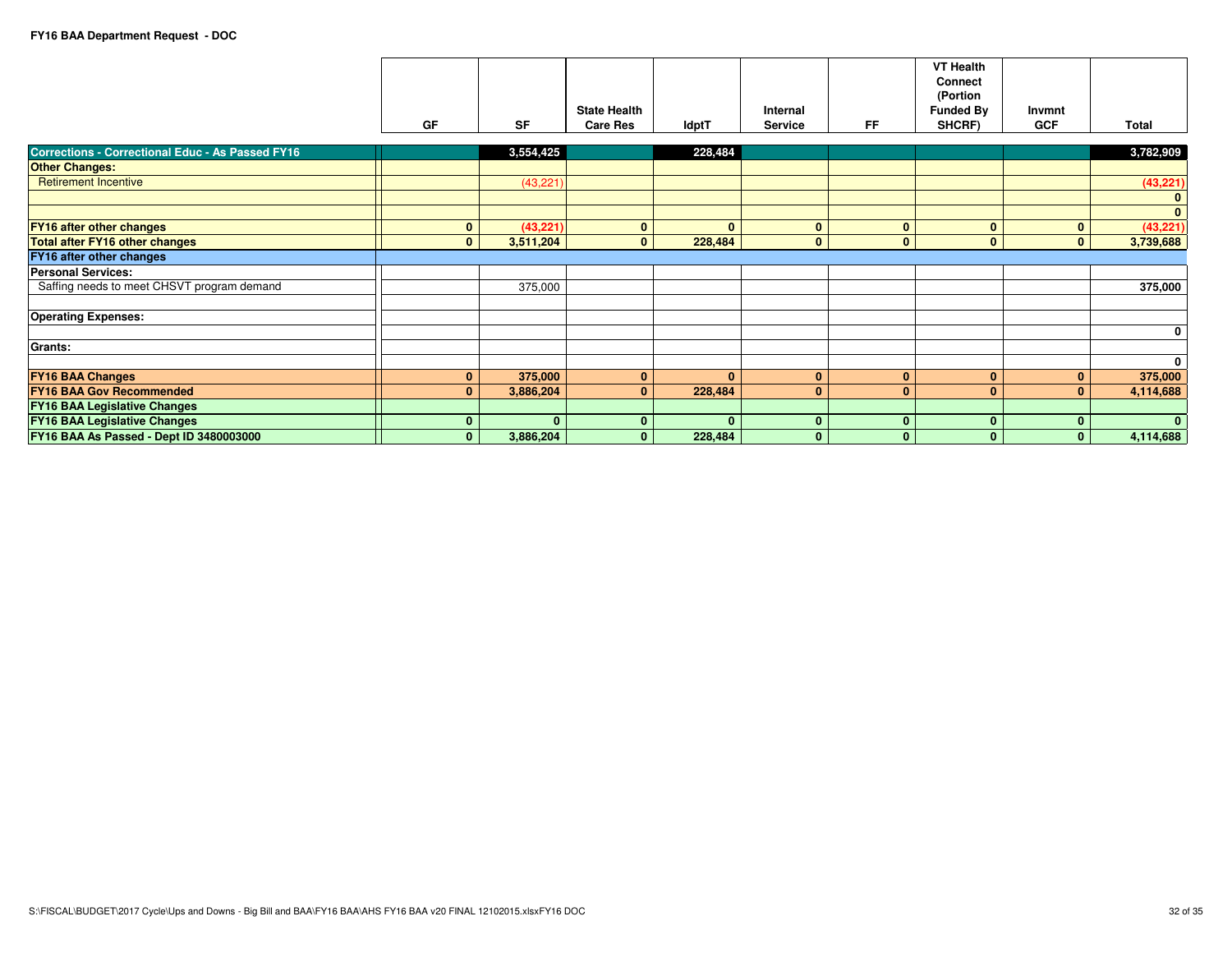**FY16 BAA Department Request - DOC**

| | GF | SF | State Health Care Res | IdptT | Internal Service | FF | VT Health Connect (Portion Funded By SHCRF) | Invmnt GCF | Total |
|---|---|---|---|---|---|---|---|---|---|
| **Corrections - Correctional Educ - As Passed FY16** | | **3,554,425** | | **228,484** | | | | | **3,782,909** |
| **Other Changes:** | | | | | | | | | |
| Retirement Incentive | | (43,221) | | | | | | | **(43,221)** |
| | | | | | | | | | **0** |
| | | | | | | | | | **0** |
| **FY16 after other changes** | **0** | **(43,221)** | **0** | **0** | **0** | **0** | **0** | **0** | **(43,221)** |
| **Total after FY16 other changes** | **0** | **3,511,204** | **0** | **228,484** | **0** | **0** | **0** | **0** | **3,739,688** |
| **FY16 after other changes** | | | | | | | | | |
| **Personal Services:** | | | | | | | | | |
| Saffing needs to meet CHSVT program demand | | 375,000 | | | | | | | **375,000** |
| | | | | | | | | | |
| **Operating Expenses:** | | | | | | | | | |
| | | | | | | | | | **0** |
| **Grants:** | | | | | | | | | |
| | | | | | | | | | **0** |
| **FY16 BAA Changes** | **0** | **375,000** | **0** | **0** | **0** | **0** | **0** | **0** | **375,000** |
| **FY16 BAA Gov Recommended** | **0** | **3,886,204** | **0** | **228,484** | **0** | **0** | **0** | **0** | **4,114,688** |
| **FY16 BAA Legislative Changes** | | | | | | | | | |
| **FY16 BAA Legislative Changes** | **0** | **0** | **0** | **0** | **0** | **0** | **0** | **0** | **0** |
| **FY16 BAA As Passed - Dept ID 3480003000** | **0** | **3,886,204** | **0** | **228,484** | **0** | **0** | **0** | **0** | **4,114,688** |

S:\FISCAL\BUDGET\2017 Cycle\Ups and Downs - Big Bill and BAA\FY16 BAA\AHS FY16 BAA v20 FINAL 12102015.xlsxFY16 DOC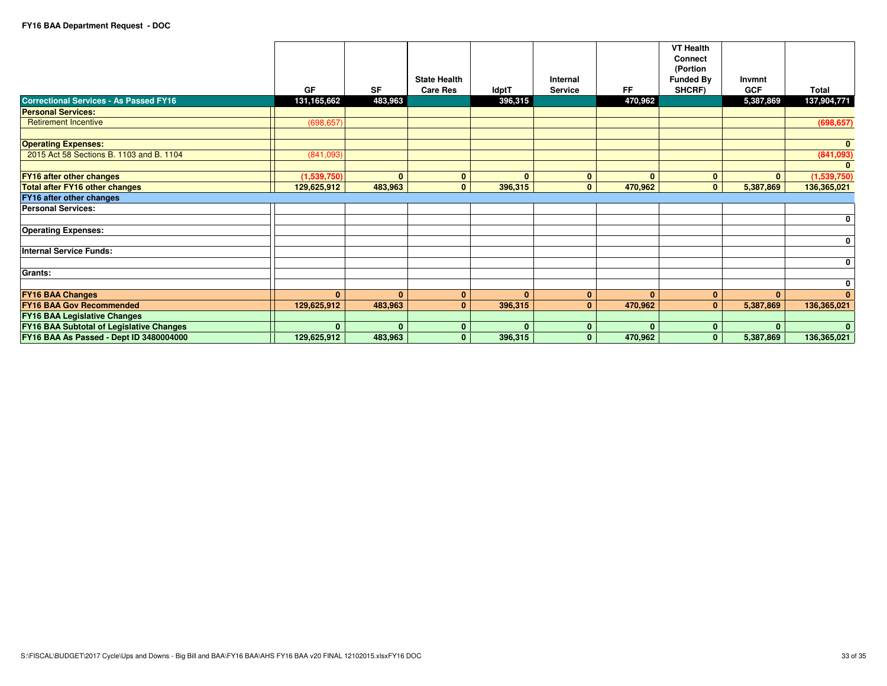**FY16 BAA Department Request - DOC**

| | GF | SF | State Health Care Res | IdptT | Internal Service | FF | VT Health Connect (Portion Funded By SHCRF) | Invmnt GCF | Total |
|---|---|---|---|---|---|---|---|---|---|
| **Correctional Services - As Passed FY16** | 131,165,662 | 483,963 | | 396,315 | | 470,962 | | 5,387,869 | 137,904,771 |
| **Personal Services:** | | | | | | | | | |
| Retirement Incentive | (698,657) | | | | | | | | (698,657) |
| | | | | | | | | | |
| **Operating Expenses:** | | | | | | | | | 0 |
| 2015 Act 58 Sections B. 1103 and B. 1104 | (841,093) | | | | | | | | (841,093) |
| | | | | | | | | | 0 |
| **FY16 after other changes** | (1,539,750) | 0 | 0 | 0 | 0 | 0 | 0 | 0 | (1,539,750) |
| **Total after FY16 other changes** | 129,625,912 | 483,963 | 0 | 396,315 | 0 | 470,962 | 0 | 5,387,869 | 136,365,021 |
| **FY16 after other changes** | | | | | | | | | |
| **Personal Services:** | | | | | | | | | |
| | | | | | | | | | 0 |
| **Operating Expenses:** | | | | | | | | | |
| | | | | | | | | | 0 |
| **Internal Service Funds:** | | | | | | | | | |
| | | | | | | | | | 0 |
| **Grants:** | | | | | | | | | |
| | | | | | | | | | 0 |
| **FY16 BAA Changes** | 0 | 0 | 0 | 0 | 0 | 0 | 0 | 0 | 0 |
| **FY16 BAA Gov Recommended** | 129,625,912 | 483,963 | 0 | 396,315 | 0 | 470,962 | 0 | 5,387,869 | 136,365,021 |
| **FY16 BAA Legislative Changes** | | | | | | | | | |
| **FY16 BAA Subtotal of Legislative Changes** | 0 | 0 | 0 | 0 | 0 | 0 | 0 | 0 | 0 |
| **FY16 BAA As Passed - Dept ID 3480004000** | 129,625,912 | 483,963 | 0 | 396,315 | 0 | 470,962 | 0 | 5,387,869 | 136,365,021 |

S:\FISCAL\BUDGET\2017 Cycle\Ups and Downs - Big Bill and BAA\FY16 BAA\AHS FY16 BAA v20 FINAL 12102015.xlsxFY16 DOC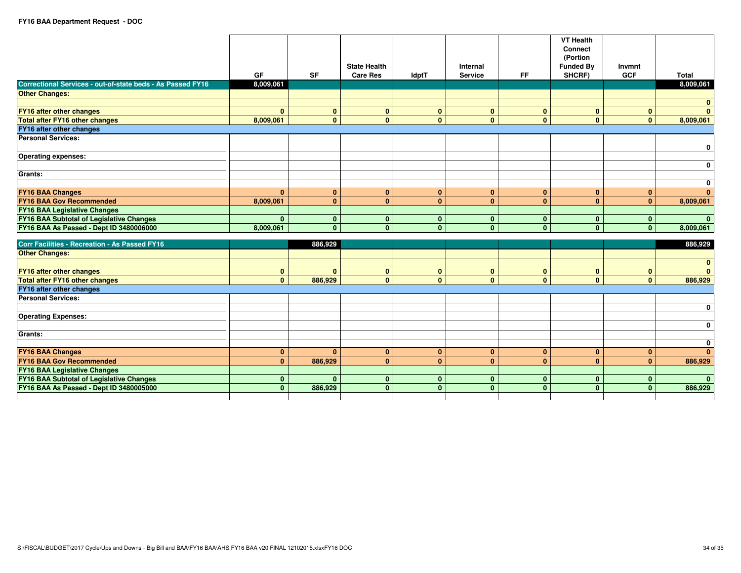**FY16 BAA Department Request - DOC**

| | GF | SF | State Health Care Res | IdptT | Internal Service | FF | VT Health Connect (Portion Funded By SHCRF) | Invmnt GCF | Total |
|---|---|---|---|---|---|---|---|---|---|
| **Correctional Services - out-of-state beds - As Passed FY16** | 8,009,061 | | | | | | | | 8,009,061 |
| **Other Changes:** | | | | | | | | | |
| | | | | | | | | | 0 |
| **FY16 after other changes** | 0 | 0 | 0 | 0 | 0 | 0 | 0 | 0 | 0 |
| **Total after FY16 other changes** | 8,009,061 | 0 | 0 | 0 | 0 | 0 | 0 | 0 | 8,009,061 |
| **FY16 after other changes** | | | | | | | | | |
| **Personal Services:** | | | | | | | | | |
| | | | | | | | | | 0 |
| **Operating expenses:** | | | | | | | | | |
| | | | | | | | | | 0 |
| **Grants:** | | | | | | | | | |
| | | | | | | | | | 0 |
| **FY16 BAA Changes** | 0 | 0 | 0 | 0 | 0 | 0 | 0 | 0 | 0 |
| **FY16 BAA Gov Recommended** | 8,009,061 | 0 | 0 | 0 | 0 | 0 | 0 | 0 | 8,009,061 |
| **FY16 BAA Legislative Changes** | | | | | | | | | |
| **FY16 BAA Subtotal of Legislative Changes** | 0 | 0 | 0 | 0 | 0 | 0 | 0 | 0 | 0 |
| **FY16 BAA As Passed - Dept ID 3480006000** | 8,009,061 | 0 | 0 | 0 | 0 | 0 | 0 | 0 | 8,009,061 |
| | | | | | | | | | |
| **Corr Facilities - Recreation - As Passed FY16** | | 886,929 | | | | | | | 886,929 |
| **Other Changes:** | | | | | | | | | |
| | | | | | | | | | 0 |
| **FY16 after other changes** | 0 | 0 | 0 | 0 | 0 | 0 | 0 | 0 | 0 |
| **Total after FY16 other changes** | 0 | 886,929 | 0 | 0 | 0 | 0 | 0 | 0 | 886,929 |
| **FY16 after other changes** | | | | | | | | | |
| **Personal Services:** | | | | | | | | | |
| | | | | | | | | | 0 |
| **Operating Expenses:** | | | | | | | | | |
| | | | | | | | | | 0 |
| **Grants:** | | | | | | | | | |
| | | | | | | | | | 0 |
| **FY16 BAA Changes** | 0 | 0 | 0 | 0 | 0 | 0 | 0 | 0 | 0 |
| **FY16 BAA Gov Recommended** | 0 | 886,929 | 0 | 0 | 0 | 0 | 0 | 0 | 886,929 |
| **FY16 BAA Legislative Changes** | | | | | | | | | |
| **FY16 BAA Subtotal of Legislative Changes** | 0 | 0 | 0 | 0 | 0 | 0 | 0 | 0 | 0 |
| **FY16 BAA As Passed - Dept ID 3480005000** | 0 | 886,929 | 0 | 0 | 0 | 0 | 0 | 0 | 886,929 |

S:\FISCAL\BUDGET\2017 Cycle\Ups and Downs - Big Bill and BAA\FY16 BAA\AHS FY16 BAA v20 FINAL 12102015.xlsxFY16 DOC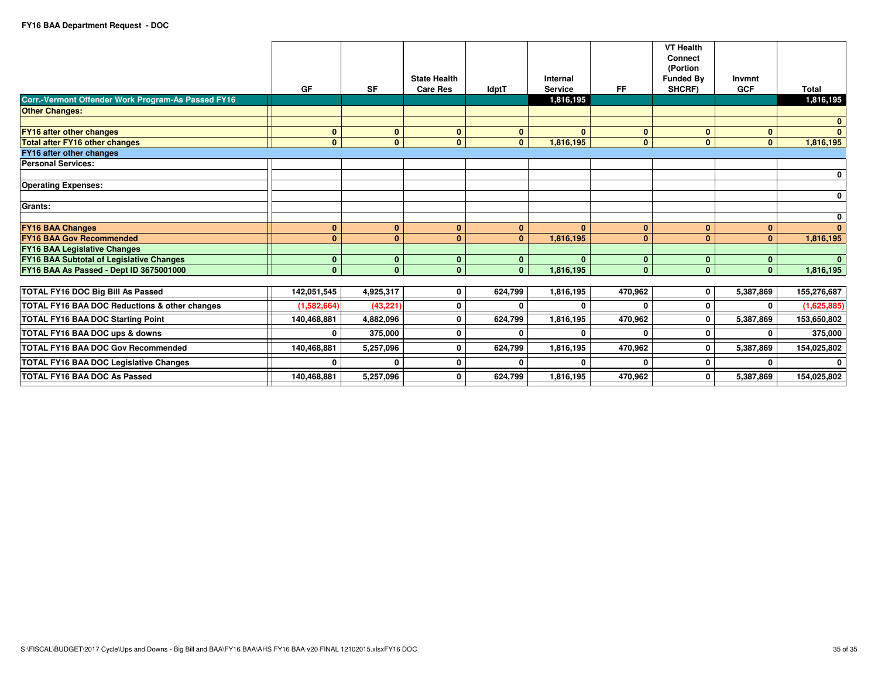**FY16 BAA Department Request - DOC**

| | GF | SF | State Health Care Res | IdptT | Internal Service | FF | VT Health Connect (Portion Funded By SHCRF) | Invmnt GCF | Total |
|---|---|---|---|---|---|---|---|---|---|
| **Corr.-Vermont Offender Work Program-As Passed FY16** | | | | | 1,816,195 | | | | 1,816,195 |
| **Other Changes:** | | | | | | | | | |
| | | | | | | | | | 0 |
| **FY16 after other changes** | 0 | 0 | 0 | 0 | 0 | 0 | 0 | 0 | 0 |
| **Total after FY16 other changes** | 0 | 0 | 0 | 0 | 1,816,195 | 0 | 0 | 0 | 1,816,195 |
| **FY16 after other changes** | | | | | | | | | |
| **Personal Services:** | | | | | | | | | |
| | | | | | | | | | 0 |
| **Operating Expenses:** | | | | | | | | | |
| | | | | | | | | | 0 |
| **Grants:** | | | | | | | | | |
| | | | | | | | | | 0 |
| **FY16 BAA Changes** | 0 | 0 | 0 | 0 | 0 | 0 | 0 | 0 | 0 |
| **FY16 BAA Gov Recommended** | 0 | 0 | 0 | 0 | 1,816,195 | 0 | 0 | 0 | 1,816,195 |
| **FY16 BAA Legislative Changes** | | | | | | | | | |
| **FY16 BAA Subtotal of Legislative Changes** | 0 | 0 | 0 | 0 | 0 | 0 | 0 | 0 | 0 |
| **FY16 BAA As Passed - Dept ID 3675001000** | 0 | 0 | 0 | 0 | 1,816,195 | 0 | 0 | 0 | 1,816,195 |
| | | | | | | | | | |
| **TOTAL FY16 DOC Big Bill As Passed** | 142,051,545 | 4,925,317 | 0 | 624,799 | 1,816,195 | 470,962 | 0 | 5,387,869 | 155,276,687 |
| **TOTAL FY16 BAA DOC Reductions & other changes** | (1,582,664) | (43,221) | 0 | 0 | 0 | 0 | 0 | 0 | (1,625,885) |
| **TOTAL FY16 BAA DOC Starting Point** | 140,468,881 | 4,882,096 | 0 | 624,799 | 1,816,195 | 470,962 | 0 | 5,387,869 | 153,650,802 |
| **TOTAL FY16 BAA DOC ups & downs** | 0 | 375,000 | 0 | 0 | 0 | 0 | 0 | 0 | 375,000 |
| **TOTAL FY16 BAA DOC Gov Recommended** | 140,468,881 | 5,257,096 | 0 | 624,799 | 1,816,195 | 470,962 | 0 | 5,387,869 | 154,025,802 |
| **TOTAL FY16 BAA DOC Legislative Changes** | 0 | 0 | 0 | 0 | 0 | 0 | 0 | 0 | 0 |
| **TOTAL FY16 BAA DOC As Passed** | 140,468,881 | 5,257,096 | 0 | 624,799 | 1,816,195 | 470,962 | 0 | 5,387,869 | 154,025,802 |

S:\FISCAL\BUDGET\2017 Cycle\Ups and Downs - Big Bill and BAA\FY16 BAA\AHS FY16 BAA v20 FINAL 12102015.xlsxFY16 DOC